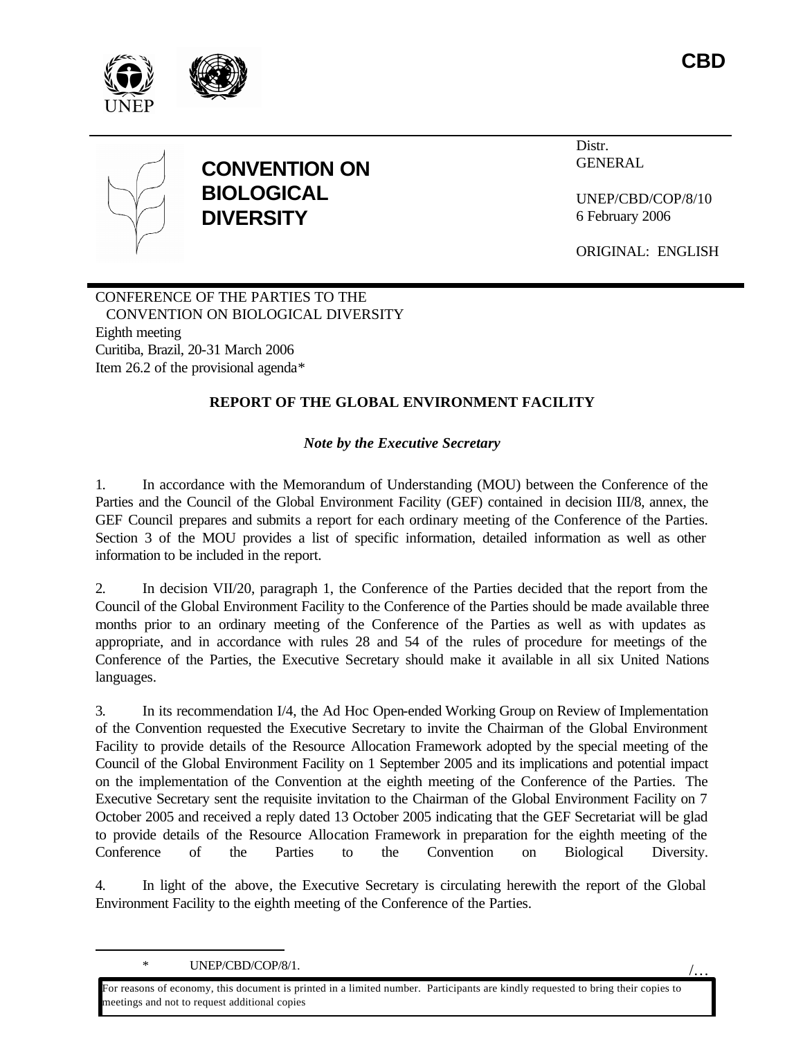**CBD**

# CONVENTION ON BIOLOGICAL DIVERSITY

Distr.
GENERAL

UNEP/CBD/COP/8/10
6 February 2006

ORIGINAL: ENGLISH

CONFERENCE OF THE PARTIES TO THE CONVENTION ON BIOLOGICAL DIVERSITY
Eighth meeting
Curitiba, Brazil, 20-31 March 2006
Item 26.2 of the provisional agenda*

## REPORT OF THE GLOBAL ENVIRONMENT FACILITY

### *Note by the Executive Secretary*

1. In accordance with the Memorandum of Understanding (MOU) between the Conference of the Parties and the Council of the Global Environment Facility (GEF) contained in decision III/8, annex, the GEF Council prepares and submits a report for each ordinary meeting of the Conference of the Parties. Section 3 of the MOU provides a list of specific information, detailed information as well as other information to be included in the report.

2. In decision VII/20, paragraph 1, the Conference of the Parties decided that the report from the Council of the Global Environment Facility to the Conference of the Parties should be made available three months prior to an ordinary meeting of the Conference of the Parties as well as with updates as appropriate, and in accordance with rules 28 and 54 of the rules of procedure for meetings of the Conference of the Parties, the Executive Secretary should make it available in all six United Nations languages.

3. In its recommendation I/4, the Ad Hoc Open-ended Working Group on Review of Implementation of the Convention requested the Executive Secretary to invite the Chairman of the Global Environment Facility to provide details of the Resource Allocation Framework adopted by the special meeting of the Council of the Global Environment Facility on 1 September 2005 and its implications and potential impact on the implementation of the Convention at the eighth meeting of the Conference of the Parties. The Executive Secretary sent the requisite invitation to the Chairman of the Global Environment Facility on 7 October 2005 and received a reply dated 13 October 2005 indicating that the GEF Secretariat will be glad to provide details of the Resource Allocation Framework in preparation for the eighth meeting of the Conference of the Parties to the Convention on Biological Diversity.

4. In light of the above, the Executive Secretary is circulating herewith the report of the Global Environment Facility to the eighth meeting of the Conference of the Parties.

\* UNEP/CBD/COP/8/1.

For reasons of economy, this document is printed in a limited number. Participants are kindly requested to bring their copies to meetings and not to request additional copies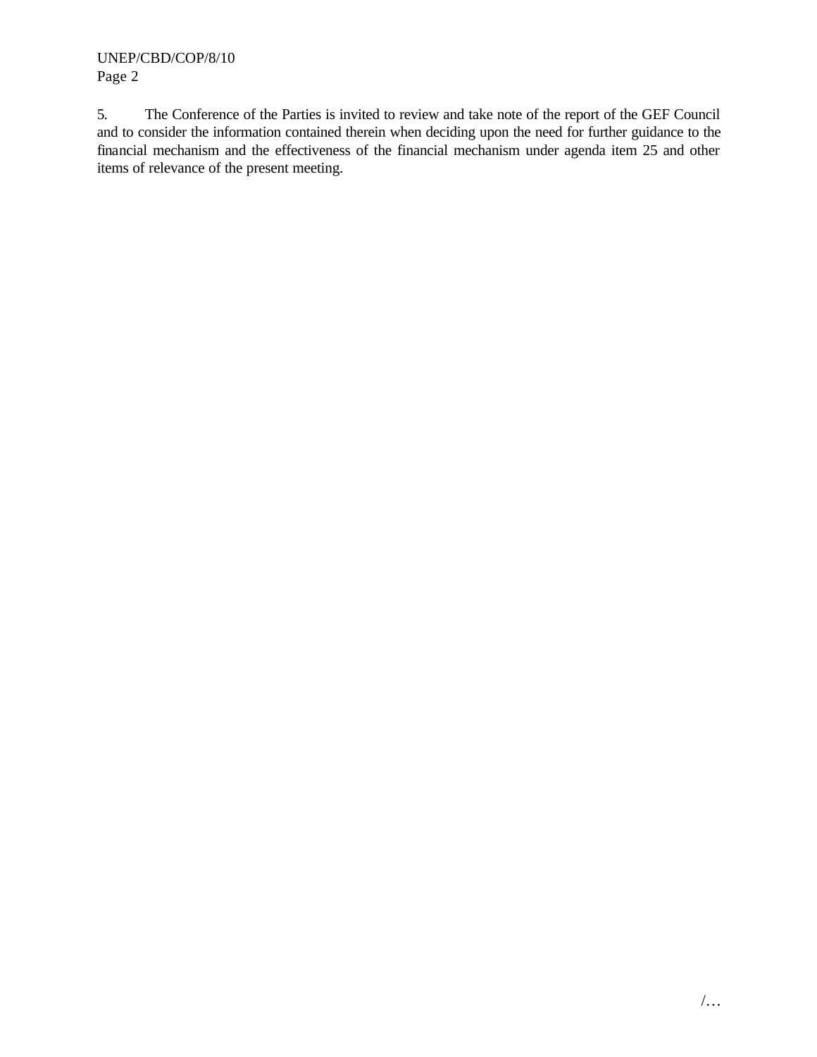5. The Conference of the Parties is invited to review and take note of the report of the GEF Council and to consider the information contained therein when deciding upon the need for further guidance to the financial mechanism and the effectiveness of the financial mechanism under agenda item 25 and other items of relevance of the present meeting.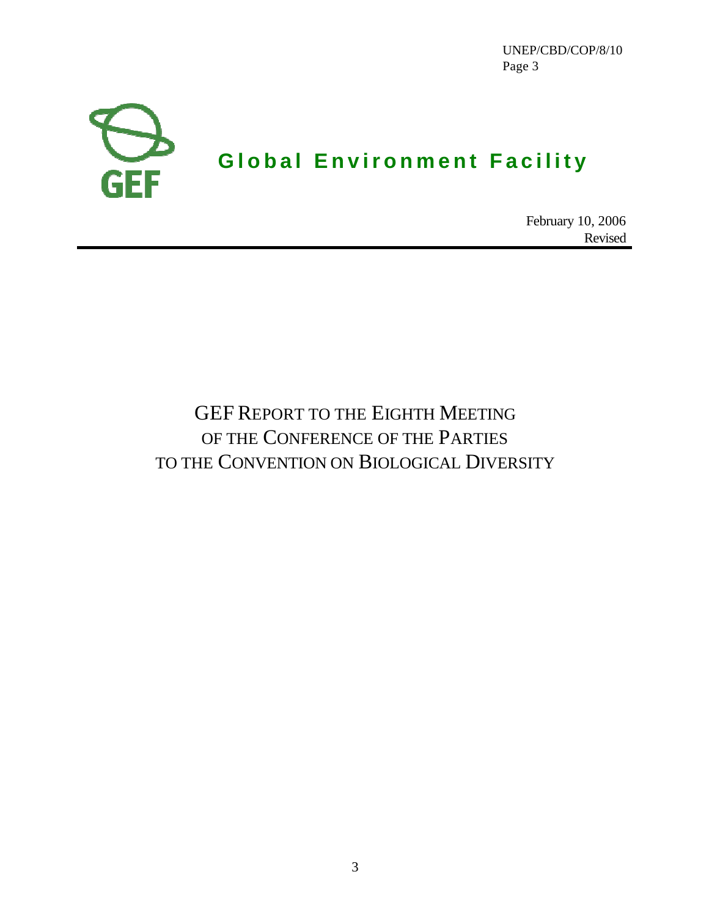# Global Environment Facility

February 10, 2006
Revised

# GEF REPORT TO THE EIGHTH MEETING OF THE CONFERENCE OF THE PARTIES TO THE CONVENTION ON BIOLOGICAL DIVERSITY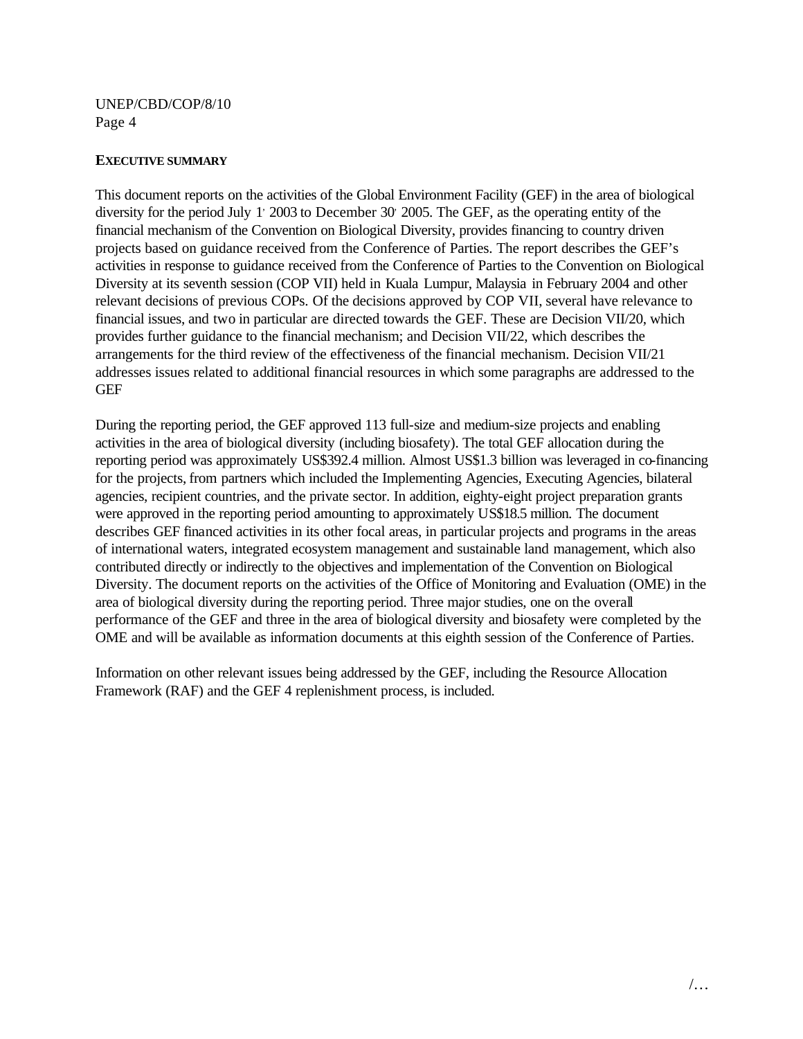## EXECUTIVE SUMMARY

This document reports on the activities of the Global Environment Facility (GEF) in the area of biological diversity for the period July 1, 2003 to December 30, 2005. The GEF, as the operating entity of the financial mechanism of the Convention on Biological Diversity, provides financing to country driven projects based on guidance received from the Conference of Parties. The report describes the GEF's activities in response to guidance received from the Conference of Parties to the Convention on Biological Diversity at its seventh session (COP VII) held in Kuala Lumpur, Malaysia in February 2004 and other relevant decisions of previous COPs. Of the decisions approved by COP VII, several have relevance to financial issues, and two in particular are directed towards the GEF. These are Decision VII/20, which provides further guidance to the financial mechanism; and Decision VII/22, which describes the arrangements for the third review of the effectiveness of the financial mechanism. Decision VII/21 addresses issues related to additional financial resources in which some paragraphs are addressed to the GEF

During the reporting period, the GEF approved 113 full-size and medium-size projects and enabling activities in the area of biological diversity (including biosafety). The total GEF allocation during the reporting period was approximately US$392.4 million. Almost US$1.3 billion was leveraged in co-financing for the projects, from partners which included the Implementing Agencies, Executing Agencies, bilateral agencies, recipient countries, and the private sector. In addition, eighty-eight project preparation grants were approved in the reporting period amounting to approximately US$18.5 million. The document describes GEF financed activities in its other focal areas, in particular projects and programs in the areas of international waters, integrated ecosystem management and sustainable land management, which also contributed directly or indirectly to the objectives and implementation of the Convention on Biological Diversity. The document reports on the activities of the Office of Monitoring and Evaluation (OME) in the area of biological diversity during the reporting period. Three major studies, one on the overall performance of the GEF and three in the area of biological diversity and biosafety were completed by the OME and will be available as information documents at this eighth session of the Conference of Parties.

Information on other relevant issues being addressed by the GEF, including the Resource Allocation Framework (RAF) and the GEF 4 replenishment process, is included.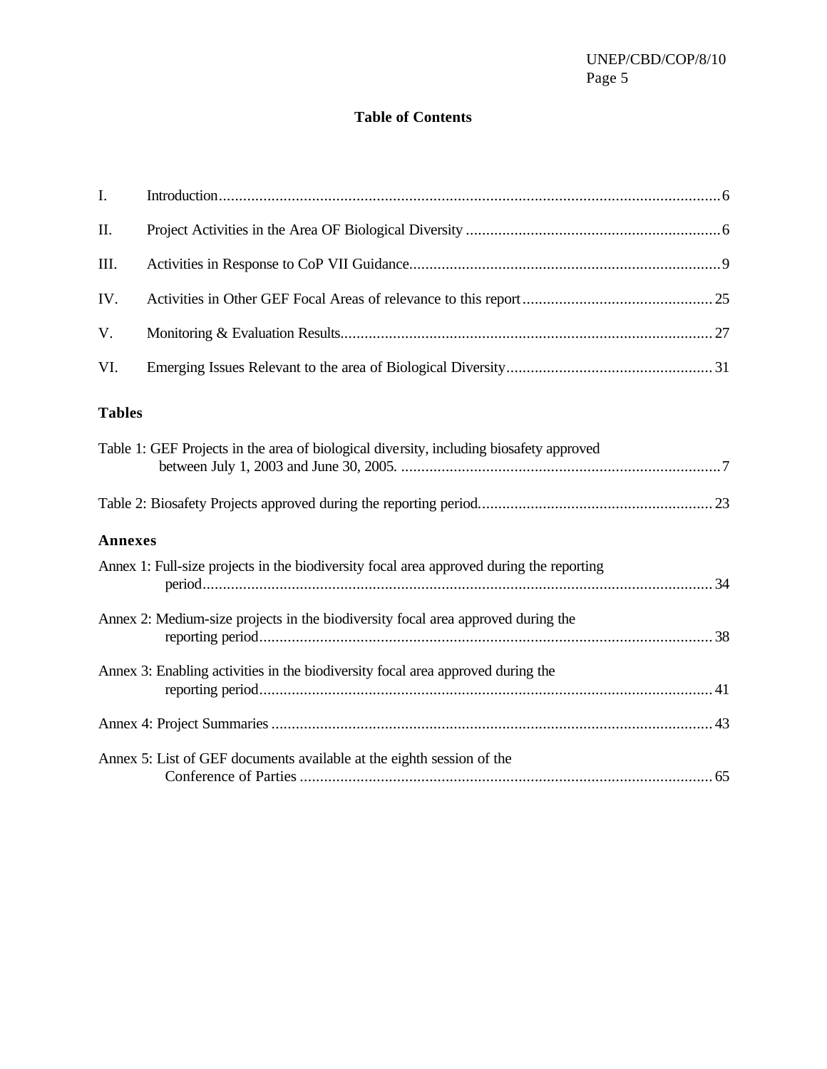# Table of Contents

| | | |
|---|---|---|
| I. | Introduction | 6 |
| II. | Project Activities in the Area OF Biological Diversity | 6 |
| III. | Activities in Response to CoP VII Guidance | 9 |
| IV. | Activities in Other GEF Focal Areas of relevance to this report | 25 |
| V. | Monitoring & Evaluation Results | 27 |
| VI. | Emerging Issues Relevant to the area of Biological Diversity | 31 |

## Tables

| | |
|---|---|
| Table 1: GEF Projects in the area of biological diversity, including biosafety approved between July 1, 2003 and June 30, 2005. | 7 |
| Table 2: Biosafety Projects approved during the reporting period. | 23 |

## Annexes

| | |
|---|---|
| Annex 1: Full-size projects in the biodiversity focal area approved during the reporting period | 34 |
| Annex 2: Medium-size projects in the biodiversity focal area approved during the reporting period | 38 |
| Annex 3: Enabling activities in the biodiversity focal area approved during the reporting period | 41 |
| Annex 4: Project Summaries | 43 |
| Annex 5: List of GEF documents available at the eighth session of the Conference of Parties | 65 |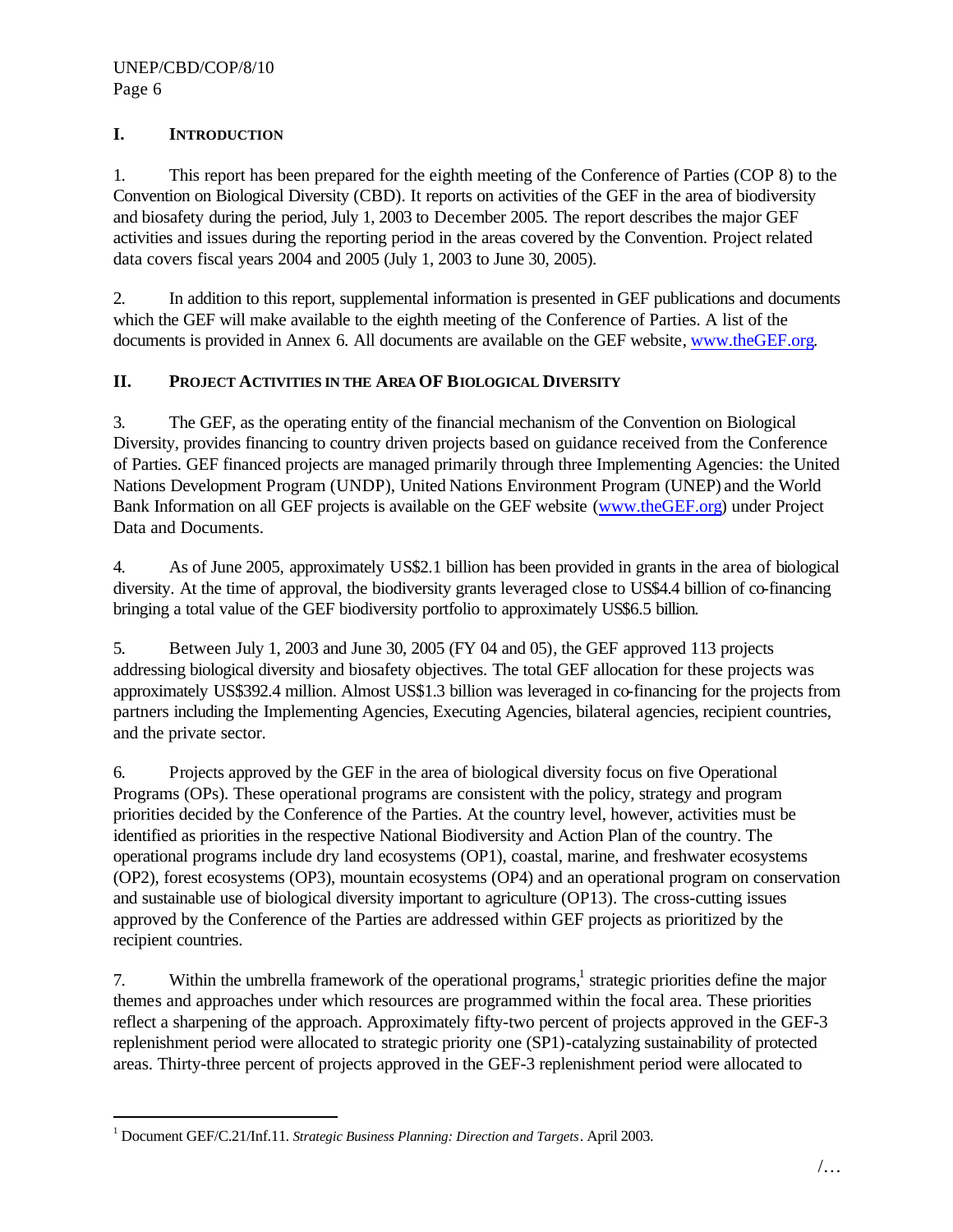## I. INTRODUCTION

1. This report has been prepared for the eighth meeting of the Conference of Parties (COP 8) to the Convention on Biological Diversity (CBD). It reports on activities of the GEF in the area of biodiversity and biosafety during the period, July 1, 2003 to December 2005. The report describes the major GEF activities and issues during the reporting period in the areas covered by the Convention. Project related data covers fiscal years 2004 and 2005 (July 1, 2003 to June 30, 2005).

2. In addition to this report, supplemental information is presented in GEF publications and documents which the GEF will make available to the eighth meeting of the Conference of Parties. A list of the documents is provided in Annex 6. All documents are available on the GEF website, www.theGEF.org.

## II. PROJECT ACTIVITIES IN THE AREA OF BIOLOGICAL DIVERSITY

3. The GEF, as the operating entity of the financial mechanism of the Convention on Biological Diversity, provides financing to country driven projects based on guidance received from the Conference of Parties. GEF financed projects are managed primarily through three Implementing Agencies: the United Nations Development Program (UNDP), United Nations Environment Program (UNEP) and the World Bank Information on all GEF projects is available on the GEF website (www.theGEF.org) under Project Data and Documents.

4. As of June 2005, approximately US$2.1 billion has been provided in grants in the area of biological diversity. At the time of approval, the biodiversity grants leveraged close to US$4.4 billion of co-financing bringing a total value of the GEF biodiversity portfolio to approximately US$6.5 billion.

5. Between July 1, 2003 and June 30, 2005 (FY 04 and 05), the GEF approved 113 projects addressing biological diversity and biosafety objectives. The total GEF allocation for these projects was approximately US$392.4 million. Almost US$1.3 billion was leveraged in co-financing for the projects from partners including the Implementing Agencies, Executing Agencies, bilateral agencies, recipient countries, and the private sector.

6. Projects approved by the GEF in the area of biological diversity focus on five Operational Programs (OPs). These operational programs are consistent with the policy, strategy and program priorities decided by the Conference of the Parties. At the country level, however, activities must be identified as priorities in the respective National Biodiversity and Action Plan of the country. The operational programs include dry land ecosystems (OP1), coastal, marine, and freshwater ecosystems (OP2), forest ecosystems (OP3), mountain ecosystems (OP4) and an operational program on conservation and sustainable use of biological diversity important to agriculture (OP13). The cross-cutting issues approved by the Conference of the Parties are addressed within GEF projects as prioritized by the recipient countries.

7. Within the umbrella framework of the operational programs,[1] strategic priorities define the major themes and approaches under which resources are programmed within the focal area. These priorities reflect a sharpening of the approach. Approximately fifty-two percent of projects approved in the GEF-3 replenishment period were allocated to strategic priority one (SP1)-catalyzing sustainability of protected areas. Thirty-three percent of projects approved in the GEF-3 replenishment period were allocated to

[1] Document GEF/C.21/Inf.11. *Strategic Business Planning: Direction and Targets*. April 2003.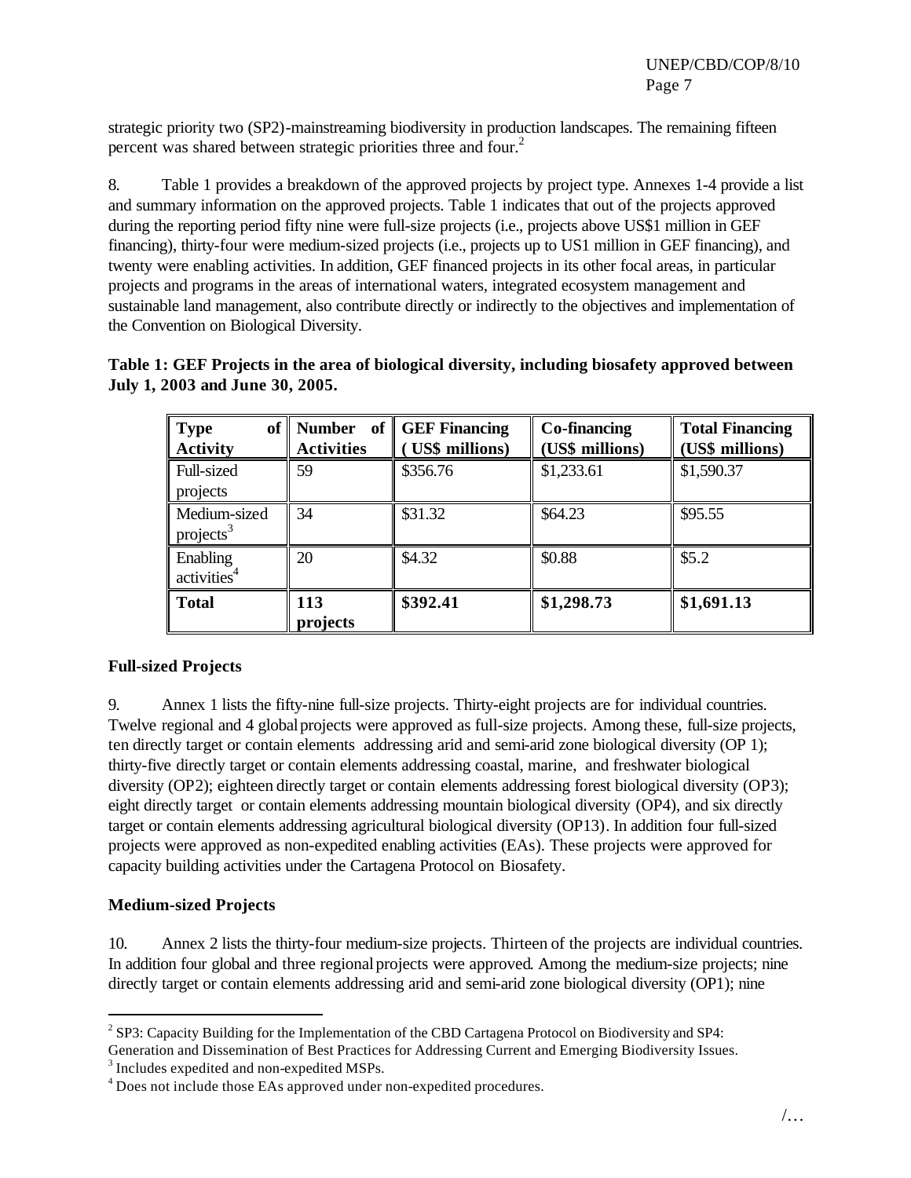strategic priority two (SP2)-mainstreaming biodiversity in production landscapes. The remaining fifteen percent was shared between strategic priorities three and four.[2]

8. Table 1 provides a breakdown of the approved projects by project type. Annexes 1-4 provide a list and summary information on the approved projects. Table 1 indicates that out of the projects approved during the reporting period fifty nine were full-size projects (i.e., projects above US$1 million in GEF financing), thirty-four were medium-sized projects (i.e., projects up to US1 million in GEF financing), and twenty were enabling activities. In addition, GEF financed projects in its other focal areas, in particular projects and programs in the areas of international waters, integrated ecosystem management and sustainable land management, also contribute directly or indirectly to the objectives and implementation of the Convention on Biological Diversity.

**Table 1: GEF Projects in the area of biological diversity, including biosafety approved between July 1, 2003 and June 30, 2005.**

| Type of Activity | Number of Activities | GEF Financing ( US$ millions) | Co-financing (US$ millions) | Total Financing (US$ millions) |
|---|---|---|---|---|
| Full-sized projects | 59 | $356.76 | $1,233.61 | $1,590.37 |
| Medium-sized projects[3] | 34 | $31.32 | $64.23 | $95.55 |
| Enabling activities[4] | 20 | $4.32 | $0.88 | $5.2 |
| **Total** | **113 projects** | **$392.41** | **$1,298.73** | **$1,691.13** |

### Full-sized Projects

9. Annex 1 lists the fifty-nine full-size projects. Thirty-eight projects are for individual countries. Twelve regional and 4 global projects were approved as full-size projects. Among these, full-size projects, ten directly target or contain elements addressing arid and semi-arid zone biological diversity (OP 1); thirty-five directly target or contain elements addressing coastal, marine, and freshwater biological diversity (OP2); eighteen directly target or contain elements addressing forest biological diversity (OP3); eight directly target or contain elements addressing mountain biological diversity (OP4), and six directly target or contain elements addressing agricultural biological diversity (OP13). In addition four full-sized projects were approved as non-expedited enabling activities (EAs). These projects were approved for capacity building activities under the Cartagena Protocol on Biosafety.

### Medium-sized Projects

10. Annex 2 lists the thirty-four medium-size projects. Thirteen of the projects are individual countries. In addition four global and three regional projects were approved. Among the medium-size projects; nine directly target or contain elements addressing arid and semi-arid zone biological diversity (OP1); nine

---

[2] SP3: Capacity Building for the Implementation of the CBD Cartagena Protocol on Biodiversity and SP4: Generation and Dissemination of Best Practices for Addressing Current and Emerging Biodiversity Issues.

[3] Includes expedited and non-expedited MSPs.

[4] Does not include those EAs approved under non-expedited procedures.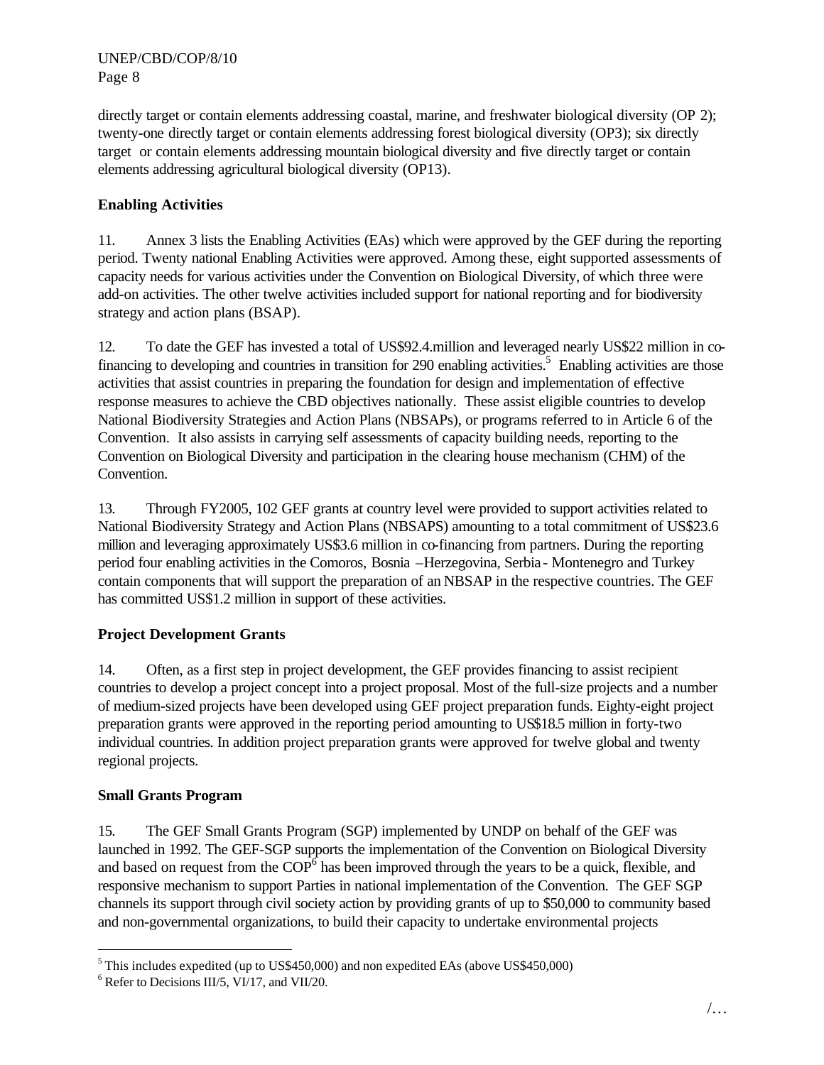directly target or contain elements addressing coastal, marine, and freshwater biological diversity (OP 2); twenty-one directly target or contain elements addressing forest biological diversity (OP3); six directly target or contain elements addressing mountain biological diversity and five directly target or contain elements addressing agricultural biological diversity (OP13).

### Enabling Activities

11. Annex 3 lists the Enabling Activities (EAs) which were approved by the GEF during the reporting period. Twenty national Enabling Activities were approved. Among these, eight supported assessments of capacity needs for various activities under the Convention on Biological Diversity, of which three were add-on activities. The other twelve activities included support for national reporting and for biodiversity strategy and action plans (BSAP).

12. To date the GEF has invested a total of US$92.4.million and leveraged nearly US$22 million in co-financing to developing and countries in transition for 290 enabling activities.[5] Enabling activities are those activities that assist countries in preparing the foundation for design and implementation of effective response measures to achieve the CBD objectives nationally. These assist eligible countries to develop National Biodiversity Strategies and Action Plans (NBSAPs), or programs referred to in Article 6 of the Convention. It also assists in carrying self assessments of capacity building needs, reporting to the Convention on Biological Diversity and participation in the clearing house mechanism (CHM) of the Convention.

13. Through FY2005, 102 GEF grants at country level were provided to support activities related to National Biodiversity Strategy and Action Plans (NBSAPS) amounting to a total commitment of US$23.6 million and leveraging approximately US$3.6 million in co-financing from partners. During the reporting period four enabling activities in the Comoros, Bosnia –Herzegovina, Serbia - Montenegro and Turkey contain components that will support the preparation of an NBSAP in the respective countries. The GEF has committed US$1.2 million in support of these activities.

### Project Development Grants

14. Often, as a first step in project development, the GEF provides financing to assist recipient countries to develop a project concept into a project proposal. Most of the full-size projects and a number of medium-sized projects have been developed using GEF project preparation funds. Eighty-eight project preparation grants were approved in the reporting period amounting to US$18.5 million in forty-two individual countries. In addition project preparation grants were approved for twelve global and twenty regional projects.

### Small Grants Program

15. The GEF Small Grants Program (SGP) implemented by UNDP on behalf of the GEF was launched in 1992. The GEF-SGP supports the implementation of the Convention on Biological Diversity and based on request from the COP[6] has been improved through the years to be a quick, flexible, and responsive mechanism to support Parties in national implementation of the Convention. The GEF SGP channels its support through civil society action by providing grants of up to $50,000 to community based and non-governmental organizations, to build their capacity to undertake environmental projects

---

[5] This includes expedited (up to US$450,000) and non expedited EAs (above US$450,000)

[6] Refer to Decisions III/5, VI/17, and VII/20.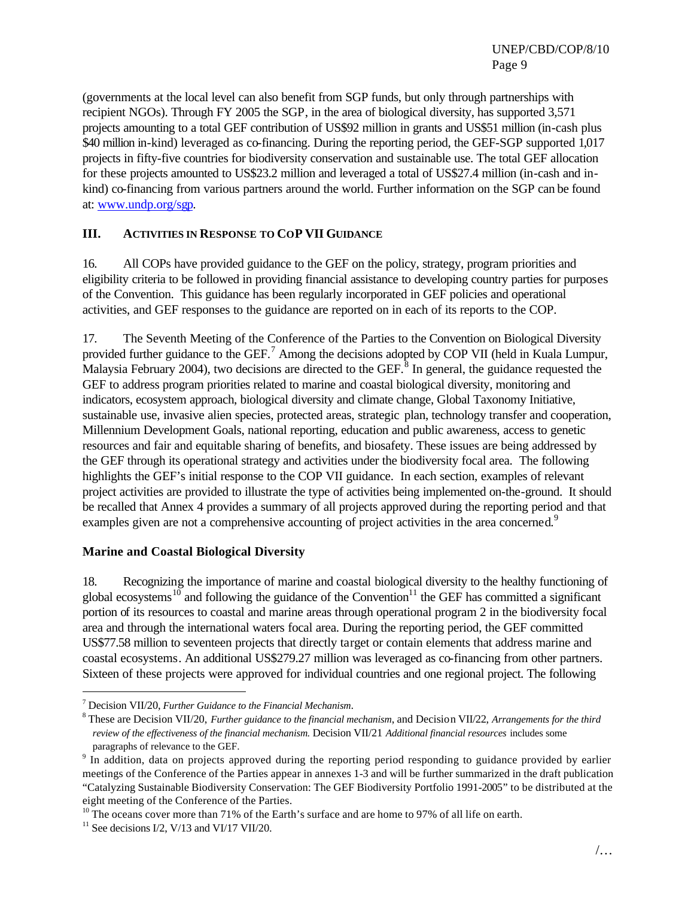(governments at the local level can also benefit from SGP funds, but only through partnerships with recipient NGOs). Through FY 2005 the SGP, in the area of biological diversity, has supported 3,571 projects amounting to a total GEF contribution of US$92 million in grants and US$51 million (in-cash plus $40 million in-kind) leveraged as co-financing. During the reporting period, the GEF-SGP supported 1,017 projects in fifty-five countries for biodiversity conservation and sustainable use. The total GEF allocation for these projects amounted to US$23.2 million and leveraged a total of US$27.4 million (in-cash and in-kind) co-financing from various partners around the world. Further information on the SGP can be found at: www.undp.org/sgp.

## III. ACTIVITIES IN RESPONSE TO COP VII GUIDANCE

16. All COPs have provided guidance to the GEF on the policy, strategy, program priorities and eligibility criteria to be followed in providing financial assistance to developing country parties for purposes of the Convention. This guidance has been regularly incorporated in GEF policies and operational activities, and GEF responses to the guidance are reported on in each of its reports to the COP.

17. The Seventh Meeting of the Conference of the Parties to the Convention on Biological Diversity provided further guidance to the GEF.[7] Among the decisions adopted by COP VII (held in Kuala Lumpur, Malaysia February 2004), two decisions are directed to the GEF.[8] In general, the guidance requested the GEF to address program priorities related to marine and coastal biological diversity, monitoring and indicators, ecosystem approach, biological diversity and climate change, Global Taxonomy Initiative, sustainable use, invasive alien species, protected areas, strategic plan, technology transfer and cooperation, Millennium Development Goals, national reporting, education and public awareness, access to genetic resources and fair and equitable sharing of benefits, and biosafety. These issues are being addressed by the GEF through its operational strategy and activities under the biodiversity focal area. The following highlights the GEF's initial response to the COP VII guidance. In each section, examples of relevant project activities are provided to illustrate the type of activities being implemented on-the-ground. It should be recalled that Annex 4 provides a summary of all projects approved during the reporting period and that examples given are not a comprehensive accounting of project activities in the area concerned.[9]

### Marine and Coastal Biological Diversity

18. Recognizing the importance of marine and coastal biological diversity to the healthy functioning of global ecosystems[10] and following the guidance of the Convention[11] the GEF has committed a significant portion of its resources to coastal and marine areas through operational program 2 in the biodiversity focal area and through the international waters focal area. During the reporting period, the GEF committed US$77.58 million to seventeen projects that directly target or contain elements that address marine and coastal ecosystems. An additional US$279.27 million was leveraged as co-financing from other partners. Sixteen of these projects were approved for individual countries and one regional project. The following

---

[7] Decision VII/20, *Further Guidance to the Financial Mechanism*.

[8] These are Decision VII/20, *Further guidance to the financial mechanism*, and Decision VII/22, *Arrangements for the third review of the effectiveness of the financial mechanism.* Decision VII/21 *Additional financial resources* includes some paragraphs of relevance to the GEF.

[9] In addition, data on projects approved during the reporting period responding to guidance provided by earlier meetings of the Conference of the Parties appear in annexes 1-3 and will be further summarized in the draft publication "Catalyzing Sustainable Biodiversity Conservation: The GEF Biodiversity Portfolio 1991-2005" to be distributed at the eight meeting of the Conference of the Parties.

[10] The oceans cover more than 71% of the Earth's surface and are home to 97% of all life on earth.

[11] See decisions I/2, V/13 and VI/17 VII/20.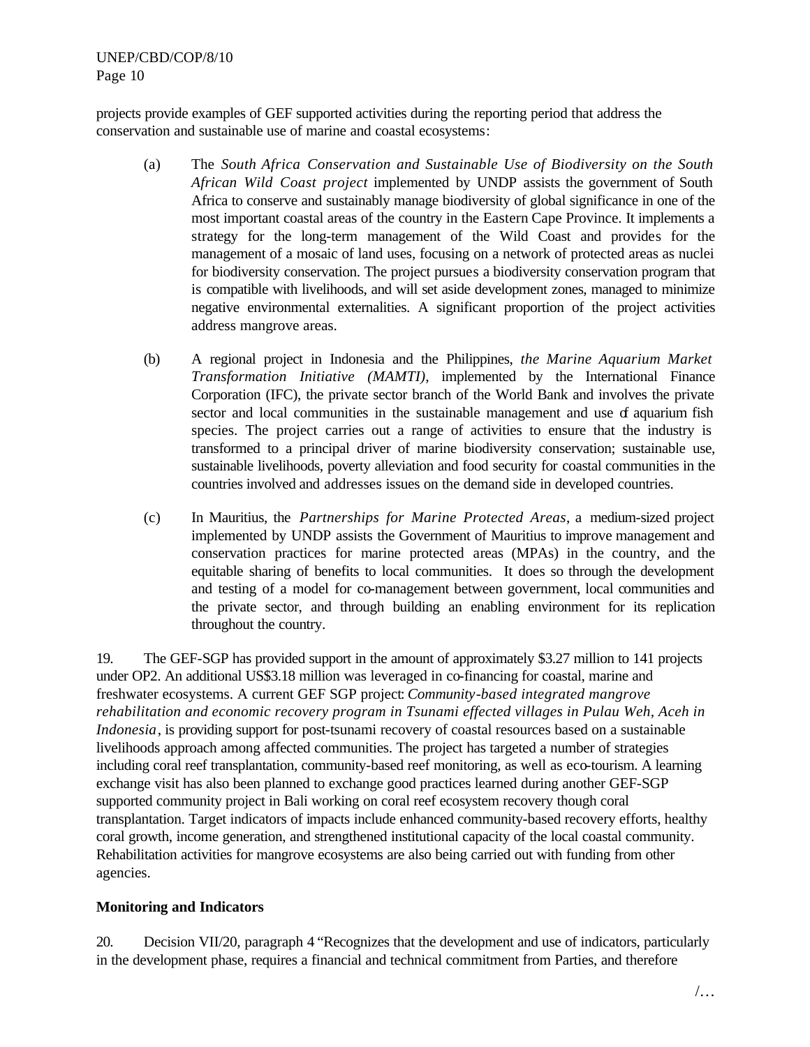projects provide examples of GEF supported activities during the reporting period that address the conservation and sustainable use of marine and coastal ecosystems:

(a) The *South Africa Conservation and Sustainable Use of Biodiversity on the South African Wild Coast project* implemented by UNDP assists the government of South Africa to conserve and sustainably manage biodiversity of global significance in one of the most important coastal areas of the country in the Eastern Cape Province. It implements a strategy for the long-term management of the Wild Coast and provides for the management of a mosaic of land uses, focusing on a network of protected areas as nuclei for biodiversity conservation. The project pursues a biodiversity conservation program that is compatible with livelihoods, and will set aside development zones, managed to minimize negative environmental externalities. A significant proportion of the project activities address mangrove areas.

(b) A regional project in Indonesia and the Philippines, *the Marine Aquarium Market Transformation Initiative (MAMTI)*, implemented by the International Finance Corporation (IFC), the private sector branch of the World Bank and involves the private sector and local communities in the sustainable management and use of aquarium fish species. The project carries out a range of activities to ensure that the industry is transformed to a principal driver of marine biodiversity conservation; sustainable use, sustainable livelihoods, poverty alleviation and food security for coastal communities in the countries involved and addresses issues on the demand side in developed countries.

(c) In Mauritius, the *Partnerships for Marine Protected Areas*, a medium-sized project implemented by UNDP assists the Government of Mauritius to improve management and conservation practices for marine protected areas (MPAs) in the country, and the equitable sharing of benefits to local communities. It does so through the development and testing of a model for co-management between government, local communities and the private sector, and through building an enabling environment for its replication throughout the country.

19. The GEF-SGP has provided support in the amount of approximately \$3.27 million to 141 projects under OP2. An additional US\$3.18 million was leveraged in co-financing for coastal, marine and freshwater ecosystems. A current GEF SGP project: *Community-based integrated mangrove rehabilitation and economic recovery program in Tsunami effected villages in Pulau Weh, Aceh in Indonesia*, is providing support for post-tsunami recovery of coastal resources based on a sustainable livelihoods approach among affected communities. The project has targeted a number of strategies including coral reef transplantation, community-based reef monitoring, as well as eco-tourism. A learning exchange visit has also been planned to exchange good practices learned during another GEF-SGP supported community project in Bali working on coral reef ecosystem recovery though coral transplantation. Target indicators of impacts include enhanced community-based recovery efforts, healthy coral growth, income generation, and strengthened institutional capacity of the local coastal community. Rehabilitation activities for mangrove ecosystems are also being carried out with funding from other agencies.

**Monitoring and Indicators**

20. Decision VII/20, paragraph 4 "Recognizes that the development and use of indicators, particularly in the development phase, requires a financial and technical commitment from Parties, and therefore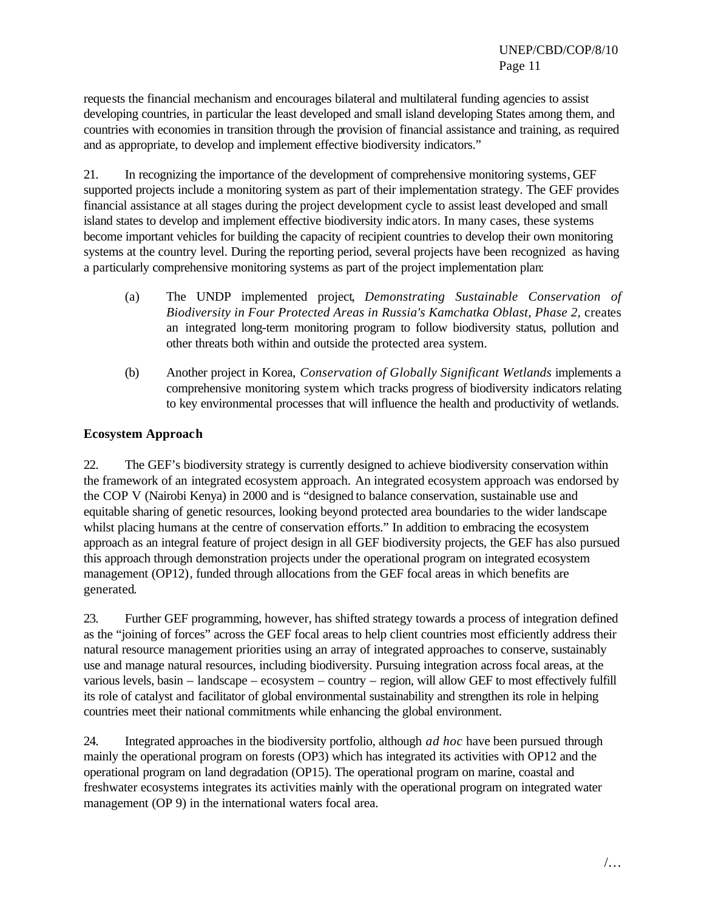requests the financial mechanism and encourages bilateral and multilateral funding agencies to assist developing countries, in particular the least developed and small island developing States among them, and countries with economies in transition through the provision of financial assistance and training, as required and as appropriate, to develop and implement effective biodiversity indicators."

21. In recognizing the importance of the development of comprehensive monitoring systems, GEF supported projects include a monitoring system as part of their implementation strategy. The GEF provides financial assistance at all stages during the project development cycle to assist least developed and small island states to develop and implement effective biodiversity indicators. In many cases, these systems become important vehicles for building the capacity of recipient countries to develop their own monitoring systems at the country level. During the reporting period, several projects have been recognized as having a particularly comprehensive monitoring systems as part of the project implementation plan:

(a) The UNDP implemented project, *Demonstrating Sustainable Conservation of Biodiversity in Four Protected Areas in Russia's Kamchatka Oblast, Phase 2*, creates an integrated long-term monitoring program to follow biodiversity status, pollution and other threats both within and outside the protected area system.

(b) Another project in Korea, *Conservation of Globally Significant Wetlands* implements a comprehensive monitoring system which tracks progress of biodiversity indicators relating to key environmental processes that will influence the health and productivity of wetlands.

**Ecosystem Approach**

22. The GEF's biodiversity strategy is currently designed to achieve biodiversity conservation within the framework of an integrated ecosystem approach. An integrated ecosystem approach was endorsed by the COP V (Nairobi Kenya) in 2000 and is "designed to balance conservation, sustainable use and equitable sharing of genetic resources, looking beyond protected area boundaries to the wider landscape whilst placing humans at the centre of conservation efforts." In addition to embracing the ecosystem approach as an integral feature of project design in all GEF biodiversity projects, the GEF has also pursued this approach through demonstration projects under the operational program on integrated ecosystem management (OP12), funded through allocations from the GEF focal areas in which benefits are generated.

23. Further GEF programming, however, has shifted strategy towards a process of integration defined as the "joining of forces" across the GEF focal areas to help client countries most efficiently address their natural resource management priorities using an array of integrated approaches to conserve, sustainably use and manage natural resources, including biodiversity. Pursuing integration across focal areas, at the various levels, basin – landscape – ecosystem – country – region, will allow GEF to most effectively fulfill its role of catalyst and facilitator of global environmental sustainability and strengthen its role in helping countries meet their national commitments while enhancing the global environment.

24. Integrated approaches in the biodiversity portfolio, although *ad hoc* have been pursued through mainly the operational program on forests (OP3) which has integrated its activities with OP12 and the operational program on land degradation (OP15). The operational program on marine, coastal and freshwater ecosystems integrates its activities mainly with the operational program on integrated water management (OP 9) in the international waters focal area.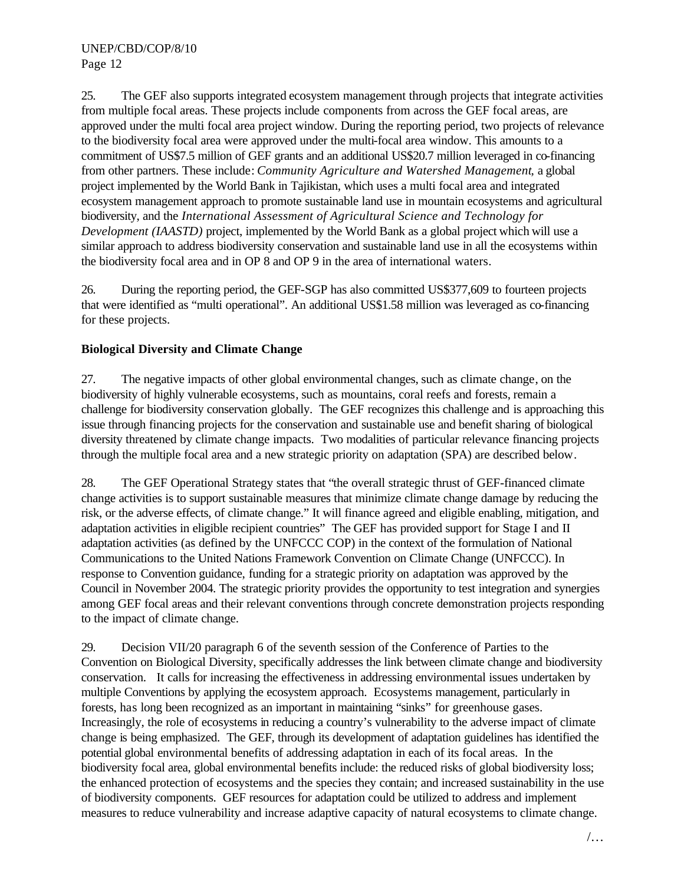25. The GEF also supports integrated ecosystem management through projects that integrate activities from multiple focal areas. These projects include components from across the GEF focal areas, are approved under the multi focal area project window. During the reporting period, two projects of relevance to the biodiversity focal area were approved under the multi-focal area window. This amounts to a commitment of US$7.5 million of GEF grants and an additional US$20.7 million leveraged in co-financing from other partners. These include: *Community Agriculture and Watershed Management*, a global project implemented by the World Bank in Tajikistan, which uses a multi focal area and integrated ecosystem management approach to promote sustainable land use in mountain ecosystems and agricultural biodiversity, and the *International Assessment of Agricultural Science and Technology for Development (IAASTD)* project, implemented by the World Bank as a global project which will use a similar approach to address biodiversity conservation and sustainable land use in all the ecosystems within the biodiversity focal area and in OP 8 and OP 9 in the area of international waters.

26. During the reporting period, the GEF-SGP has also committed US$377,609 to fourteen projects that were identified as "multi operational". An additional US$1.58 million was leveraged as co-financing for these projects.

**Biological Diversity and Climate Change**

27. The negative impacts of other global environmental changes, such as climate change, on the biodiversity of highly vulnerable ecosystems, such as mountains, coral reefs and forests, remain a challenge for biodiversity conservation globally. The GEF recognizes this challenge and is approaching this issue through financing projects for the conservation and sustainable use and benefit sharing of biological diversity threatened by climate change impacts. Two modalities of particular relevance financing projects through the multiple focal area and a new strategic priority on adaptation (SPA) are described below.

28. The GEF Operational Strategy states that "the overall strategic thrust of GEF-financed climate change activities is to support sustainable measures that minimize climate change damage by reducing the risk, or the adverse effects, of climate change." It will finance agreed and eligible enabling, mitigation, and adaptation activities in eligible recipient countries" The GEF has provided support for Stage I and II adaptation activities (as defined by the UNFCCC COP) in the context of the formulation of National Communications to the United Nations Framework Convention on Climate Change (UNFCCC). In response to Convention guidance, funding for a strategic priority on adaptation was approved by the Council in November 2004. The strategic priority provides the opportunity to test integration and synergies among GEF focal areas and their relevant conventions through concrete demonstration projects responding to the impact of climate change.

29. Decision VII/20 paragraph 6 of the seventh session of the Conference of Parties to the Convention on Biological Diversity, specifically addresses the link between climate change and biodiversity conservation. It calls for increasing the effectiveness in addressing environmental issues undertaken by multiple Conventions by applying the ecosystem approach. Ecosystems management, particularly in forests, has long been recognized as an important in maintaining "sinks" for greenhouse gases. Increasingly, the role of ecosystems in reducing a country's vulnerability to the adverse impact of climate change is being emphasized. The GEF, through its development of adaptation guidelines has identified the potential global environmental benefits of addressing adaptation in each of its focal areas. In the biodiversity focal area, global environmental benefits include: the reduced risks of global biodiversity loss; the enhanced protection of ecosystems and the species they contain; and increased sustainability in the use of biodiversity components. GEF resources for adaptation could be utilized to address and implement measures to reduce vulnerability and increase adaptive capacity of natural ecosystems to climate change.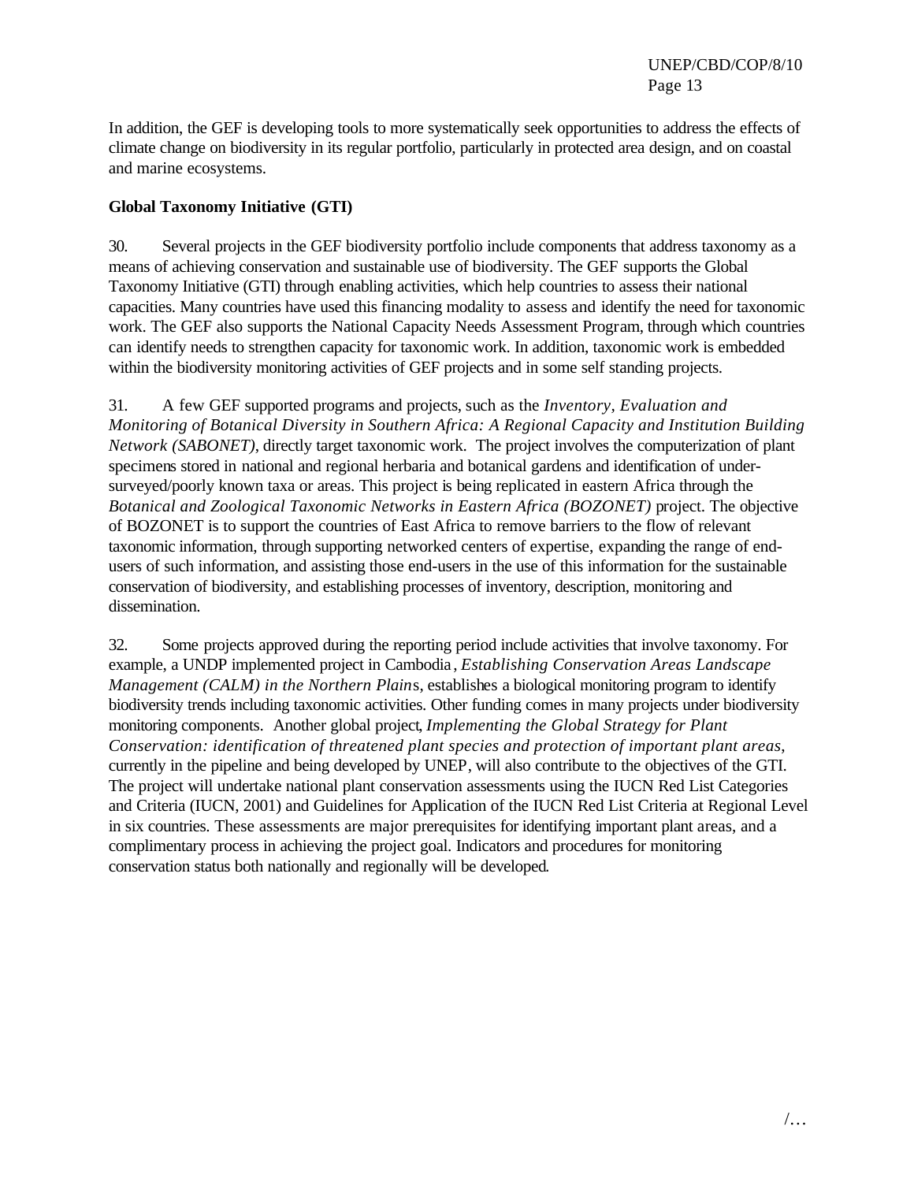In addition, the GEF is developing tools to more systematically seek opportunities to address the effects of climate change on biodiversity in its regular portfolio, particularly in protected area design, and on coastal and marine ecosystems.

**Global Taxonomy Initiative (GTI)**

30. Several projects in the GEF biodiversity portfolio include components that address taxonomy as a means of achieving conservation and sustainable use of biodiversity. The GEF supports the Global Taxonomy Initiative (GTI) through enabling activities, which help countries to assess their national capacities. Many countries have used this financing modality to assess and identify the need for taxonomic work. The GEF also supports the National Capacity Needs Assessment Program, through which countries can identify needs to strengthen capacity for taxonomic work. In addition, taxonomic work is embedded within the biodiversity monitoring activities of GEF projects and in some self standing projects.

31. A few GEF supported programs and projects, such as the *Inventory, Evaluation and Monitoring of Botanical Diversity in Southern Africa: A Regional Capacity and Institution Building Network (SABONET)*, directly target taxonomic work. The project involves the computerization of plant specimens stored in national and regional herbaria and botanical gardens and identification of under-surveyed/poorly known taxa or areas. This project is being replicated in eastern Africa through the *Botanical and Zoological Taxonomic Networks in Eastern Africa (BOZONET)* project. The objective of BOZONET is to support the countries of East Africa to remove barriers to the flow of relevant taxonomic information, through supporting networked centers of expertise, expanding the range of end-users of such information, and assisting those end-users in the use of this information for the sustainable conservation of biodiversity, and establishing processes of inventory, description, monitoring and dissemination.

32. Some projects approved during the reporting period include activities that involve taxonomy. For example, a UNDP implemented project in Cambodia, *Establishing Conservation Areas Landscape Management (CALM) in the Northern Plain*s, establishes a biological monitoring program to identify biodiversity trends including taxonomic activities. Other funding comes in many projects under biodiversity monitoring components. Another global project, *Implementing the Global Strategy for Plant Conservation: identification of threatened plant species and protection of important plant areas*, currently in the pipeline and being developed by UNEP, will also contribute to the objectives of the GTI. The project will undertake national plant conservation assessments using the IUCN Red List Categories and Criteria (IUCN, 2001) and Guidelines for Application of the IUCN Red List Criteria at Regional Level in six countries. These assessments are major prerequisites for identifying important plant areas, and a complimentary process in achieving the project goal. Indicators and procedures for monitoring conservation status both nationally and regionally will be developed.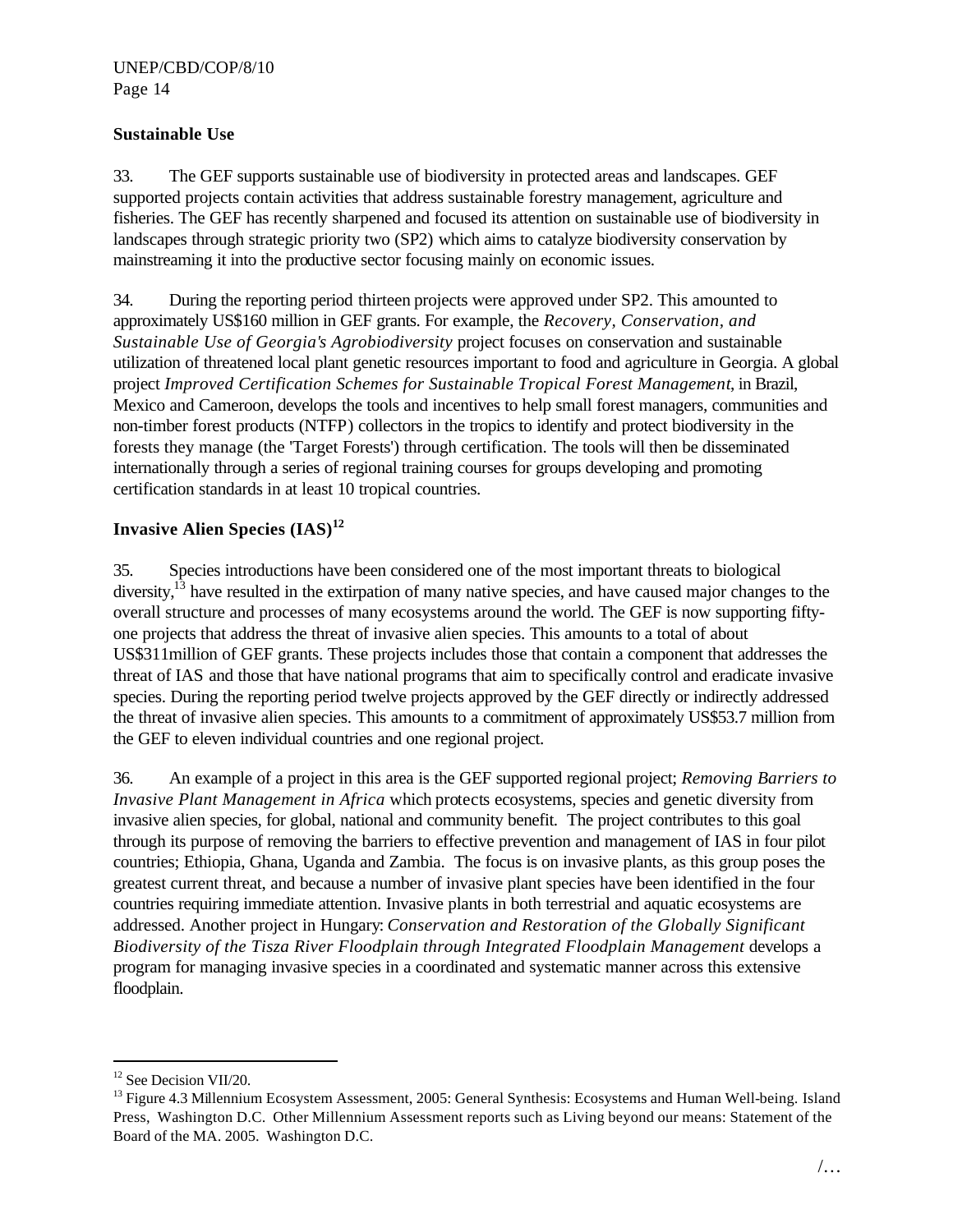### Sustainable Use

33. The GEF supports sustainable use of biodiversity in protected areas and landscapes. GEF supported projects contain activities that address sustainable forestry management, agriculture and fisheries. The GEF has recently sharpened and focused its attention on sustainable use of biodiversity in landscapes through strategic priority two (SP2) which aims to catalyze biodiversity conservation by mainstreaming it into the productive sector focusing mainly on economic issues.

34. During the reporting period thirteen projects were approved under SP2. This amounted to approximately US$160 million in GEF grants. For example, the *Recovery, Conservation, and Sustainable Use of Georgia's Agrobiodiversity* project focuses on conservation and sustainable utilization of threatened local plant genetic resources important to food and agriculture in Georgia. A global project *Improved Certification Schemes for Sustainable Tropical Forest Management*, in Brazil, Mexico and Cameroon, develops the tools and incentives to help small forest managers, communities and non-timber forest products (NTFP) collectors in the tropics to identify and protect biodiversity in the forests they manage (the 'Target Forests') through certification. The tools will then be disseminated internationally through a series of regional training courses for groups developing and promoting certification standards in at least 10 tropical countries.

### Invasive Alien Species (IAS)[12]

35. Species introductions have been considered one of the most important threats to biological diversity,[13] have resulted in the extirpation of many native species, and have caused major changes to the overall structure and processes of many ecosystems around the world. The GEF is now supporting fifty-one projects that address the threat of invasive alien species. This amounts to a total of about US$311million of GEF grants. These projects includes those that contain a component that addresses the threat of IAS and those that have national programs that aim to specifically control and eradicate invasive species. During the reporting period twelve projects approved by the GEF directly or indirectly addressed the threat of invasive alien species. This amounts to a commitment of approximately US$53.7 million from the GEF to eleven individual countries and one regional project.

36. An example of a project in this area is the GEF supported regional project; *Removing Barriers to Invasive Plant Management in Africa* which protects ecosystems, species and genetic diversity from invasive alien species, for global, national and community benefit. The project contributes to this goal through its purpose of removing the barriers to effective prevention and management of IAS in four pilot countries; Ethiopia, Ghana, Uganda and Zambia. The focus is on invasive plants, as this group poses the greatest current threat, and because a number of invasive plant species have been identified in the four countries requiring immediate attention. Invasive plants in both terrestrial and aquatic ecosystems are addressed. Another project in Hungary: *Conservation and Restoration of the Globally Significant Biodiversity of the Tisza River Floodplain through Integrated Floodplain Management* develops a program for managing invasive species in a coordinated and systematic manner across this extensive floodplain.

---

[12] See Decision VII/20.

[13] Figure 4.3 Millennium Ecosystem Assessment, 2005: General Synthesis: Ecosystems and Human Well-being. Island Press, Washington D.C. Other Millennium Assessment reports such as Living beyond our means: Statement of the Board of the MA. 2005. Washington D.C.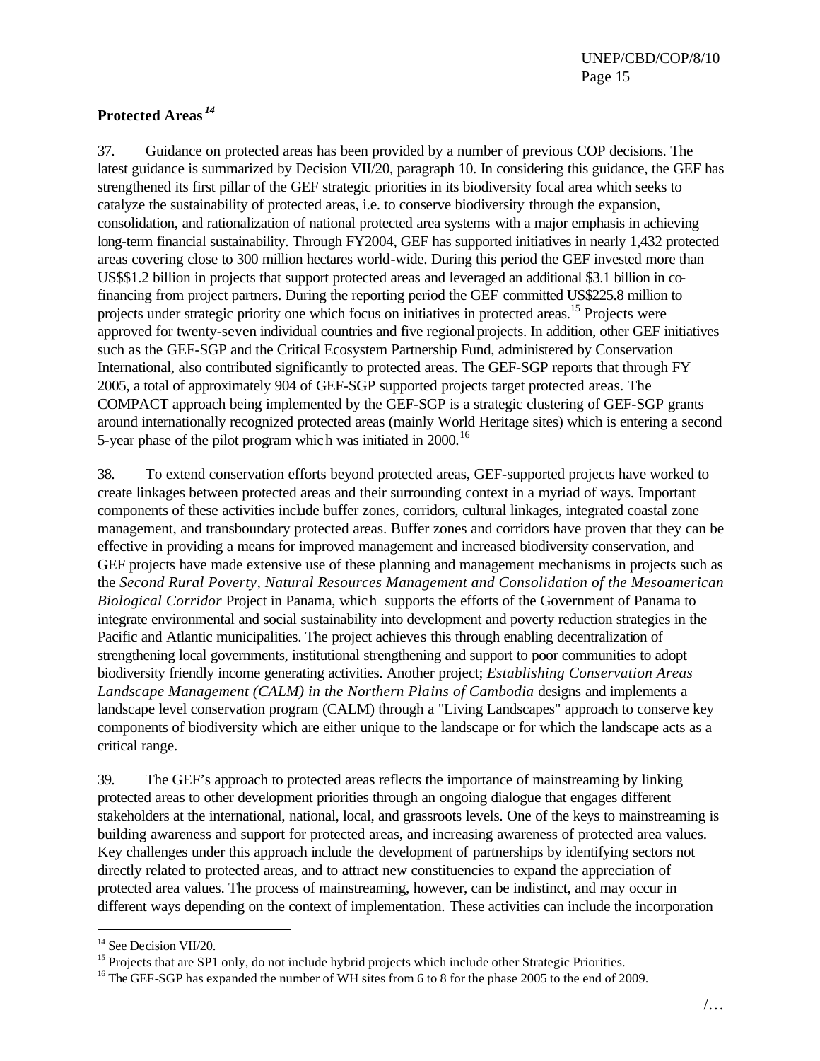**Protected Areas**[14]

37. Guidance on protected areas has been provided by a number of previous COP decisions. The latest guidance is summarized by Decision VII/20, paragraph 10. In considering this guidance, the GEF has strengthened its first pillar of the GEF strategic priorities in its biodiversity focal area which seeks to catalyze the sustainability of protected areas, i.e. to conserve biodiversity through the expansion, consolidation, and rationalization of national protected area systems with a major emphasis in achieving long-term financial sustainability. Through FY2004, GEF has supported initiatives in nearly 1,432 protected areas covering close to 300 million hectares world-wide. During this period the GEF invested more than US$$1.2 billion in projects that support protected areas and leveraged an additional $3.1 billion in co-financing from project partners. During the reporting period the GEF committed US$225.8 million to projects under strategic priority one which focus on initiatives in protected areas.[15] Projects were approved for twenty-seven individual countries and five regional projects. In addition, other GEF initiatives such as the GEF-SGP and the Critical Ecosystem Partnership Fund, administered by Conservation International, also contributed significantly to protected areas. The GEF-SGP reports that through FY 2005, a total of approximately 904 of GEF-SGP supported projects target protected areas. The COMPACT approach being implemented by the GEF-SGP is a strategic clustering of GEF-SGP grants around internationally recognized protected areas (mainly World Heritage sites) which is entering a second 5-year phase of the pilot program which was initiated in 2000.[16]

38. To extend conservation efforts beyond protected areas, GEF-supported projects have worked to create linkages between protected areas and their surrounding context in a myriad of ways. Important components of these activities include buffer zones, corridors, cultural linkages, integrated coastal zone management, and transboundary protected areas. Buffer zones and corridors have proven that they can be effective in providing a means for improved management and increased biodiversity conservation, and GEF projects have made extensive use of these planning and management mechanisms in projects such as the *Second Rural Poverty, Natural Resources Management and Consolidation of the Mesoamerican Biological Corridor* Project in Panama, which supports the efforts of the Government of Panama to integrate environmental and social sustainability into development and poverty reduction strategies in the Pacific and Atlantic municipalities. The project achieves this through enabling decentralization of strengthening local governments, institutional strengthening and support to poor communities to adopt biodiversity friendly income generating activities. Another project; *Establishing Conservation Areas Landscape Management (CALM) in the Northern Plains of Cambodia* designs and implements a landscape level conservation program (CALM) through a "Living Landscapes" approach to conserve key components of biodiversity which are either unique to the landscape or for which the landscape acts as a critical range.

39. The GEF's approach to protected areas reflects the importance of mainstreaming by linking protected areas to other development priorities through an ongoing dialogue that engages different stakeholders at the international, national, local, and grassroots levels. One of the keys to mainstreaming is building awareness and support for protected areas, and increasing awareness of protected area values. Key challenges under this approach include the development of partnerships by identifying sectors not directly related to protected areas, and to attract new constituencies to expand the appreciation of protected area values. The process of mainstreaming, however, can be indistinct, and may occur in different ways depending on the context of implementation. These activities can include the incorporation

---

[14] See Decision VII/20.

[15] Projects that are SP1 only, do not include hybrid projects which include other Strategic Priorities.

[16] The GEF-SGP has expanded the number of WH sites from 6 to 8 for the phase 2005 to the end of 2009.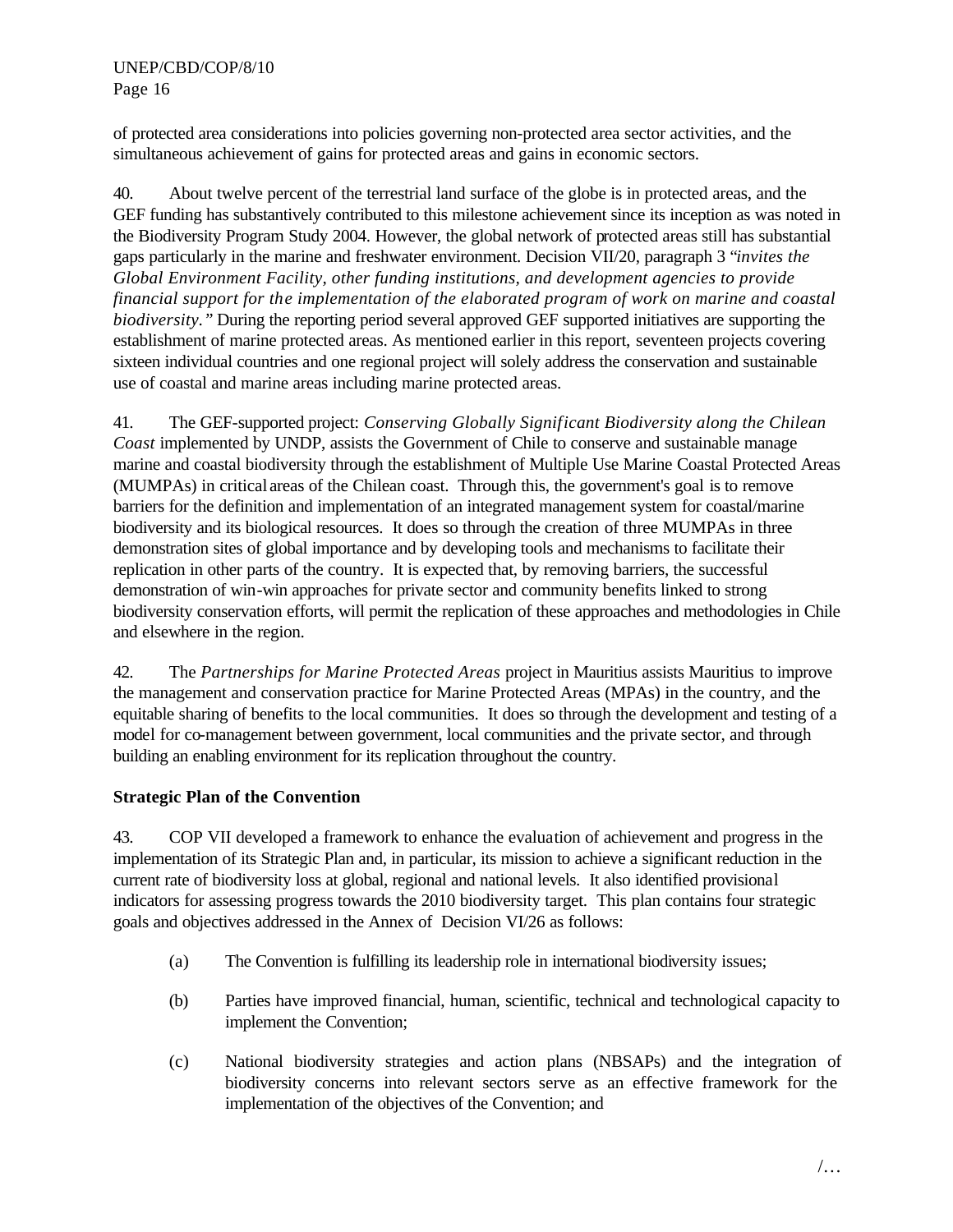of protected area considerations into policies governing non-protected area sector activities, and the simultaneous achievement of gains for protected areas and gains in economic sectors.

40. About twelve percent of the terrestrial land surface of the globe is in protected areas, and the GEF funding has substantively contributed to this milestone achievement since its inception as was noted in the Biodiversity Program Study 2004. However, the global network of protected areas still has substantial gaps particularly in the marine and freshwater environment. Decision VII/20, paragraph 3 "*invites the Global Environment Facility, other funding institutions, and development agencies to provide financial support for the implementation of the elaborated program of work on marine and coastal biodiversity.*" During the reporting period several approved GEF supported initiatives are supporting the establishment of marine protected areas. As mentioned earlier in this report, seventeen projects covering sixteen individual countries and one regional project will solely address the conservation and sustainable use of coastal and marine areas including marine protected areas.

41. The GEF-supported project: *Conserving Globally Significant Biodiversity along the Chilean Coast* implemented by UNDP, assists the Government of Chile to conserve and sustainable manage marine and coastal biodiversity through the establishment of Multiple Use Marine Coastal Protected Areas (MUMPAs) in critical areas of the Chilean coast. Through this, the government's goal is to remove barriers for the definition and implementation of an integrated management system for coastal/marine biodiversity and its biological resources. It does so through the creation of three MUMPAs in three demonstration sites of global importance and by developing tools and mechanisms to facilitate their replication in other parts of the country. It is expected that, by removing barriers, the successful demonstration of win-win approaches for private sector and community benefits linked to strong biodiversity conservation efforts, will permit the replication of these approaches and methodologies in Chile and elsewhere in the region.

42. The *Partnerships for Marine Protected Areas* project in Mauritius assists Mauritius to improve the management and conservation practice for Marine Protected Areas (MPAs) in the country, and the equitable sharing of benefits to the local communities. It does so through the development and testing of a model for co-management between government, local communities and the private sector, and through building an enabling environment for its replication throughout the country.

**Strategic Plan of the Convention**

43. COP VII developed a framework to enhance the evaluation of achievement and progress in the implementation of its Strategic Plan and, in particular, its mission to achieve a significant reduction in the current rate of biodiversity loss at global, regional and national levels. It also identified provisional indicators for assessing progress towards the 2010 biodiversity target. This plan contains four strategic goals and objectives addressed in the Annex of Decision VI/26 as follows:

(a) The Convention is fulfilling its leadership role in international biodiversity issues;

(b) Parties have improved financial, human, scientific, technical and technological capacity to implement the Convention;

(c) National biodiversity strategies and action plans (NBSAPs) and the integration of biodiversity concerns into relevant sectors serve as an effective framework for the implementation of the objectives of the Convention; and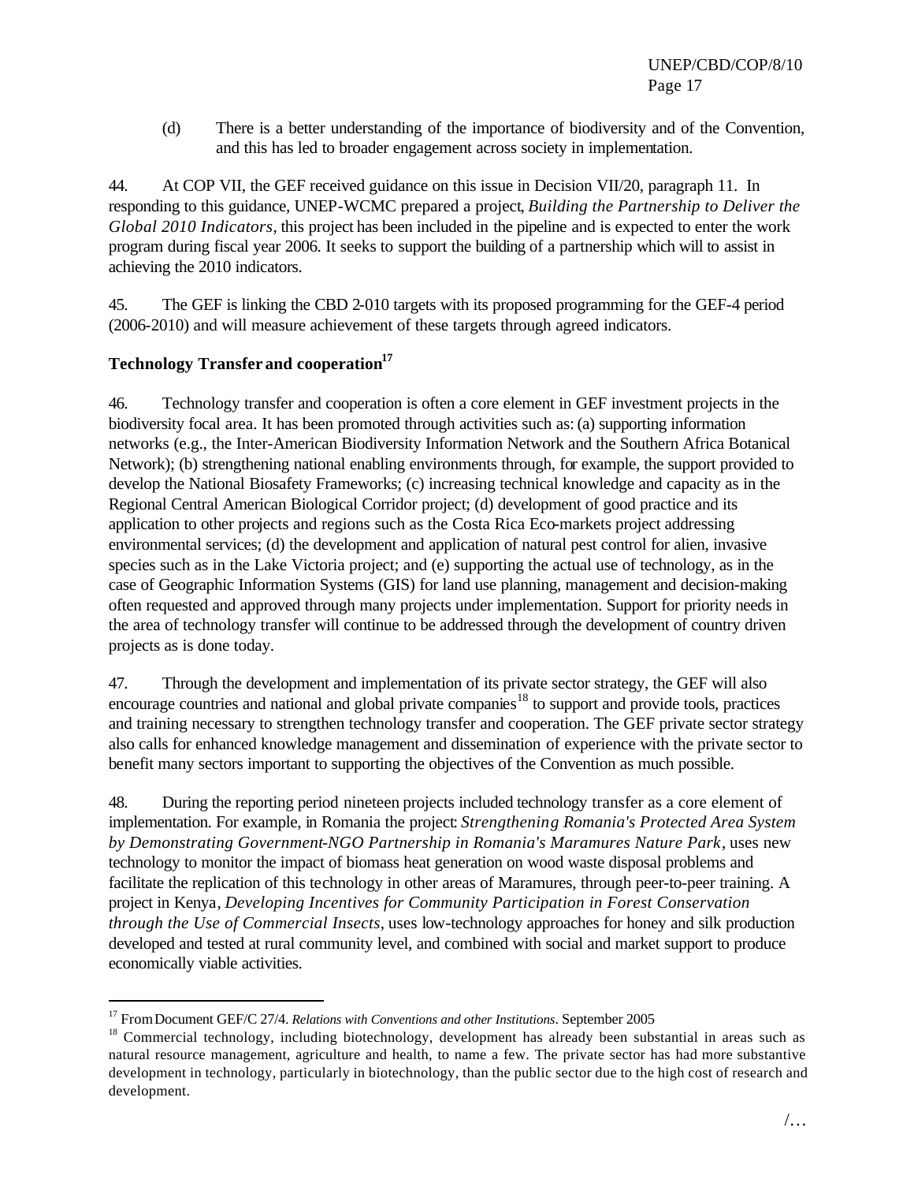(d) There is a better understanding of the importance of biodiversity and of the Convention, and this has led to broader engagement across society in implementation.

44. At COP VII, the GEF received guidance on this issue in Decision VII/20, paragraph 11. In responding to this guidance, UNEP-WCMC prepared a project, *Building the Partnership to Deliver the Global 2010 Indicators*, this project has been included in the pipeline and is expected to enter the work program during fiscal year 2006. It seeks to support the building of a partnership which will to assist in achieving the 2010 indicators.

45. The GEF is linking the CBD 2-010 targets with its proposed programming for the GEF-4 period (2006-2010) and will measure achievement of these targets through agreed indicators.

**Technology Transfer and cooperation**[17]

46. Technology transfer and cooperation is often a core element in GEF investment projects in the biodiversity focal area. It has been promoted through activities such as: (a) supporting information networks (e.g., the Inter-American Biodiversity Information Network and the Southern Africa Botanical Network); (b) strengthening national enabling environments through, for example, the support provided to develop the National Biosafety Frameworks; (c) increasing technical knowledge and capacity as in the Regional Central American Biological Corridor project; (d) development of good practice and its application to other projects and regions such as the Costa Rica Eco-markets project addressing environmental services; (d) the development and application of natural pest control for alien, invasive species such as in the Lake Victoria project; and (e) supporting the actual use of technology, as in the case of Geographic Information Systems (GIS) for land use planning, management and decision-making often requested and approved through many projects under implementation. Support for priority needs in the area of technology transfer will continue to be addressed through the development of country driven projects as is done today.

47. Through the development and implementation of its private sector strategy, the GEF will also encourage countries and national and global private companies[18] to support and provide tools, practices and training necessary to strengthen technology transfer and cooperation. The GEF private sector strategy also calls for enhanced knowledge management and dissemination of experience with the private sector to benefit many sectors important to supporting the objectives of the Convention as much possible.

48. During the reporting period nineteen projects included technology transfer as a core element of implementation. For example, in Romania the project: *Strengthening Romania's Protected Area System by Demonstrating Government-NGO Partnership in Romania's Maramures Nature Park*, uses new technology to monitor the impact of biomass heat generation on wood waste disposal problems and facilitate the replication of this technology in other areas of Maramures, through peer-to-peer training. A project in Kenya, *Developing Incentives for Community Participation in Forest Conservation through the Use of Commercial Insects*, uses low-technology approaches for honey and silk production developed and tested at rural community level, and combined with social and market support to produce economically viable activities.

---

[17] From Document GEF/C 27/4. *Relations with Conventions and other Institutions*. September 2005

[18] Commercial technology, including biotechnology, development has already been substantial in areas such as natural resource management, agriculture and health, to name a few. The private sector has had more substantive development in technology, particularly in biotechnology, than the public sector due to the high cost of research and development.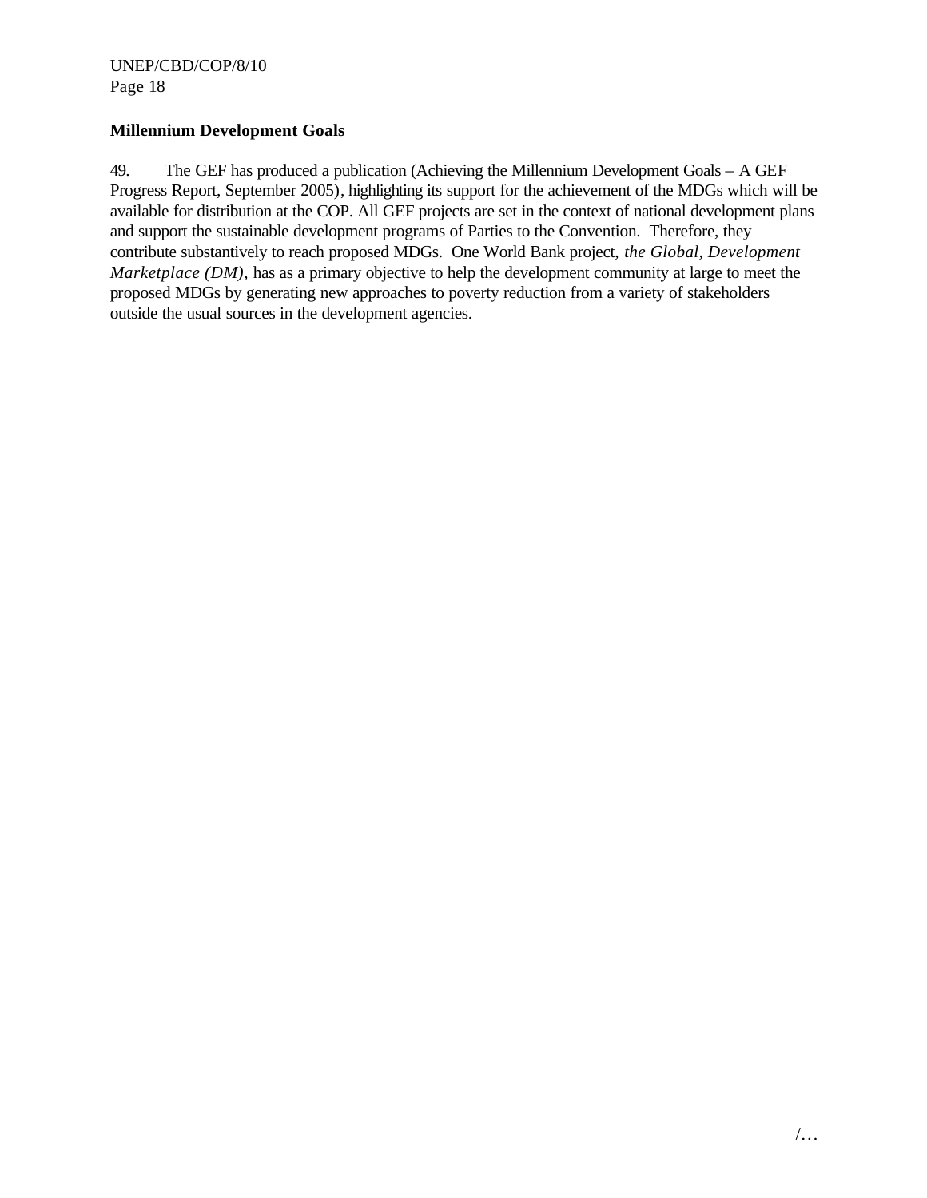**Millennium Development Goals**

49. The GEF has produced a publication (Achieving the Millennium Development Goals – A GEF Progress Report, September 2005), highlighting its support for the achievement of the MDGs which will be available for distribution at the COP. All GEF projects are set in the context of national development plans and support the sustainable development programs of Parties to the Convention. Therefore, they contribute substantively to reach proposed MDGs. One World Bank project, *the Global, Development Marketplace (DM),* has as a primary objective to help the development community at large to meet the proposed MDGs by generating new approaches to poverty reduction from a variety of stakeholders outside the usual sources in the development agencies.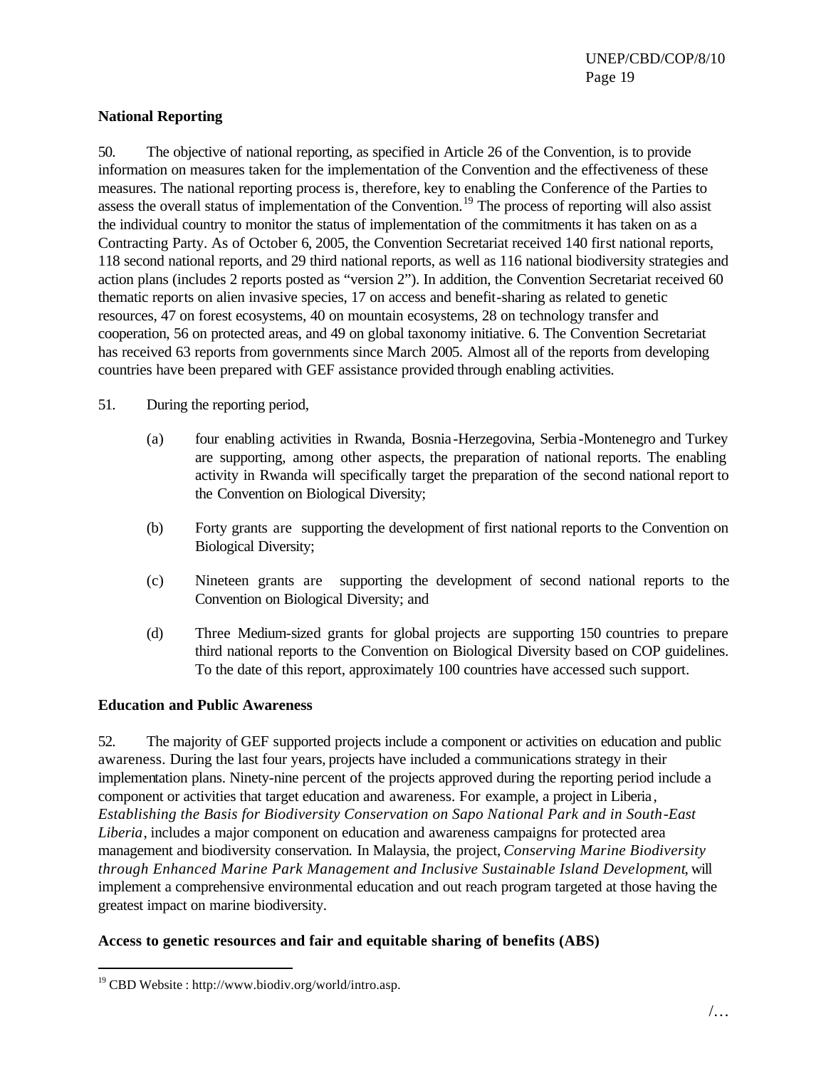**National Reporting**

50. The objective of national reporting, as specified in Article 26 of the Convention, is to provide information on measures taken for the implementation of the Convention and the effectiveness of these measures. The national reporting process is, therefore, key to enabling the Conference of the Parties to assess the overall status of implementation of the Convention.[19] The process of reporting will also assist the individual country to monitor the status of implementation of the commitments it has taken on as a Contracting Party. As of October 6, 2005, the Convention Secretariat received 140 first national reports, 118 second national reports, and 29 third national reports, as well as 116 national biodiversity strategies and action plans (includes 2 reports posted as "version 2"). In addition, the Convention Secretariat received 60 thematic reports on alien invasive species, 17 on access and benefit-sharing as related to genetic resources, 47 on forest ecosystems, 40 on mountain ecosystems, 28 on technology transfer and cooperation, 56 on protected areas, and 49 on global taxonomy initiative. 6. The Convention Secretariat has received 63 reports from governments since March 2005. Almost all of the reports from developing countries have been prepared with GEF assistance provided through enabling activities.

51. During the reporting period,

(a) four enabling activities in Rwanda, Bosnia-Herzegovina, Serbia-Montenegro and Turkey are supporting, among other aspects, the preparation of national reports. The enabling activity in Rwanda will specifically target the preparation of the second national report to the Convention on Biological Diversity;

(b) Forty grants are supporting the development of first national reports to the Convention on Biological Diversity;

(c) Nineteen grants are supporting the development of second national reports to the Convention on Biological Diversity; and

(d) Three Medium-sized grants for global projects are supporting 150 countries to prepare third national reports to the Convention on Biological Diversity based on COP guidelines. To the date of this report, approximately 100 countries have accessed such support.

**Education and Public Awareness**

52. The majority of GEF supported projects include a component or activities on education and public awareness. During the last four years, projects have included a communications strategy in their implementation plans. Ninety-nine percent of the projects approved during the reporting period include a component or activities that target education and awareness. For example, a project in Liberia, *Establishing the Basis for Biodiversity Conservation on Sapo National Park and in South-East Liberia*, includes a major component on education and awareness campaigns for protected area management and biodiversity conservation. In Malaysia, the project, *Conserving Marine Biodiversity through Enhanced Marine Park Management and Inclusive Sustainable Island Development*, will implement a comprehensive environmental education and out reach program targeted at those having the greatest impact on marine biodiversity.

**Access to genetic resources and fair and equitable sharing of benefits (ABS)**

[19] CBD Website : http://www.biodiv.org/world/intro.asp.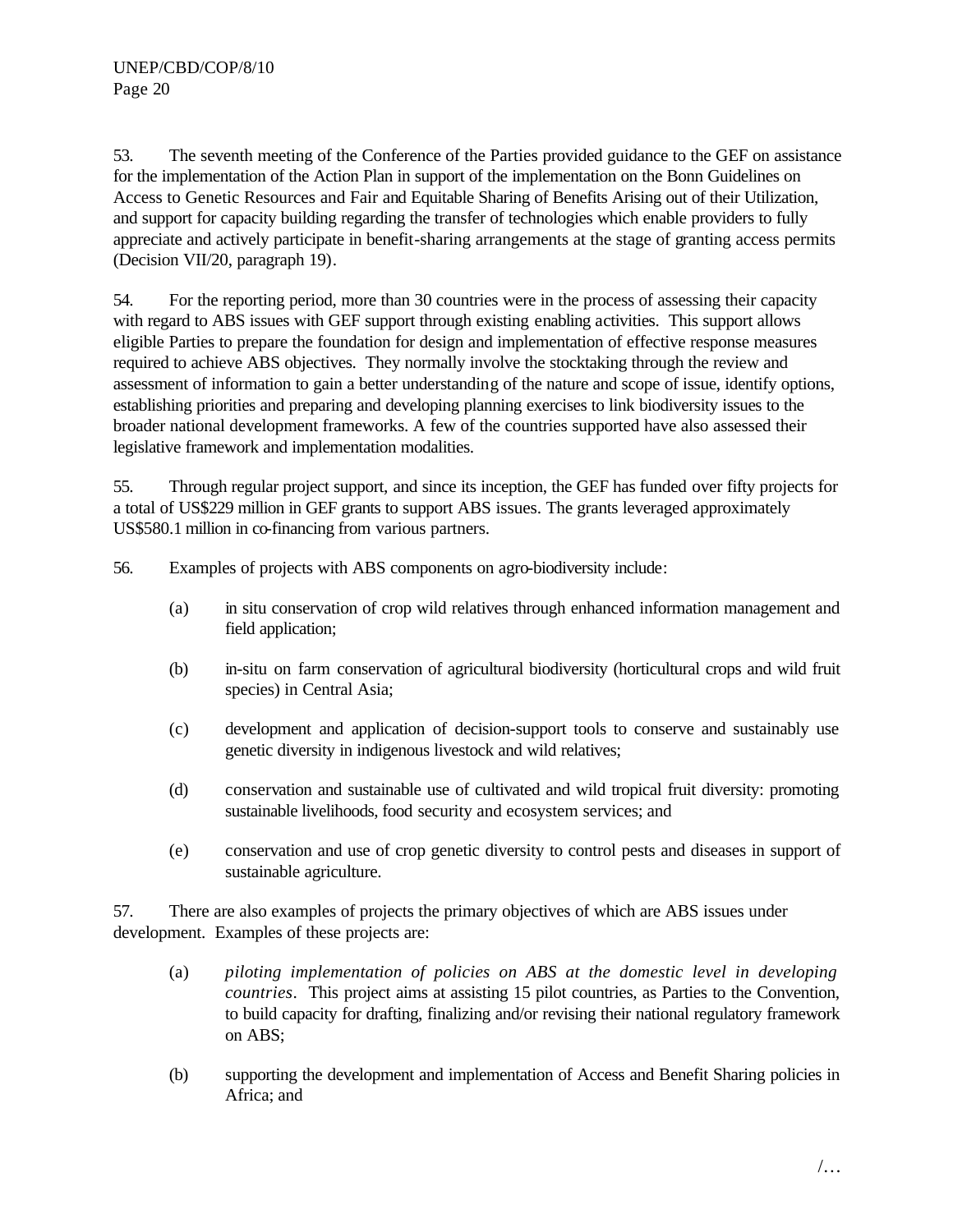53. The seventh meeting of the Conference of the Parties provided guidance to the GEF on assistance for the implementation of the Action Plan in support of the implementation on the Bonn Guidelines on Access to Genetic Resources and Fair and Equitable Sharing of Benefits Arising out of their Utilization, and support for capacity building regarding the transfer of technologies which enable providers to fully appreciate and actively participate in benefit-sharing arrangements at the stage of granting access permits (Decision VII/20, paragraph 19).

54. For the reporting period, more than 30 countries were in the process of assessing their capacity with regard to ABS issues with GEF support through existing enabling activities. This support allows eligible Parties to prepare the foundation for design and implementation of effective response measures required to achieve ABS objectives. They normally involve the stocktaking through the review and assessment of information to gain a better understanding of the nature and scope of issue, identify options, establishing priorities and preparing and developing planning exercises to link biodiversity issues to the broader national development frameworks. A few of the countries supported have also assessed their legislative framework and implementation modalities.

55. Through regular project support, and since its inception, the GEF has funded over fifty projects for a total of US$229 million in GEF grants to support ABS issues. The grants leveraged approximately US$580.1 million in co-financing from various partners.

56. Examples of projects with ABS components on agro-biodiversity include:

(a) in situ conservation of crop wild relatives through enhanced information management and field application;

(b) in-situ on farm conservation of agricultural biodiversity (horticultural crops and wild fruit species) in Central Asia;

(c) development and application of decision-support tools to conserve and sustainably use genetic diversity in indigenous livestock and wild relatives;

(d) conservation and sustainable use of cultivated and wild tropical fruit diversity: promoting sustainable livelihoods, food security and ecosystem services; and

(e) conservation and use of crop genetic diversity to control pests and diseases in support of sustainable agriculture.

57. There are also examples of projects the primary objectives of which are ABS issues under development. Examples of these projects are:

(a) *piloting implementation of policies on ABS at the domestic level in developing countries*. This project aims at assisting 15 pilot countries, as Parties to the Convention, to build capacity for drafting, finalizing and/or revising their national regulatory framework on ABS;

(b) supporting the development and implementation of Access and Benefit Sharing policies in Africa; and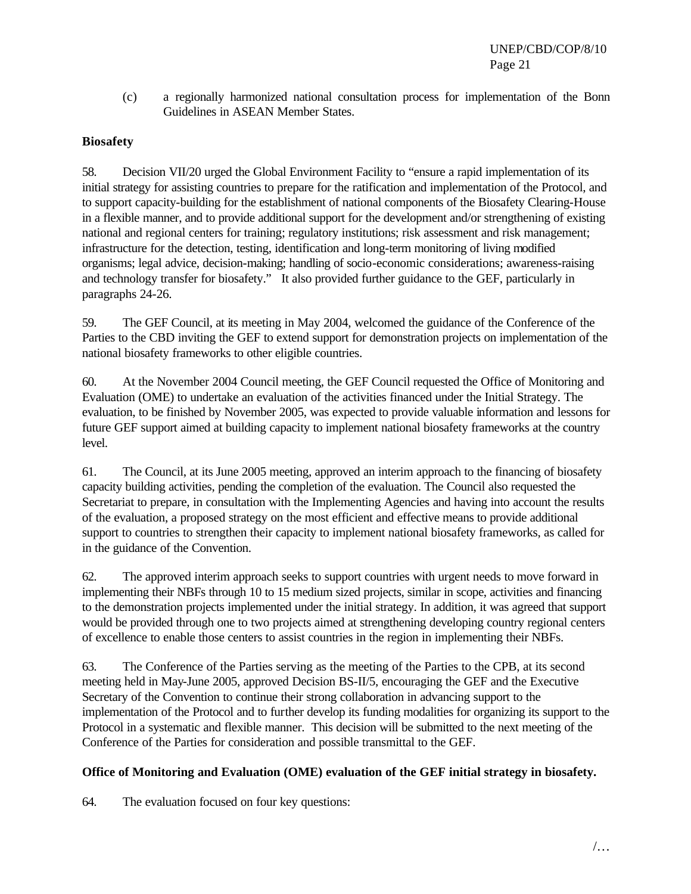(c) a regionally harmonized national consultation process for implementation of the Bonn Guidelines in ASEAN Member States.

**Biosafety**

58. Decision VII/20 urged the Global Environment Facility to "ensure a rapid implementation of its initial strategy for assisting countries to prepare for the ratification and implementation of the Protocol, and to support capacity-building for the establishment of national components of the Biosafety Clearing-House in a flexible manner, and to provide additional support for the development and/or strengthening of existing national and regional centers for training; regulatory institutions; risk assessment and risk management; infrastructure for the detection, testing, identification and long-term monitoring of living modified organisms; legal advice, decision-making; handling of socio-economic considerations; awareness-raising and technology transfer for biosafety." It also provided further guidance to the GEF, particularly in paragraphs 24-26.

59. The GEF Council, at its meeting in May 2004, welcomed the guidance of the Conference of the Parties to the CBD inviting the GEF to extend support for demonstration projects on implementation of the national biosafety frameworks to other eligible countries.

60. At the November 2004 Council meeting, the GEF Council requested the Office of Monitoring and Evaluation (OME) to undertake an evaluation of the activities financed under the Initial Strategy. The evaluation, to be finished by November 2005, was expected to provide valuable information and lessons for future GEF support aimed at building capacity to implement national biosafety frameworks at the country level.

61. The Council, at its June 2005 meeting, approved an interim approach to the financing of biosafety capacity building activities, pending the completion of the evaluation. The Council also requested the Secretariat to prepare, in consultation with the Implementing Agencies and having into account the results of the evaluation, a proposed strategy on the most efficient and effective means to provide additional support to countries to strengthen their capacity to implement national biosafety frameworks, as called for in the guidance of the Convention.

62. The approved interim approach seeks to support countries with urgent needs to move forward in implementing their NBFs through 10 to 15 medium sized projects, similar in scope, activities and financing to the demonstration projects implemented under the initial strategy. In addition, it was agreed that support would be provided through one to two projects aimed at strengthening developing country regional centers of excellence to enable those centers to assist countries in the region in implementing their NBFs.

63. The Conference of the Parties serving as the meeting of the Parties to the CPB, at its second meeting held in May-June 2005, approved Decision BS-II/5, encouraging the GEF and the Executive Secretary of the Convention to continue their strong collaboration in advancing support to the implementation of the Protocol and to further develop its funding modalities for organizing its support to the Protocol in a systematic and flexible manner. This decision will be submitted to the next meeting of the Conference of the Parties for consideration and possible transmittal to the GEF.

**Office of Monitoring and Evaluation (OME) evaluation of the GEF initial strategy in biosafety.**

64. The evaluation focused on four key questions: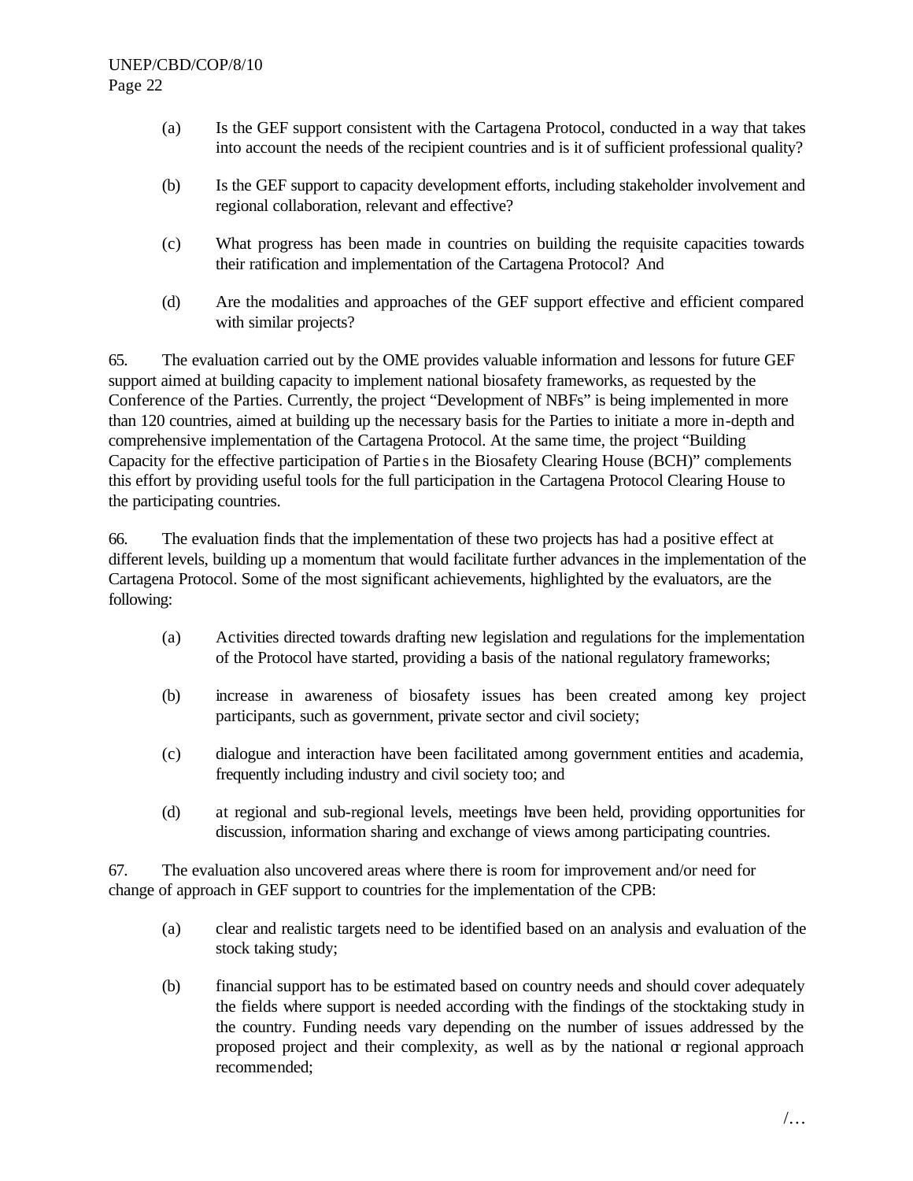(a) Is the GEF support consistent with the Cartagena Protocol, conducted in a way that takes into account the needs of the recipient countries and is it of sufficient professional quality?

(b) Is the GEF support to capacity development efforts, including stakeholder involvement and regional collaboration, relevant and effective?

(c) What progress has been made in countries on building the requisite capacities towards their ratification and implementation of the Cartagena Protocol? And

(d) Are the modalities and approaches of the GEF support effective and efficient compared with similar projects?

65. The evaluation carried out by the OME provides valuable information and lessons for future GEF support aimed at building capacity to implement national biosafety frameworks, as requested by the Conference of the Parties. Currently, the project "Development of NBFs" is being implemented in more than 120 countries, aimed at building up the necessary basis for the Parties to initiate a more in-depth and comprehensive implementation of the Cartagena Protocol. At the same time, the project "Building Capacity for the effective participation of Parties in the Biosafety Clearing House (BCH)" complements this effort by providing useful tools for the full participation in the Cartagena Protocol Clearing House to the participating countries.

66. The evaluation finds that the implementation of these two projects has had a positive effect at different levels, building up a momentum that would facilitate further advances in the implementation of the Cartagena Protocol. Some of the most significant achievements, highlighted by the evaluators, are the following:

(a) Activities directed towards drafting new legislation and regulations for the implementation of the Protocol have started, providing a basis of the national regulatory frameworks;

(b) increase in awareness of biosafety issues has been created among key project participants, such as government, private sector and civil society;

(c) dialogue and interaction have been facilitated among government entities and academia, frequently including industry and civil society too; and

(d) at regional and sub-regional levels, meetings have been held, providing opportunities for discussion, information sharing and exchange of views among participating countries.

67. The evaluation also uncovered areas where there is room for improvement and/or need for change of approach in GEF support to countries for the implementation of the CPB:

(a) clear and realistic targets need to be identified based on an analysis and evaluation of the stock taking study;

(b) financial support has to be estimated based on country needs and should cover adequately the fields where support is needed according with the findings of the stocktaking study in the country. Funding needs vary depending on the number of issues addressed by the proposed project and their complexity, as well as by the national or regional approach recommended;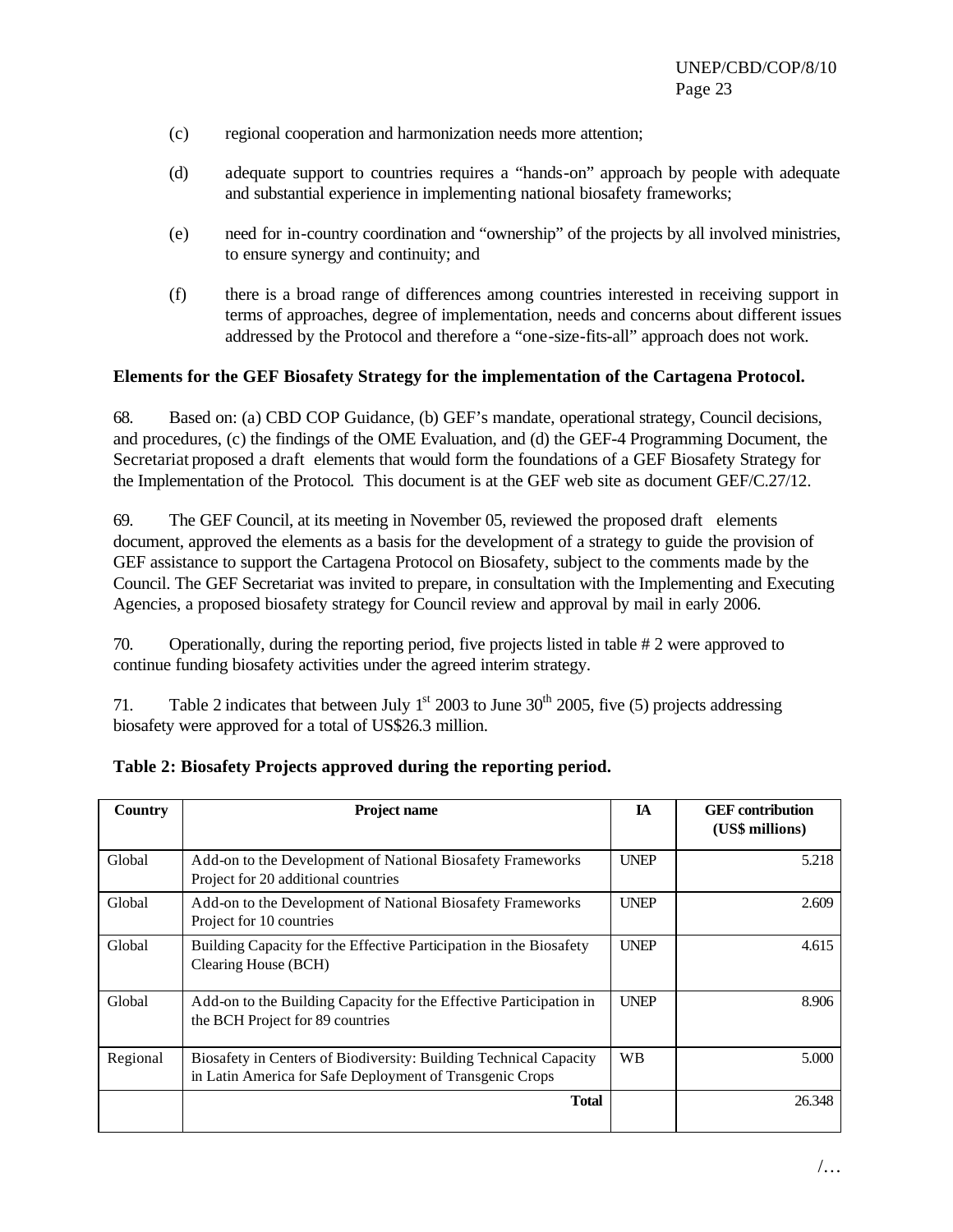(c) regional cooperation and harmonization needs more attention;

(d) adequate support to countries requires a "hands-on" approach by people with adequate and substantial experience in implementing national biosafety frameworks;

(e) need for in-country coordination and "ownership" of the projects by all involved ministries, to ensure synergy and continuity; and

(f) there is a broad range of differences among countries interested in receiving support in terms of approaches, degree of implementation, needs and concerns about different issues addressed by the Protocol and therefore a "one-size-fits-all" approach does not work.

**Elements for the GEF Biosafety Strategy for the implementation of the Cartagena Protocol.**

68. Based on: (a) CBD COP Guidance, (b) GEF's mandate, operational strategy, Council decisions, and procedures, (c) the findings of the OME Evaluation, and (d) the GEF-4 Programming Document, the Secretariat proposed a draft elements that would form the foundations of a GEF Biosafety Strategy for the Implementation of the Protocol. This document is at the GEF web site as document GEF/C.27/12.

69. The GEF Council, at its meeting in November 05, reviewed the proposed draft elements document, approved the elements as a basis for the development of a strategy to guide the provision of GEF assistance to support the Cartagena Protocol on Biosafety, subject to the comments made by the Council. The GEF Secretariat was invited to prepare, in consultation with the Implementing and Executing Agencies, a proposed biosafety strategy for Council review and approval by mail in early 2006.

70. Operationally, during the reporting period, five projects listed in table # 2 were approved to continue funding biosafety activities under the agreed interim strategy.

71. Table 2 indicates that between July 1st 2003 to June 30th 2005, five (5) projects addressing biosafety were approved for a total of US$26.3 million.

**Table 2: Biosafety Projects approved during the reporting period.**

| Country | Project name | IA | GEF contribution (US$ millions) |
|---|---|---|---|
| Global | Add-on to the Development of National Biosafety Frameworks Project for 20 additional countries | UNEP | 5.218 |
| Global | Add-on to the Development of National Biosafety Frameworks Project for 10 countries | UNEP | 2.609 |
| Global | Building Capacity for the Effective Participation in the Biosafety Clearing House (BCH) | UNEP | 4.615 |
| Global | Add-on to the Building Capacity for the Effective Participation in the BCH Project for 89 countries | UNEP | 8.906 |
| Regional | Biosafety in Centers of Biodiversity: Building Technical Capacity in Latin America for Safe Deployment of Transgenic Crops | WB | 5.000 |
| | **Total** | | 26.348 |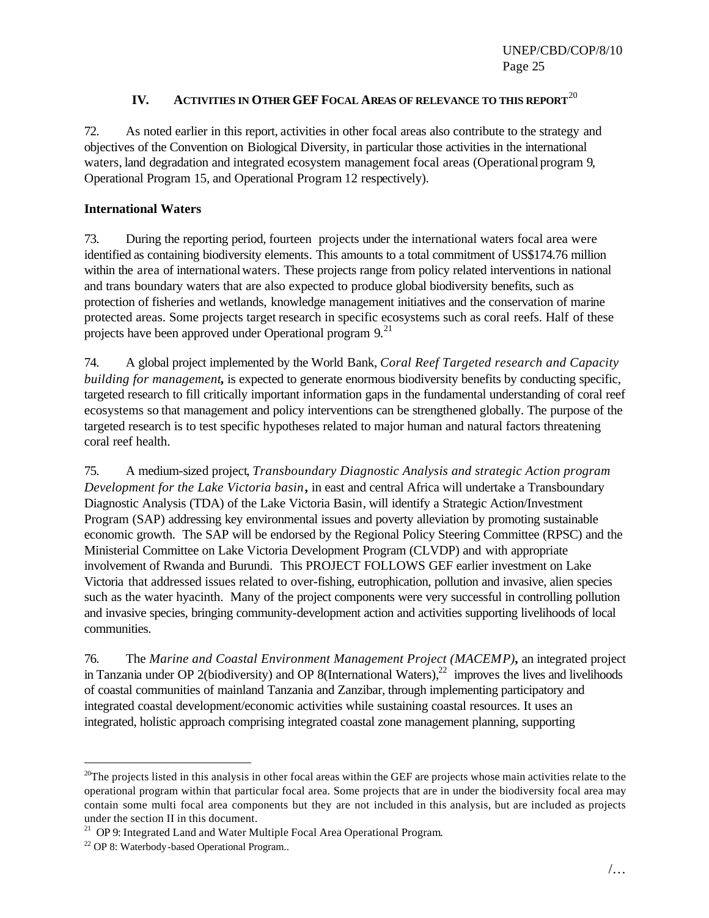## IV. ACTIVITIES IN OTHER GEF FOCAL AREAS OF RELEVANCE TO THIS REPORT[20]

72. As noted earlier in this report, activities in other focal areas also contribute to the strategy and objectives of the Convention on Biological Diversity, in particular those activities in the international waters, land degradation and integrated ecosystem management focal areas (Operational program 9, Operational Program 15, and Operational Program 12 respectively).

### International Waters

73. During the reporting period, fourteen projects under the international waters focal area were identified as containing biodiversity elements. This amounts to a total commitment of US$174.76 million within the area of international waters. These projects range from policy related interventions in national and trans boundary waters that are also expected to produce global biodiversity benefits, such as protection of fisheries and wetlands, knowledge management initiatives and the conservation of marine protected areas. Some projects target research in specific ecosystems such as coral reefs. Half of these projects have been approved under Operational program 9.[21]

74. A global project implemented by the World Bank, *Coral Reef Targeted research and Capacity building for management*, is expected to generate enormous biodiversity benefits by conducting specific, targeted research to fill critically important information gaps in the fundamental understanding of coral reef ecosystems so that management and policy interventions can be strengthened globally. The purpose of the targeted research is to test specific hypotheses related to major human and natural factors threatening coral reef health.

75. A medium-sized project, *Transboundary Diagnostic Analysis and strategic Action program Development for the Lake Victoria basin*, in east and central Africa will undertake a Transboundary Diagnostic Analysis (TDA) of the Lake Victoria Basin, will identify a Strategic Action/Investment Program (SAP) addressing key environmental issues and poverty alleviation by promoting sustainable economic growth. The SAP will be endorsed by the Regional Policy Steering Committee (RPSC) and the Ministerial Committee on Lake Victoria Development Program (CLVDP) and with appropriate involvement of Rwanda and Burundi. This PROJECT FOLLOWS GEF earlier investment on Lake Victoria that addressed issues related to over-fishing, eutrophication, pollution and invasive, alien species such as the water hyacinth. Many of the project components were very successful in controlling pollution and invasive species, bringing community-development action and activities supporting livelihoods of local communities.

76. The *Marine and Coastal Environment Management Project (MACEMP)*, an integrated project in Tanzania under OP 2(biodiversity) and OP 8(International Waters),[22] improves the lives and livelihoods of coastal communities of mainland Tanzania and Zanzibar, through implementing participatory and integrated coastal development/economic activities while sustaining coastal resources. It uses an integrated, holistic approach comprising integrated coastal zone management planning, supporting

---

[20] The projects listed in this analysis in other focal areas within the GEF are projects whose main activities relate to the operational program within that particular focal area. Some projects that are in under the biodiversity focal area may contain some multi focal area components but they are not included in this analysis, but are included as projects under the section II in this document.

[21] OP 9: Integrated Land and Water Multiple Focal Area Operational Program.

[22] OP 8: Waterbody-based Operational Program..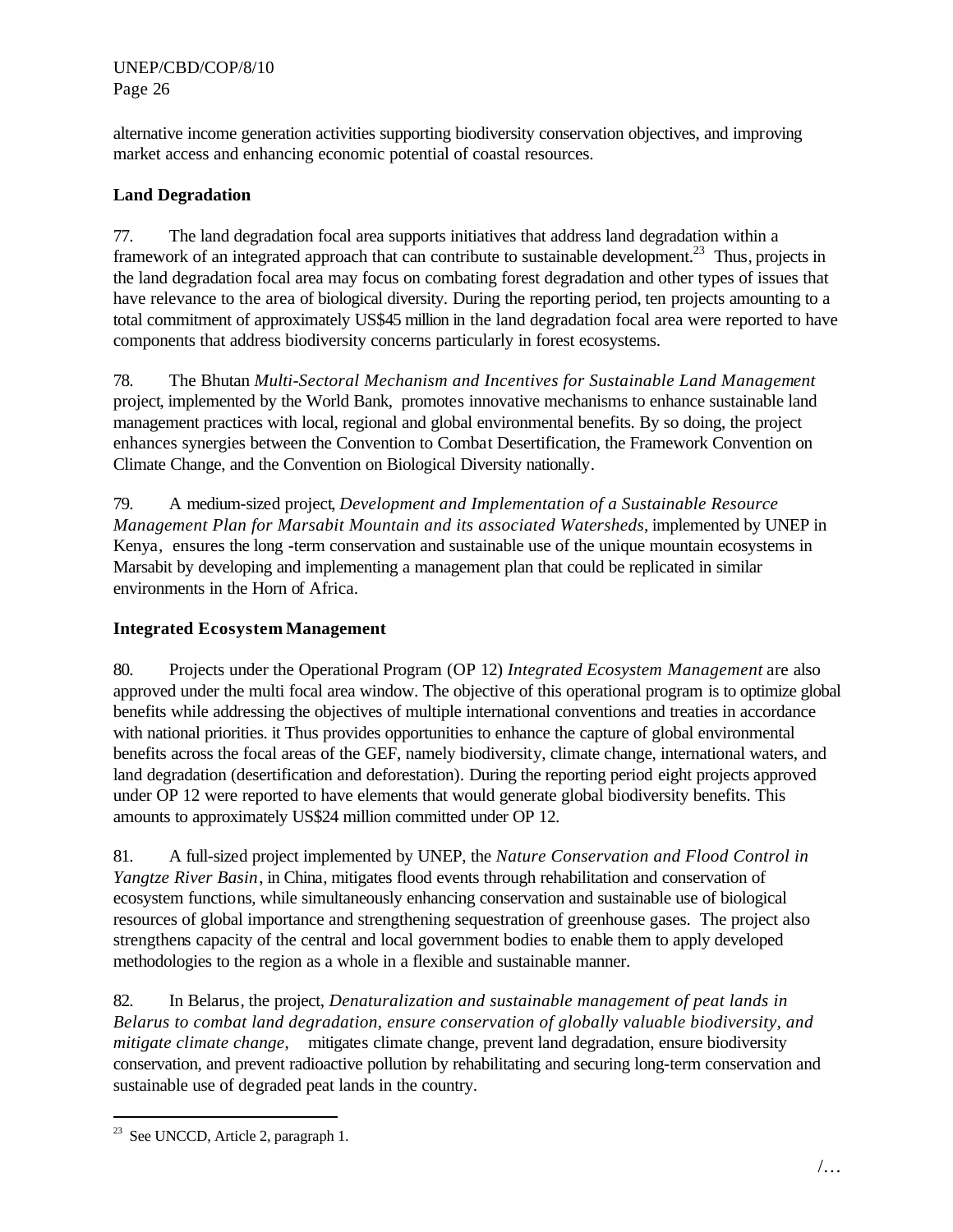alternative income generation activities supporting biodiversity conservation objectives, and improving market access and enhancing economic potential of coastal resources.

**Land Degradation**

77. The land degradation focal area supports initiatives that address land degradation within a framework of an integrated approach that can contribute to sustainable development.[23] Thus, projects in the land degradation focal area may focus on combating forest degradation and other types of issues that have relevance to the area of biological diversity. During the reporting period, ten projects amounting to a total commitment of approximately US$45 million in the land degradation focal area were reported to have components that address biodiversity concerns particularly in forest ecosystems.

78. The Bhutan *Multi-Sectoral Mechanism and Incentives for Sustainable Land Management* project, implemented by the World Bank, promotes innovative mechanisms to enhance sustainable land management practices with local, regional and global environmental benefits. By so doing, the project enhances synergies between the Convention to Combat Desertification, the Framework Convention on Climate Change, and the Convention on Biological Diversity nationally.

79. A medium-sized project, *Development and Implementation of a Sustainable Resource Management Plan for Marsabit Mountain and its associated Watersheds*, implemented by UNEP in Kenya, ensures the long -term conservation and sustainable use of the unique mountain ecosystems in Marsabit by developing and implementing a management plan that could be replicated in similar environments in the Horn of Africa.

**Integrated Ecosystem Management**

80. Projects under the Operational Program (OP 12) *Integrated Ecosystem Management* are also approved under the multi focal area window. The objective of this operational program is to optimize global benefits while addressing the objectives of multiple international conventions and treaties in accordance with national priorities. it Thus provides opportunities to enhance the capture of global environmental benefits across the focal areas of the GEF, namely biodiversity, climate change, international waters, and land degradation (desertification and deforestation). During the reporting period eight projects approved under OP 12 were reported to have elements that would generate global biodiversity benefits. This amounts to approximately US$24 million committed under OP 12.

81. A full-sized project implemented by UNEP, the *Nature Conservation and Flood Control in Yangtze River Basin*, in China, mitigates flood events through rehabilitation and conservation of ecosystem functions, while simultaneously enhancing conservation and sustainable use of biological resources of global importance and strengthening sequestration of greenhouse gases. The project also strengthens capacity of the central and local government bodies to enable them to apply developed methodologies to the region as a whole in a flexible and sustainable manner.

82. In Belarus, the project, *Denaturalization and sustainable management of peat lands in Belarus to combat land degradation, ensure conservation of globally valuable biodiversity, and mitigate climate change,* mitigates climate change, prevent land degradation, ensure biodiversity conservation, and prevent radioactive pollution by rehabilitating and securing long-term conservation and sustainable use of degraded peat lands in the country.

---

[23] See UNCCD, Article 2, paragraph 1.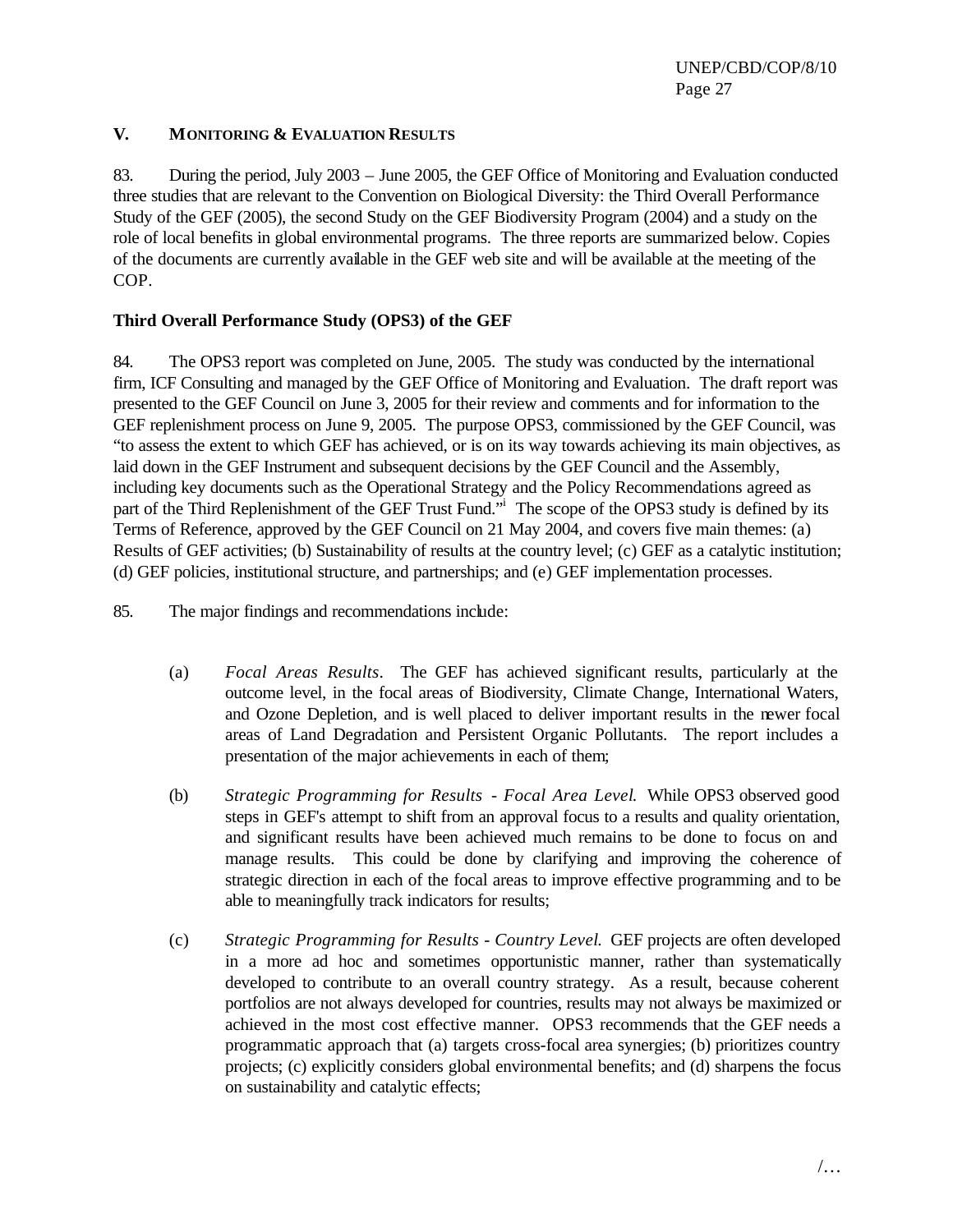## V. MONITORING & EVALUATION RESULTS

83. During the period, July 2003 – June 2005, the GEF Office of Monitoring and Evaluation conducted three studies that are relevant to the Convention on Biological Diversity: the Third Overall Performance Study of the GEF (2005), the second Study on the GEF Biodiversity Program (2004) and a study on the role of local benefits in global environmental programs. The three reports are summarized below. Copies of the documents are currently available in the GEF web site and will be available at the meeting of the COP.

### Third Overall Performance Study (OPS3) of the GEF

84. The OPS3 report was completed on June, 2005. The study was conducted by the international firm, ICF Consulting and managed by the GEF Office of Monitoring and Evaluation. The draft report was presented to the GEF Council on June 3, 2005 for their review and comments and for information to the GEF replenishment process on June 9, 2005. The purpose OPS3, commissioned by the GEF Council, was "to assess the extent to which GEF has achieved, or is on its way towards achieving its main objectives, as laid down in the GEF Instrument and subsequent decisions by the GEF Council and the Assembly, including key documents such as the Operational Strategy and the Policy Recommendations agreed as part of the Third Replenishment of the GEF Trust Fund."[i] The scope of the OPS3 study is defined by its Terms of Reference, approved by the GEF Council on 21 May 2004, and covers five main themes: (a) Results of GEF activities; (b) Sustainability of results at the country level; (c) GEF as a catalytic institution; (d) GEF policies, institutional structure, and partnerships; and (e) GEF implementation processes.

85. The major findings and recommendations include:

(a) *Focal Areas Results*. The GEF has achieved significant results, particularly at the outcome level, in the focal areas of Biodiversity, Climate Change, International Waters, and Ozone Depletion, and is well placed to deliver important results in the newer focal areas of Land Degradation and Persistent Organic Pollutants. The report includes a presentation of the major achievements in each of them;

(b) *Strategic Programming for Results - Focal Area Level.* While OPS3 observed good steps in GEF's attempt to shift from an approval focus to a results and quality orientation, and significant results have been achieved much remains to be done to focus on and manage results. This could be done by clarifying and improving the coherence of strategic direction in each of the focal areas to improve effective programming and to be able to meaningfully track indicators for results;

(c) *Strategic Programming for Results - Country Level.* GEF projects are often developed in a more ad hoc and sometimes opportunistic manner, rather than systematically developed to contribute to an overall country strategy. As a result, because coherent portfolios are not always developed for countries, results may not always be maximized or achieved in the most cost effective manner. OPS3 recommends that the GEF needs a programmatic approach that (a) targets cross-focal area synergies; (b) prioritizes country projects; (c) explicitly considers global environmental benefits; and (d) sharpens the focus on sustainability and catalytic effects;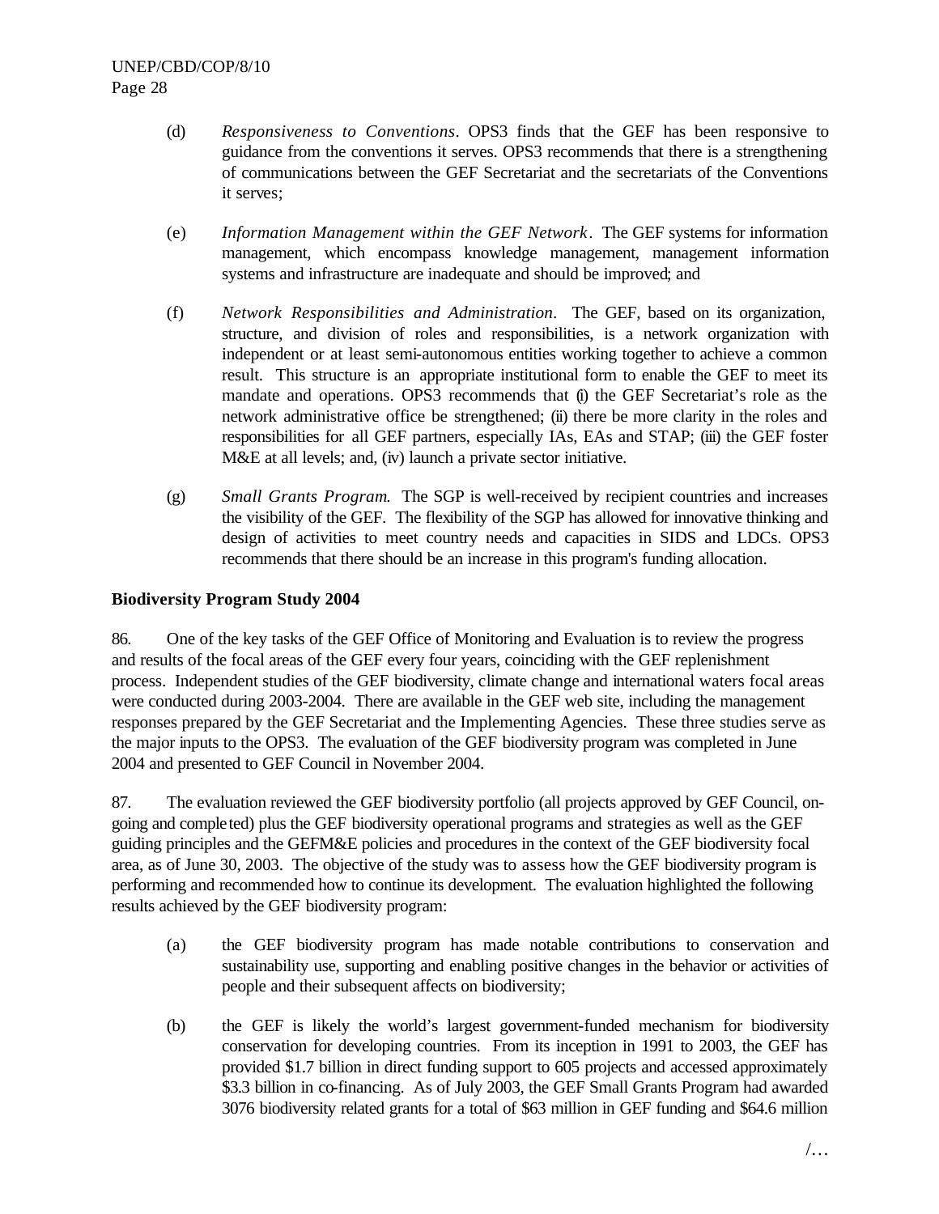(d) *Responsiveness to Conventions*. OPS3 finds that the GEF has been responsive to guidance from the conventions it serves. OPS3 recommends that there is a strengthening of communications between the GEF Secretariat and the secretariats of the Conventions it serves;

(e) *Information Management within the GEF Network*. The GEF systems for information management, which encompass knowledge management, management information systems and infrastructure are inadequate and should be improved; and

(f) *Network Responsibilities and Administration*. The GEF, based on its organization, structure, and division of roles and responsibilities, is a network organization with independent or at least semi-autonomous entities working together to achieve a common result. This structure is an appropriate institutional form to enable the GEF to meet its mandate and operations. OPS3 recommends that (i) the GEF Secretariat's role as the network administrative office be strengthened; (ii) there be more clarity in the roles and responsibilities for all GEF partners, especially IAs, EAs and STAP; (iii) the GEF foster M&E at all levels; and, (iv) launch a private sector initiative.

(g) *Small Grants Program.* The SGP is well-received by recipient countries and increases the visibility of the GEF. The flexibility of the SGP has allowed for innovative thinking and design of activities to meet country needs and capacities in SIDS and LDCs. OPS3 recommends that there should be an increase in this program's funding allocation.

**Biodiversity Program Study 2004**

86. One of the key tasks of the GEF Office of Monitoring and Evaluation is to review the progress and results of the focal areas of the GEF every four years, coinciding with the GEF replenishment process. Independent studies of the GEF biodiversity, climate change and international waters focal areas were conducted during 2003-2004. There are available in the GEF web site, including the management responses prepared by the GEF Secretariat and the Implementing Agencies. These three studies serve as the major inputs to the OPS3. The evaluation of the GEF biodiversity program was completed in June 2004 and presented to GEF Council in November 2004.

87. The evaluation reviewed the GEF biodiversity portfolio (all projects approved by GEF Council, on-going and completed) plus the GEF biodiversity operational programs and strategies as well as the GEF guiding principles and the GEFM&E policies and procedures in the context of the GEF biodiversity focal area, as of June 30, 2003. The objective of the study was to assess how the GEF biodiversity program is performing and recommended how to continue its development. The evaluation highlighted the following results achieved by the GEF biodiversity program:

(a) the GEF biodiversity program has made notable contributions to conservation and sustainability use, supporting and enabling positive changes in the behavior or activities of people and their subsequent affects on biodiversity;

(b) the GEF is likely the world's largest government-funded mechanism for biodiversity conservation for developing countries. From its inception in 1991 to 2003, the GEF has provided $1.7 billion in direct funding support to 605 projects and accessed approximately $3.3 billion in co-financing. As of July 2003, the GEF Small Grants Program had awarded 3076 biodiversity related grants for a total of $63 million in GEF funding and $64.6 million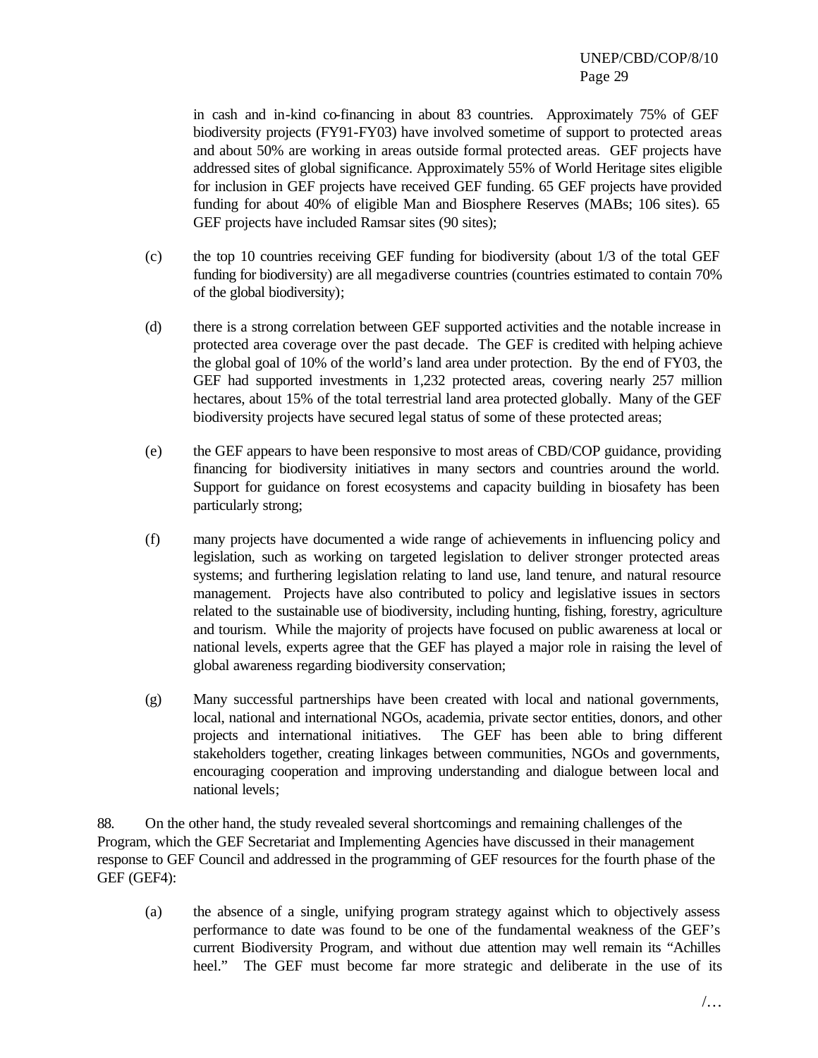in cash and in-kind co-financing in about 83 countries. Approximately 75% of GEF biodiversity projects (FY91-FY03) have involved sometime of support to protected areas and about 50% are working in areas outside formal protected areas. GEF projects have addressed sites of global significance. Approximately 55% of World Heritage sites eligible for inclusion in GEF projects have received GEF funding. 65 GEF projects have provided funding for about 40% of eligible Man and Biosphere Reserves (MABs; 106 sites). 65 GEF projects have included Ramsar sites (90 sites);

(c) the top 10 countries receiving GEF funding for biodiversity (about 1/3 of the total GEF funding for biodiversity) are all megadiverse countries (countries estimated to contain 70% of the global biodiversity);

(d) there is a strong correlation between GEF supported activities and the notable increase in protected area coverage over the past decade. The GEF is credited with helping achieve the global goal of 10% of the world's land area under protection. By the end of FY03, the GEF had supported investments in 1,232 protected areas, covering nearly 257 million hectares, about 15% of the total terrestrial land area protected globally. Many of the GEF biodiversity projects have secured legal status of some of these protected areas;

(e) the GEF appears to have been responsive to most areas of CBD/COP guidance, providing financing for biodiversity initiatives in many sectors and countries around the world. Support for guidance on forest ecosystems and capacity building in biosafety has been particularly strong;

(f) many projects have documented a wide range of achievements in influencing policy and legislation, such as working on targeted legislation to deliver stronger protected areas systems; and furthering legislation relating to land use, land tenure, and natural resource management. Projects have also contributed to policy and legislative issues in sectors related to the sustainable use of biodiversity, including hunting, fishing, forestry, agriculture and tourism. While the majority of projects have focused on public awareness at local or national levels, experts agree that the GEF has played a major role in raising the level of global awareness regarding biodiversity conservation;

(g) Many successful partnerships have been created with local and national governments, local, national and international NGOs, academia, private sector entities, donors, and other projects and international initiatives. The GEF has been able to bring different stakeholders together, creating linkages between communities, NGOs and governments, encouraging cooperation and improving understanding and dialogue between local and national levels;

88. On the other hand, the study revealed several shortcomings and remaining challenges of the Program, which the GEF Secretariat and Implementing Agencies have discussed in their management response to GEF Council and addressed in the programming of GEF resources for the fourth phase of the GEF (GEF4):

(a) the absence of a single, unifying program strategy against which to objectively assess performance to date was found to be one of the fundamental weakness of the GEF's current Biodiversity Program, and without due attention may well remain its "Achilles heel." The GEF must become far more strategic and deliberate in the use of its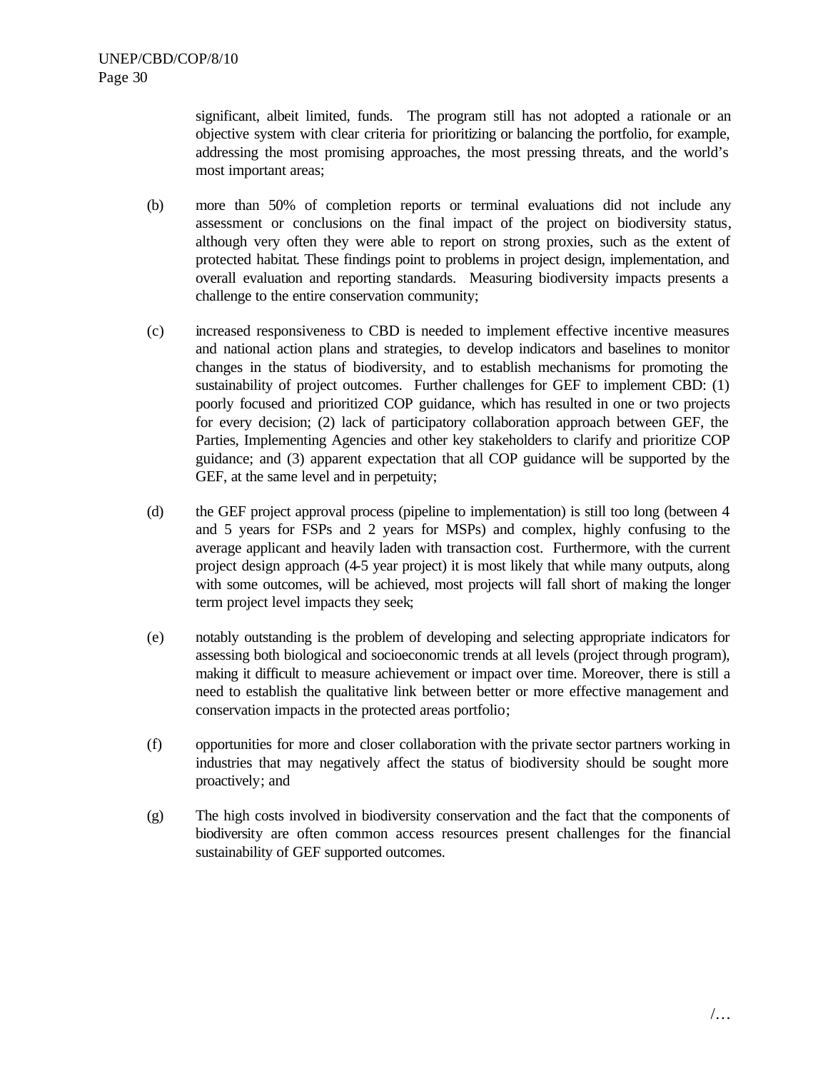significant, albeit limited, funds. The program still has not adopted a rationale or an objective system with clear criteria for prioritizing or balancing the portfolio, for example, addressing the most promising approaches, the most pressing threats, and the world's most important areas;

(b) more than 50% of completion reports or terminal evaluations did not include any assessment or conclusions on the final impact of the project on biodiversity status, although very often they were able to report on strong proxies, such as the extent of protected habitat. These findings point to problems in project design, implementation, and overall evaluation and reporting standards. Measuring biodiversity impacts presents a challenge to the entire conservation community;

(c) increased responsiveness to CBD is needed to implement effective incentive measures and national action plans and strategies, to develop indicators and baselines to monitor changes in the status of biodiversity, and to establish mechanisms for promoting the sustainability of project outcomes. Further challenges for GEF to implement CBD: (1) poorly focused and prioritized COP guidance, which has resulted in one or two projects for every decision; (2) lack of participatory collaboration approach between GEF, the Parties, Implementing Agencies and other key stakeholders to clarify and prioritize COP guidance; and (3) apparent expectation that all COP guidance will be supported by the GEF, at the same level and in perpetuity;

(d) the GEF project approval process (pipeline to implementation) is still too long (between 4 and 5 years for FSPs and 2 years for MSPs) and complex, highly confusing to the average applicant and heavily laden with transaction cost. Furthermore, with the current project design approach (4-5 year project) it is most likely that while many outputs, along with some outcomes, will be achieved, most projects will fall short of making the longer term project level impacts they seek;

(e) notably outstanding is the problem of developing and selecting appropriate indicators for assessing both biological and socioeconomic trends at all levels (project through program), making it difficult to measure achievement or impact over time. Moreover, there is still a need to establish the qualitative link between better or more effective management and conservation impacts in the protected areas portfolio;

(f) opportunities for more and closer collaboration with the private sector partners working in industries that may negatively affect the status of biodiversity should be sought more proactively; and

(g) The high costs involved in biodiversity conservation and the fact that the components of biodiversity are often common access resources present challenges for the financial sustainability of GEF supported outcomes.

/…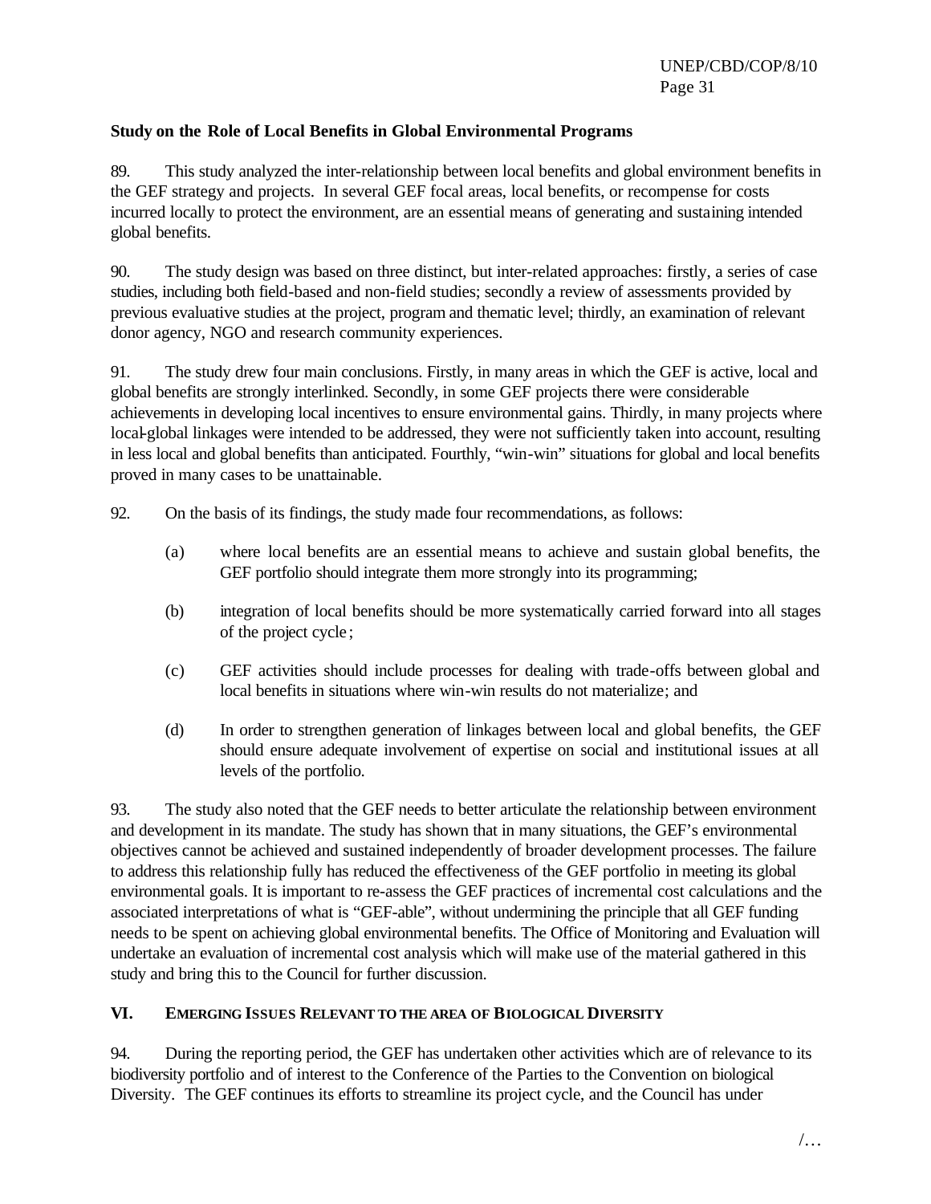**Study on the Role of Local Benefits in Global Environmental Programs**

89. This study analyzed the inter-relationship between local benefits and global environment benefits in the GEF strategy and projects. In several GEF focal areas, local benefits, or recompense for costs incurred locally to protect the environment, are an essential means of generating and sustaining intended global benefits.

90. The study design was based on three distinct, but inter-related approaches: firstly, a series of case studies, including both field-based and non-field studies; secondly a review of assessments provided by previous evaluative studies at the project, program and thematic level; thirdly, an examination of relevant donor agency, NGO and research community experiences.

91. The study drew four main conclusions. Firstly, in many areas in which the GEF is active, local and global benefits are strongly interlinked. Secondly, in some GEF projects there were considerable achievements in developing local incentives to ensure environmental gains. Thirdly, in many projects where local-global linkages were intended to be addressed, they were not sufficiently taken into account, resulting in less local and global benefits than anticipated. Fourthly, "win-win" situations for global and local benefits proved in many cases to be unattainable.

92. On the basis of its findings, the study made four recommendations, as follows:

(a) where local benefits are an essential means to achieve and sustain global benefits, the GEF portfolio should integrate them more strongly into its programming;

(b) integration of local benefits should be more systematically carried forward into all stages of the project cycle;

(c) GEF activities should include processes for dealing with trade-offs between global and local benefits in situations where win-win results do not materialize; and

(d) In order to strengthen generation of linkages between local and global benefits, the GEF should ensure adequate involvement of expertise on social and institutional issues at all levels of the portfolio.

93. The study also noted that the GEF needs to better articulate the relationship between environment and development in its mandate. The study has shown that in many situations, the GEF's environmental objectives cannot be achieved and sustained independently of broader development processes. The failure to address this relationship fully has reduced the effectiveness of the GEF portfolio in meeting its global environmental goals. It is important to re-assess the GEF practices of incremental cost calculations and the associated interpretations of what is "GEF-able", without undermining the principle that all GEF funding needs to be spent on achieving global environmental benefits. The Office of Monitoring and Evaluation will undertake an evaluation of incremental cost analysis which will make use of the material gathered in this study and bring this to the Council for further discussion.

## VI. EMERGING ISSUES RELEVANT TO THE AREA OF BIOLOGICAL DIVERSITY

94. During the reporting period, the GEF has undertaken other activities which are of relevance to its biodiversity portfolio and of interest to the Conference of the Parties to the Convention on biological Diversity. The GEF continues its efforts to streamline its project cycle, and the Council has under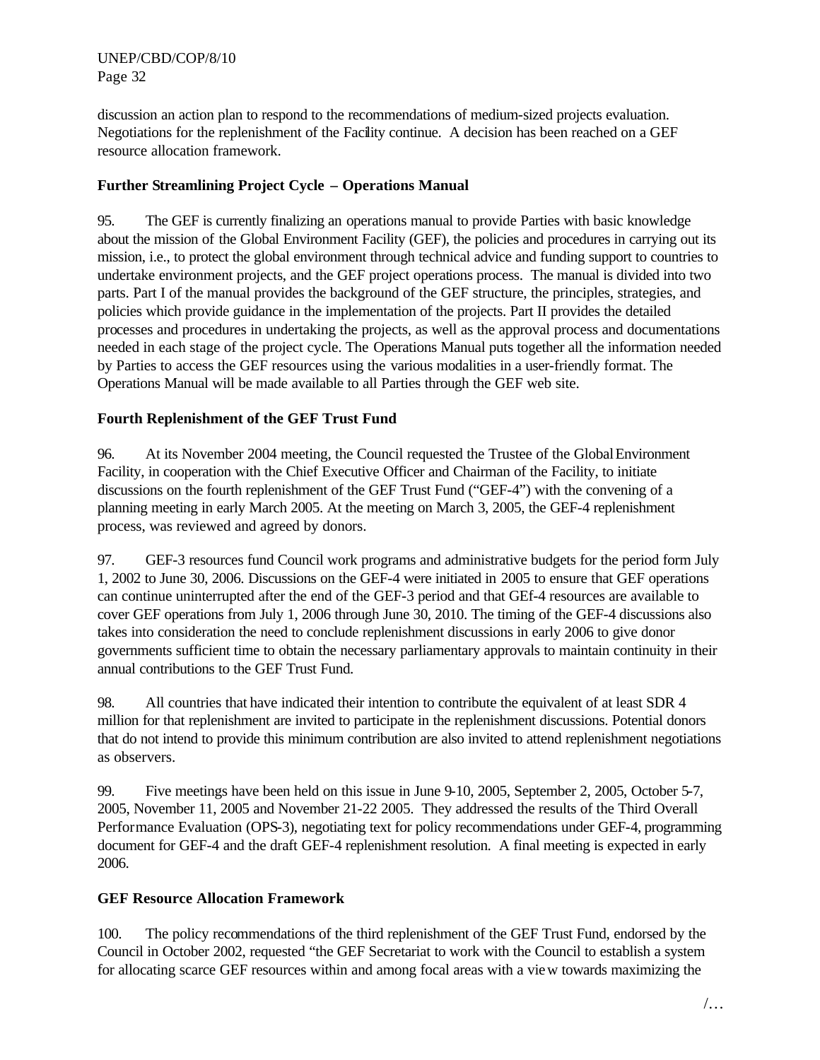discussion an action plan to respond to the recommendations of medium-sized projects evaluation. Negotiations for the replenishment of the Facility continue. A decision has been reached on a GEF resource allocation framework.

**Further Streamlining Project Cycle – Operations Manual**

95. The GEF is currently finalizing an operations manual to provide Parties with basic knowledge about the mission of the Global Environment Facility (GEF), the policies and procedures in carrying out its mission, i.e., to protect the global environment through technical advice and funding support to countries to undertake environment projects, and the GEF project operations process. The manual is divided into two parts. Part I of the manual provides the background of the GEF structure, the principles, strategies, and policies which provide guidance in the implementation of the projects. Part II provides the detailed processes and procedures in undertaking the projects, as well as the approval process and documentations needed in each stage of the project cycle. The Operations Manual puts together all the information needed by Parties to access the GEF resources using the various modalities in a user-friendly format. The Operations Manual will be made available to all Parties through the GEF web site.

**Fourth Replenishment of the GEF Trust Fund**

96. At its November 2004 meeting, the Council requested the Trustee of the Global Environment Facility, in cooperation with the Chief Executive Officer and Chairman of the Facility, to initiate discussions on the fourth replenishment of the GEF Trust Fund ("GEF-4") with the convening of a planning meeting in early March 2005. At the meeting on March 3, 2005, the GEF-4 replenishment process, was reviewed and agreed by donors.

97. GEF-3 resources fund Council work programs and administrative budgets for the period form July 1, 2002 to June 30, 2006. Discussions on the GEF-4 were initiated in 2005 to ensure that GEF operations can continue uninterrupted after the end of the GEF-3 period and that GEf-4 resources are available to cover GEF operations from July 1, 2006 through June 30, 2010. The timing of the GEF-4 discussions also takes into consideration the need to conclude replenishment discussions in early 2006 to give donor governments sufficient time to obtain the necessary parliamentary approvals to maintain continuity in their annual contributions to the GEF Trust Fund.

98. All countries that have indicated their intention to contribute the equivalent of at least SDR 4 million for that replenishment are invited to participate in the replenishment discussions. Potential donors that do not intend to provide this minimum contribution are also invited to attend replenishment negotiations as observers.

99. Five meetings have been held on this issue in June 9-10, 2005, September 2, 2005, October 5-7, 2005, November 11, 2005 and November 21-22 2005. They addressed the results of the Third Overall Performance Evaluation (OPS-3), negotiating text for policy recommendations under GEF-4, programming document for GEF-4 and the draft GEF-4 replenishment resolution. A final meeting is expected in early 2006.

**GEF Resource Allocation Framework**

100. The policy recommendations of the third replenishment of the GEF Trust Fund, endorsed by the Council in October 2002, requested "the GEF Secretariat to work with the Council to establish a system for allocating scarce GEF resources within and among focal areas with a view towards maximizing the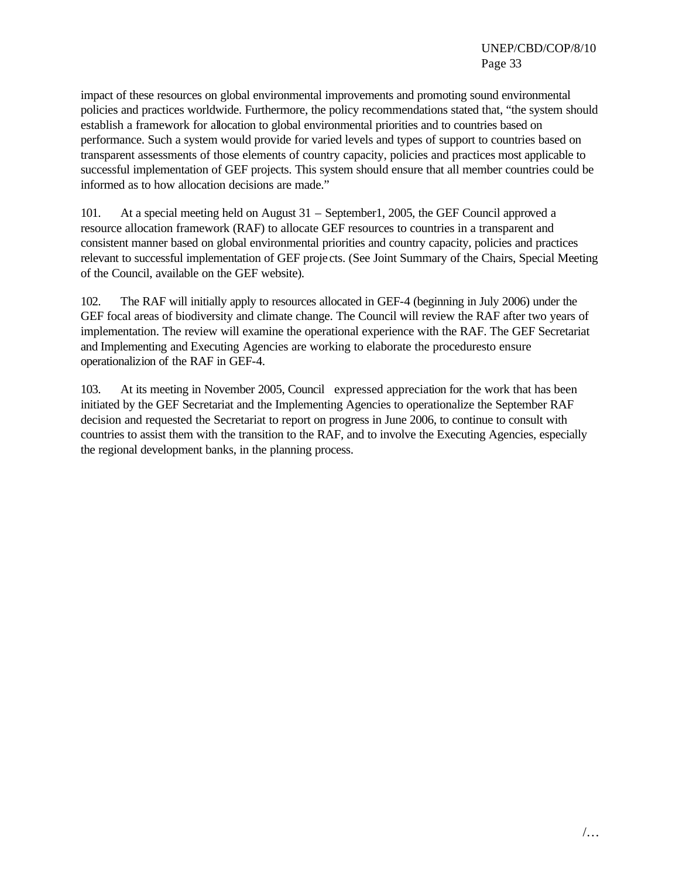impact of these resources on global environmental improvements and promoting sound environmental policies and practices worldwide. Furthermore, the policy recommendations stated that, "the system should establish a framework for allocation to global environmental priorities and to countries based on performance. Such a system would provide for varied levels and types of support to countries based on transparent assessments of those elements of country capacity, policies and practices most applicable to successful implementation of GEF projects. This system should ensure that all member countries could be informed as to how allocation decisions are made."

101. At a special meeting held on August 31 – September1, 2005, the GEF Council approved a resource allocation framework (RAF) to allocate GEF resources to countries in a transparent and consistent manner based on global environmental priorities and country capacity, policies and practices relevant to successful implementation of GEF projects. (See Joint Summary of the Chairs, Special Meeting of the Council, available on the GEF website).

102. The RAF will initially apply to resources allocated in GEF-4 (beginning in July 2006) under the GEF focal areas of biodiversity and climate change. The Council will review the RAF after two years of implementation. The review will examine the operational experience with the RAF. The GEF Secretariat and Implementing and Executing Agencies are working to elaborate the proceduresto ensure operationalizion of the RAF in GEF-4.

103. At its meeting in November 2005, Council expressed appreciation for the work that has been initiated by the GEF Secretariat and the Implementing Agencies to operationalize the September RAF decision and requested the Secretariat to report on progress in June 2006, to continue to consult with countries to assist them with the transition to the RAF, and to involve the Executing Agencies, especially the regional development banks, in the planning process.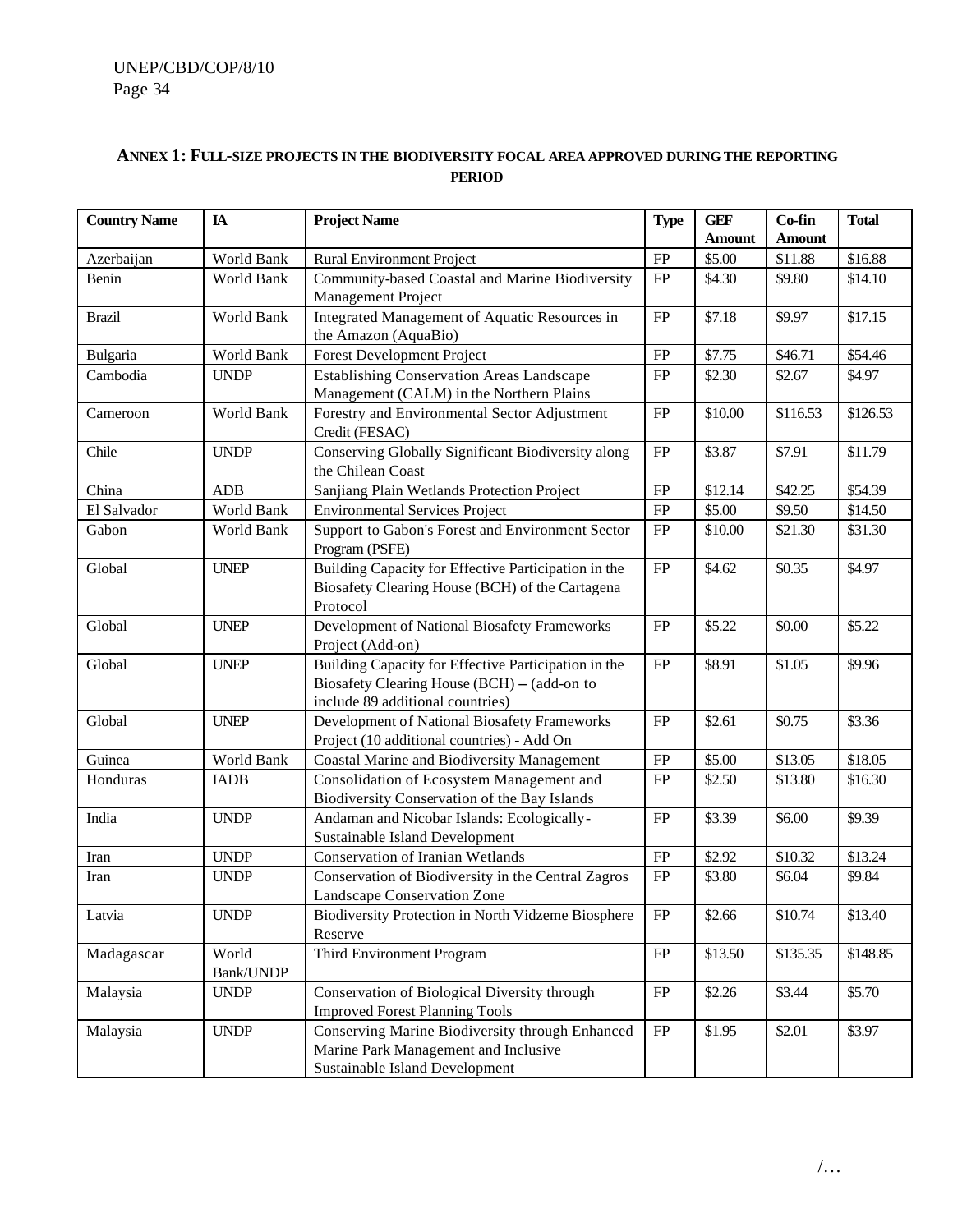## ANNEX 1: FULL-SIZE PROJECTS IN THE BIODIVERSITY FOCAL AREA APPROVED DURING THE REPORTING PERIOD

| Country Name | IA | Project Name | Type | GEF Amount | Co-fin Amount | Total |
|---|---|---|---|---|---|---|
| Azerbaijan | World Bank | Rural Environment Project | FP | $5.00 | $11.88 | $16.88 |
| Benin | World Bank | Community-based Coastal and Marine Biodiversity Management Project | FP | $4.30 | $9.80 | $14.10 |
| Brazil | World Bank | Integrated Management of Aquatic Resources in the Amazon (AquaBio) | FP | $7.18 | $9.97 | $17.15 |
| Bulgaria | World Bank | Forest Development Project | FP | $7.75 | $46.71 | $54.46 |
| Cambodia | UNDP | Establishing Conservation Areas Landscape Management (CALM) in the Northern Plains | FP | $2.30 | $2.67 | $4.97 |
| Cameroon | World Bank | Forestry and Environmental Sector Adjustment Credit (FESAC) | FP | $10.00 | $116.53 | $126.53 |
| Chile | UNDP | Conserving Globally Significant Biodiversity along the Chilean Coast | FP | $3.87 | $7.91 | $11.79 |
| China | ADB | Sanjiang Plain Wetlands Protection Project | FP | $12.14 | $42.25 | $54.39 |
| El Salvador | World Bank | Environmental Services Project | FP | $5.00 | $9.50 | $14.50 |
| Gabon | World Bank | Support to Gabon's Forest and Environment Sector Program (PSFE) | FP | $10.00 | $21.30 | $31.30 |
| Global | UNEP | Building Capacity for Effective Participation in the Biosafety Clearing House (BCH) of the Cartagena Protocol | FP | $4.62 | $0.35 | $4.97 |
| Global | UNEP | Development of National Biosafety Frameworks Project (Add-on) | FP | $5.22 | $0.00 | $5.22 |
| Global | UNEP | Building Capacity for Effective Participation in the Biosafety Clearing House (BCH) -- (add-on to include 89 additional countries) | FP | $8.91 | $1.05 | $9.96 |
| Global | UNEP | Development of National Biosafety Frameworks Project (10 additional countries) - Add On | FP | $2.61 | $0.75 | $3.36 |
| Guinea | World Bank | Coastal Marine and Biodiversity Management | FP | $5.00 | $13.05 | $18.05 |
| Honduras | IADB | Consolidation of Ecosystem Management and Biodiversity Conservation of the Bay Islands | FP | $2.50 | $13.80 | $16.30 |
| India | UNDP | Andaman and Nicobar Islands: Ecologically-Sustainable Island Development | FP | $3.39 | $6.00 | $9.39 |
| Iran | UNDP | Conservation of Iranian Wetlands | FP | $2.92 | $10.32 | $13.24 |
| Iran | UNDP | Conservation of Biodiversity in the Central Zagros Landscape Conservation Zone | FP | $3.80 | $6.04 | $9.84 |
| Latvia | UNDP | Biodiversity Protection in North Vidzeme Biosphere Reserve | FP | $2.66 | $10.74 | $13.40 |
| Madagascar | World Bank/UNDP | Third Environment Program | FP | $13.50 | $135.35 | $148.85 |
| Malaysia | UNDP | Conservation of Biological Diversity through Improved Forest Planning Tools | FP | $2.26 | $3.44 | $5.70 |
| Malaysia | UNDP | Conserving Marine Biodiversity through Enhanced Marine Park Management and Inclusive Sustainable Island Development | FP | $1.95 | $2.01 | $3.97 |

/…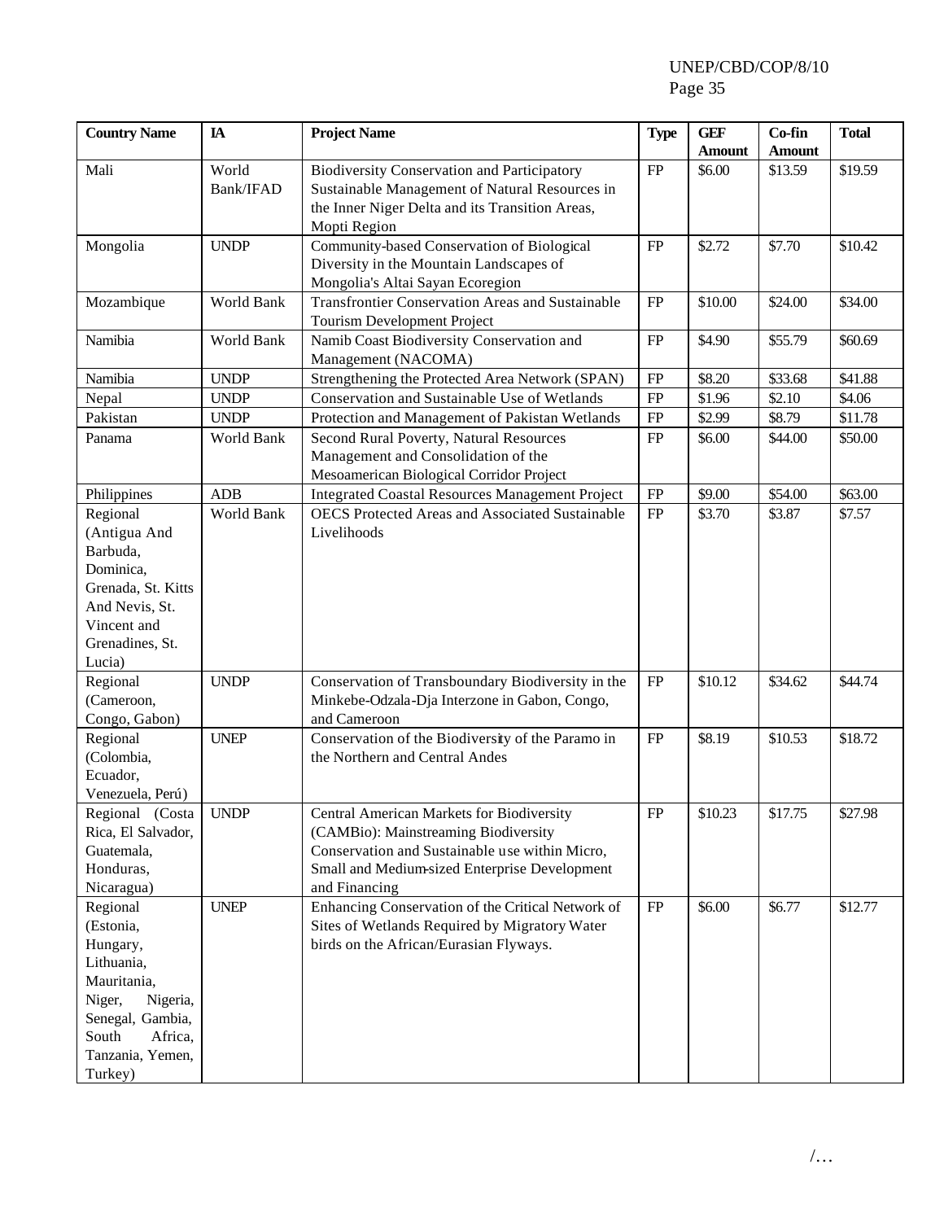| Country Name | IA | Project Name | Type | GEF Amount | Co-fin Amount | Total |
|---|---|---|---|---|---|---|
| Mali | World Bank/IFAD | Biodiversity Conservation and Participatory Sustainable Management of Natural Resources in the Inner Niger Delta and its Transition Areas, Mopti Region | FP | \$6.00 | \$13.59 | \$19.59 |
| Mongolia | UNDP | Community-based Conservation of Biological Diversity in the Mountain Landscapes of Mongolia's Altai Sayan Ecoregion | FP | \$2.72 | \$7.70 | \$10.42 |
| Mozambique | World Bank | Transfrontier Conservation Areas and Sustainable Tourism Development Project | FP | \$10.00 | \$24.00 | \$34.00 |
| Namibia | World Bank | Namib Coast Biodiversity Conservation and Management (NACOMA) | FP | \$4.90 | \$55.79 | \$60.69 |
| Namibia | UNDP | Strengthening the Protected Area Network (SPAN) | FP | \$8.20 | \$33.68 | \$41.88 |
| Nepal | UNDP | Conservation and Sustainable Use of Wetlands | FP | \$1.96 | \$2.10 | \$4.06 |
| Pakistan | UNDP | Protection and Management of Pakistan Wetlands | FP | \$2.99 | \$8.79 | \$11.78 |
| Panama | World Bank | Second Rural Poverty, Natural Resources Management and Consolidation of the Mesoamerican Biological Corridor Project | FP | \$6.00 | \$44.00 | \$50.00 |
| Philippines | ADB | Integrated Coastal Resources Management Project | FP | \$9.00 | \$54.00 | \$63.00 |
| Regional (Antigua And Barbuda, Dominica, Grenada, St. Kitts And Nevis, St. Vincent and Grenadines, St. Lucia) | World Bank | OECS Protected Areas and Associated Sustainable Livelihoods | FP | \$3.70 | \$3.87 | \$7.57 |
| Regional (Cameroon, Congo, Gabon) | UNDP | Conservation of Transboundary Biodiversity in the Minkebe-Odzala-Dja Interzone in Gabon, Congo, and Cameroon | FP | \$10.12 | \$34.62 | \$44.74 |
| Regional (Colombia, Ecuador, Venezuela, Perú) | UNEP | Conservation of the Biodiversity of the Paramo in the Northern and Central Andes | FP | \$8.19 | \$10.53 | \$18.72 |
| Regional (Costa Rica, El Salvador, Guatemala, Honduras, Nicaragua) | UNDP | Central American Markets for Biodiversity (CAMBio): Mainstreaming Biodiversity Conservation and Sustainable use within Micro, Small and Medium-sized Enterprise Development and Financing | FP | \$10.23 | \$17.75 | \$27.98 |
| Regional (Estonia, Hungary, Lithuania, Mauritania, Niger, Nigeria, Senegal, Gambia, South Africa, Tanzania, Yemen, Turkey) | UNEP | Enhancing Conservation of the Critical Network of Sites of Wetlands Required by Migratory Water birds on the African/Eurasian Flyways. | FP | \$6.00 | \$6.77 | \$12.77 |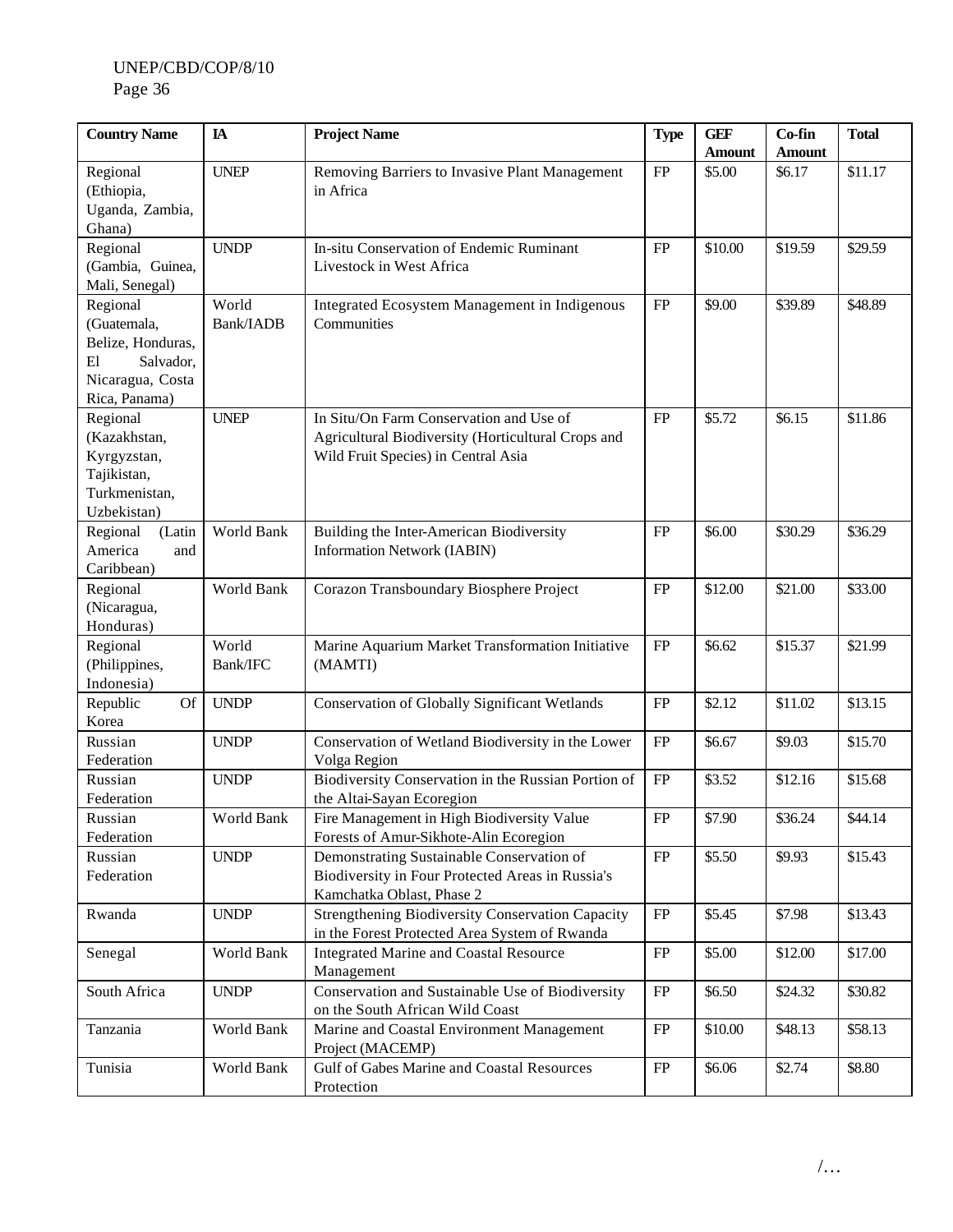| Country Name | IA | Project Name | Type | GEF Amount | Co-fin Amount | Total |
|---|---|---|---|---|---|---|
| Regional (Ethiopia, Uganda, Zambia, Ghana) | UNEP | Removing Barriers to Invasive Plant Management in Africa | FP | $5.00 | $6.17 | $11.17 |
| Regional (Gambia, Guinea, Mali, Senegal) | UNDP | In-situ Conservation of Endemic Ruminant Livestock in West Africa | FP | $10.00 | $19.59 | $29.59 |
| Regional (Guatemala, Belize, Honduras, El Salvador, Nicaragua, Costa Rica, Panama) | World Bank/IADB | Integrated Ecosystem Management in Indigenous Communities | FP | $9.00 | $39.89 | $48.89 |
| Regional (Kazakhstan, Kyrgyzstan, Tajikistan, Turkmenistan, Uzbekistan) | UNEP | In Situ/On Farm Conservation and Use of Agricultural Biodiversity (Horticultural Crops and Wild Fruit Species) in Central Asia | FP | $5.72 | $6.15 | $11.86 |
| Regional (Latin America and Caribbean) | World Bank | Building the Inter-American Biodiversity Information Network (IABIN) | FP | $6.00 | $30.29 | $36.29 |
| Regional (Nicaragua, Honduras) | World Bank | Corazon Transboundary Biosphere Project | FP | $12.00 | $21.00 | $33.00 |
| Regional (Philippines, Indonesia) | World Bank/IFC | Marine Aquarium Market Transformation Initiative (MAMTI) | FP | $6.62 | $15.37 | $21.99 |
| Republic Of Korea | UNDP | Conservation of Globally Significant Wetlands | FP | $2.12 | $11.02 | $13.15 |
| Russian Federation | UNDP | Conservation of Wetland Biodiversity in the Lower Volga Region | FP | $6.67 | $9.03 | $15.70 |
| Russian Federation | UNDP | Biodiversity Conservation in the Russian Portion of the Altai-Sayan Ecoregion | FP | $3.52 | $12.16 | $15.68 |
| Russian Federation | World Bank | Fire Management in High Biodiversity Value Forests of Amur-Sikhote-Alin Ecoregion | FP | $7.90 | $36.24 | $44.14 |
| Russian Federation | UNDP | Demonstrating Sustainable Conservation of Biodiversity in Four Protected Areas in Russia's Kamchatka Oblast, Phase 2 | FP | $5.50 | $9.93 | $15.43 |
| Rwanda | UNDP | Strengthening Biodiversity Conservation Capacity in the Forest Protected Area System of Rwanda | FP | $5.45 | $7.98 | $13.43 |
| Senegal | World Bank | Integrated Marine and Coastal Resource Management | FP | $5.00 | $12.00 | $17.00 |
| South Africa | UNDP | Conservation and Sustainable Use of Biodiversity on the South African Wild Coast | FP | $6.50 | $24.32 | $30.82 |
| Tanzania | World Bank | Marine and Coastal Environment Management Project (MACEMP) | FP | $10.00 | $48.13 | $58.13 |
| Tunisia | World Bank | Gulf of Gabes Marine and Coastal Resources Protection | FP | $6.06 | $2.74 | $8.80 |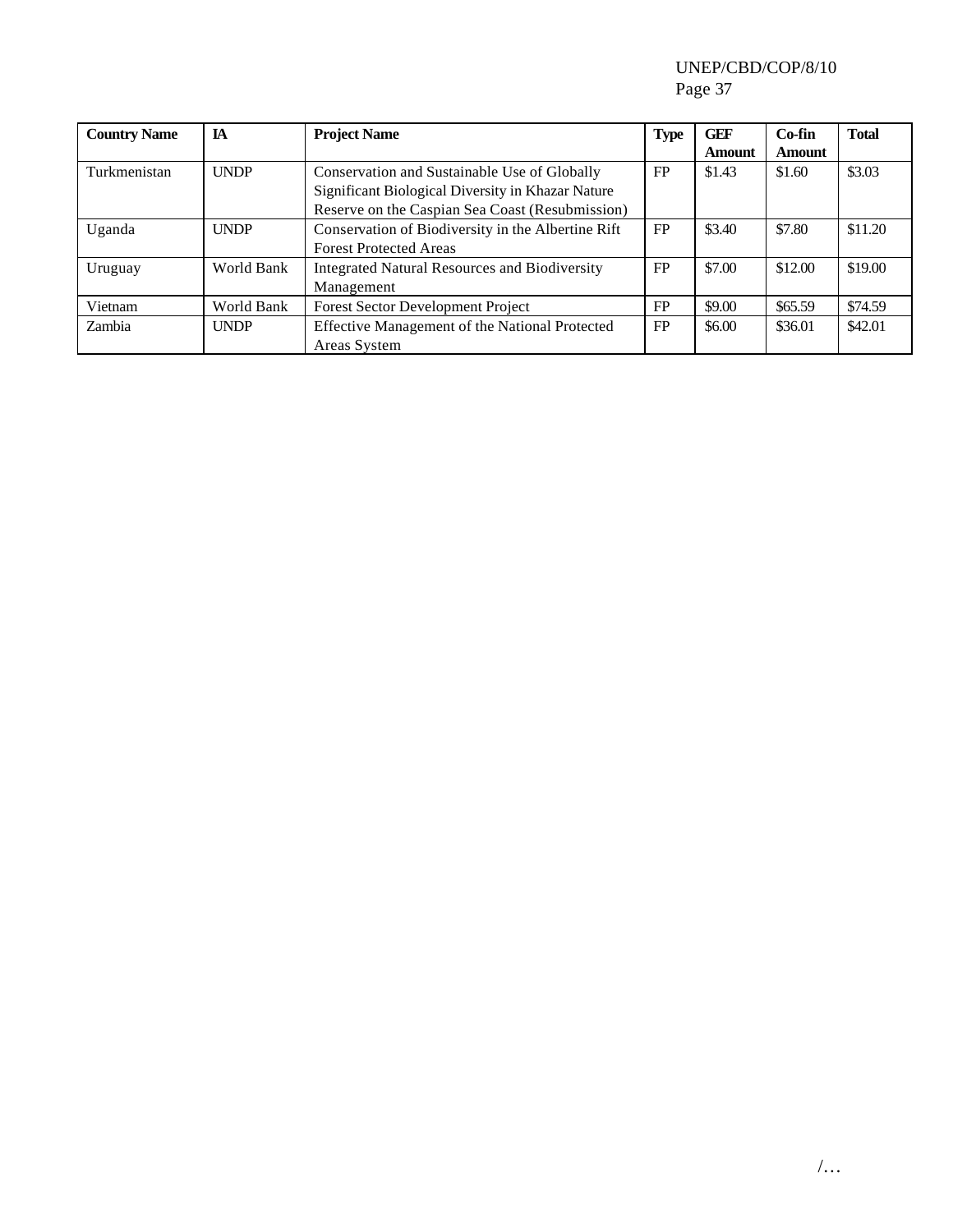| Country Name | IA | Project Name | Type | GEF Amount | Co-fin Amount | Total |
|---|---|---|---|---|---|---|
| Turkmenistan | UNDP | Conservation and Sustainable Use of Globally Significant Biological Diversity in Khazar Nature Reserve on the Caspian Sea Coast (Resubmission) | FP | $1.43 | $1.60 | $3.03 |
| Uganda | UNDP | Conservation of Biodiversity in the Albertine Rift Forest Protected Areas | FP | $3.40 | $7.80 | $11.20 |
| Uruguay | World Bank | Integrated Natural Resources and Biodiversity Management | FP | $7.00 | $12.00 | $19.00 |
| Vietnam | World Bank | Forest Sector Development Project | FP | $9.00 | $65.59 | $74.59 |
| Zambia | UNDP | Effective Management of the National Protected Areas System | FP | $6.00 | $36.01 | $42.01 |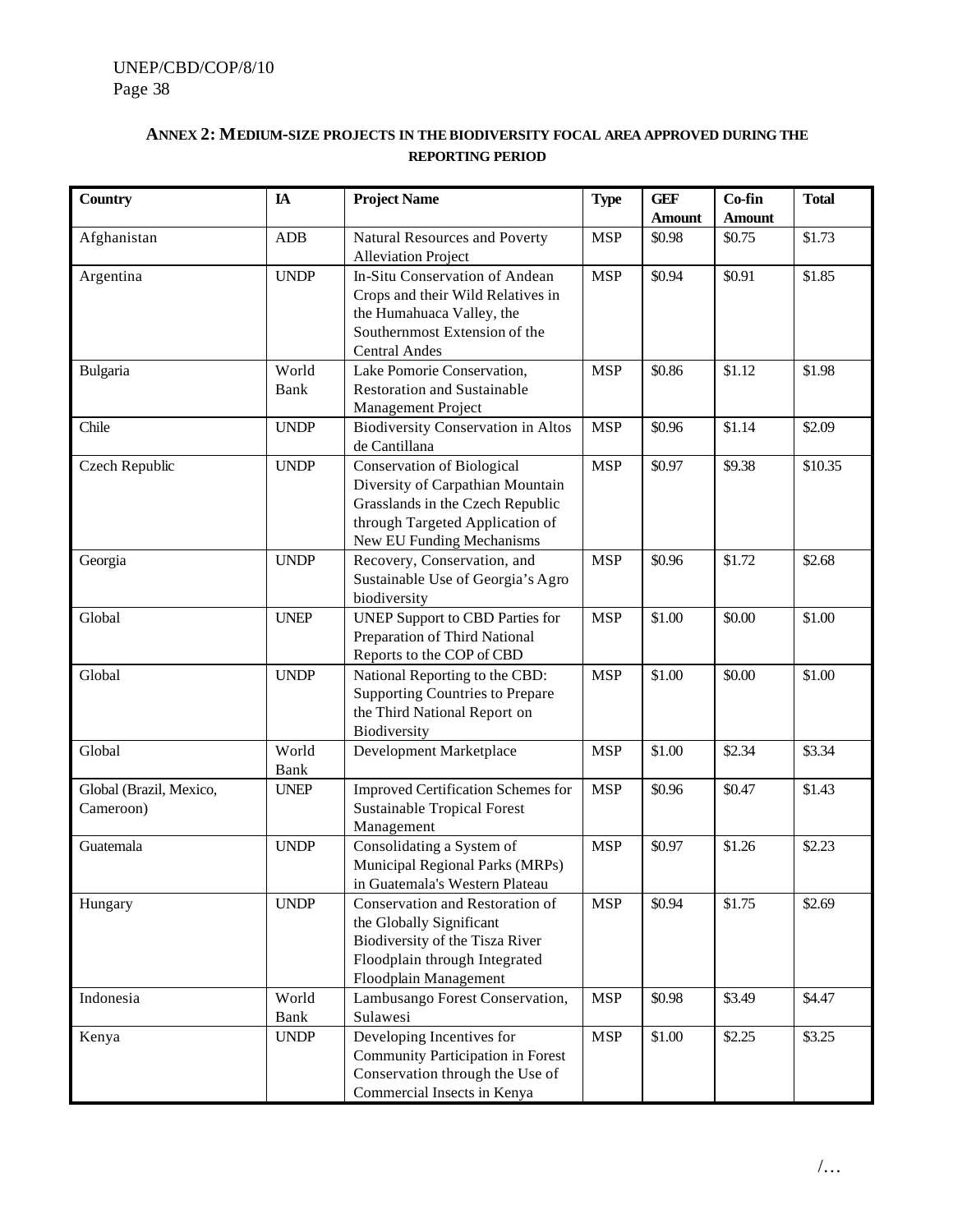## ANNEX 2: MEDIUM-SIZE PROJECTS IN THE BIODIVERSITY FOCAL AREA APPROVED DURING THE REPORTING PERIOD

| Country | IA | Project Name | Type | GEF Amount | Co-fin Amount | Total |
|---|---|---|---|---|---|---|
| Afghanistan | ADB | Natural Resources and Poverty Alleviation Project | MSP | $0.98 | $0.75 | $1.73 |
| Argentina | UNDP | In-Situ Conservation of Andean Crops and their Wild Relatives in the Humahuaca Valley, the Southernmost Extension of the Central Andes | MSP | $0.94 | $0.91 | $1.85 |
| Bulgaria | World Bank | Lake Pomorie Conservation, Restoration and Sustainable Management Project | MSP | $0.86 | $1.12 | $1.98 |
| Chile | UNDP | Biodiversity Conservation in Altos de Cantillana | MSP | $0.96 | $1.14 | $2.09 |
| Czech Republic | UNDP | Conservation of Biological Diversity of Carpathian Mountain Grasslands in the Czech Republic through Targeted Application of New EU Funding Mechanisms | MSP | $0.97 | $9.38 | $10.35 |
| Georgia | UNDP | Recovery, Conservation, and Sustainable Use of Georgia's Agro biodiversity | MSP | $0.96 | $1.72 | $2.68 |
| Global | UNEP | UNEP Support to CBD Parties for Preparation of Third National Reports to the COP of CBD | MSP | $1.00 | $0.00 | $1.00 |
| Global | UNDP | National Reporting to the CBD: Supporting Countries to Prepare the Third National Report on Biodiversity | MSP | $1.00 | $0.00 | $1.00 |
| Global | World Bank | Development Marketplace | MSP | $1.00 | $2.34 | $3.34 |
| Global (Brazil, Mexico, Cameroon) | UNEP | Improved Certification Schemes for Sustainable Tropical Forest Management | MSP | $0.96 | $0.47 | $1.43 |
| Guatemala | UNDP | Consolidating a System of Municipal Regional Parks (MRPs) in Guatemala's Western Plateau | MSP | $0.97 | $1.26 | $2.23 |
| Hungary | UNDP | Conservation and Restoration of the Globally Significant Biodiversity of the Tisza River Floodplain through Integrated Floodplain Management | MSP | $0.94 | $1.75 | $2.69 |
| Indonesia | World Bank | Lambusango Forest Conservation, Sulawesi | MSP | $0.98 | $3.49 | $4.47 |
| Kenya | UNDP | Developing Incentives for Community Participation in Forest Conservation through the Use of Commercial Insects in Kenya | MSP | $1.00 | $2.25 | $3.25 |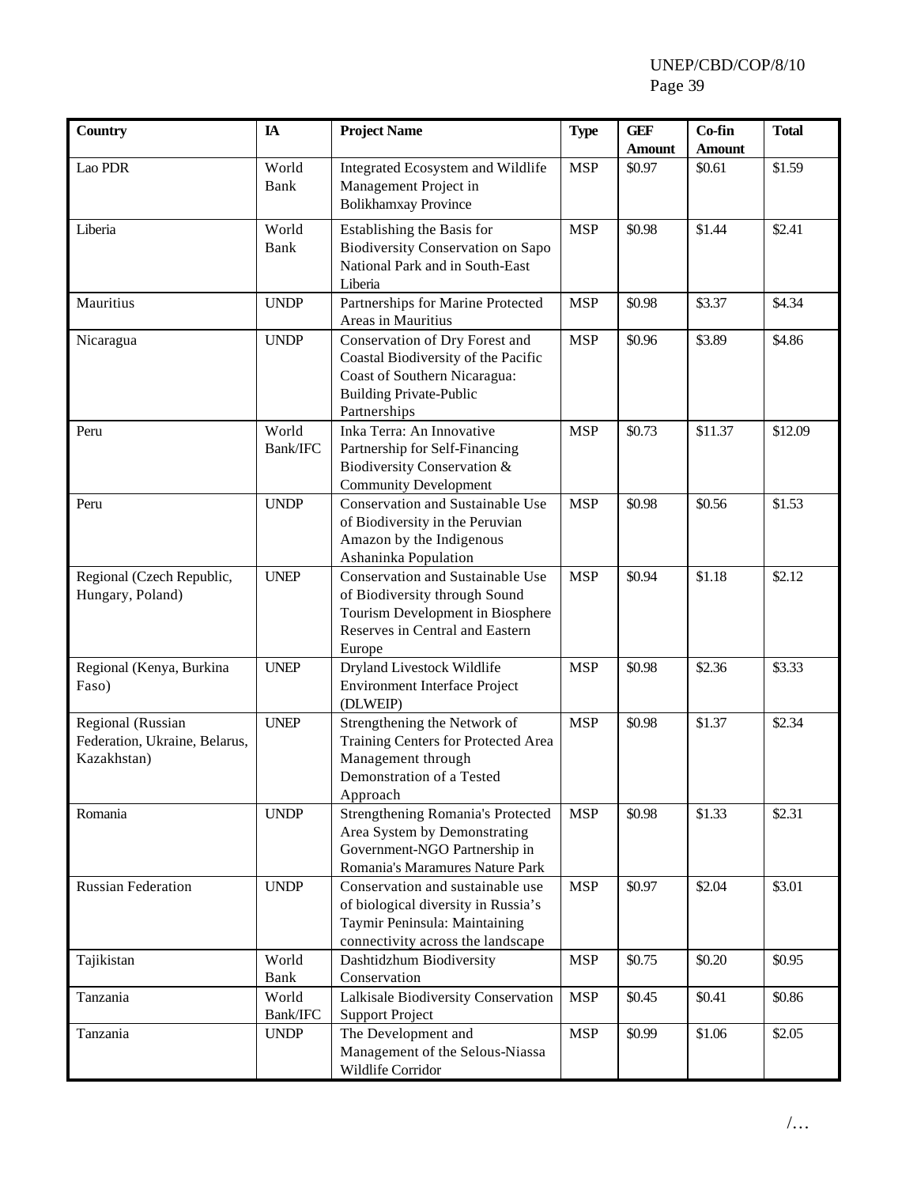| Country | IA | Project Name | Type | GEF Amount | Co-fin Amount | Total |
|---|---|---|---|---|---|---|
| Lao PDR | World Bank | Integrated Ecosystem and Wildlife Management Project in Bolikhamxay Province | MSP | $0.97 | $0.61 | $1.59 |
| Liberia | World Bank | Establishing the Basis for Biodiversity Conservation on Sapo National Park and in South-East Liberia | MSP | $0.98 | $1.44 | $2.41 |
| Mauritius | UNDP | Partnerships for Marine Protected Areas in Mauritius | MSP | $0.98 | $3.37 | $4.34 |
| Nicaragua | UNDP | Conservation of Dry Forest and Coastal Biodiversity of the Pacific Coast of Southern Nicaragua: Building Private-Public Partnerships | MSP | $0.96 | $3.89 | $4.86 |
| Peru | World Bank/IFC | Inka Terra: An Innovative Partnership for Self-Financing Biodiversity Conservation & Community Development | MSP | $0.73 | $11.37 | $12.09 |
| Peru | UNDP | Conservation and Sustainable Use of Biodiversity in the Peruvian Amazon by the Indigenous Ashaninka Population | MSP | $0.98 | $0.56 | $1.53 |
| Regional (Czech Republic, Hungary, Poland) | UNEP | Conservation and Sustainable Use of Biodiversity through Sound Tourism Development in Biosphere Reserves in Central and Eastern Europe | MSP | $0.94 | $1.18 | $2.12 |
| Regional (Kenya, Burkina Faso) | UNEP | Dryland Livestock Wildlife Environment Interface Project (DLWEIP) | MSP | $0.98 | $2.36 | $3.33 |
| Regional (Russian Federation, Ukraine, Belarus, Kazakhstan) | UNEP | Strengthening the Network of Training Centers for Protected Area Management through Demonstration of a Tested Approach | MSP | $0.98 | $1.37 | $2.34 |
| Romania | UNDP | Strengthening Romania's Protected Area System by Demonstrating Government-NGO Partnership in Romania's Maramures Nature Park | MSP | $0.98 | $1.33 | $2.31 |
| Russian Federation | UNDP | Conservation and sustainable use of biological diversity in Russia's Taymir Peninsula: Maintaining connectivity across the landscape | MSP | $0.97 | $2.04 | $3.01 |
| Tajikistan | World Bank | Dashtidzhum Biodiversity Conservation | MSP | $0.75 | $0.20 | $0.95 |
| Tanzania | World Bank/IFC | Lalkisale Biodiversity Conservation Support Project | MSP | $0.45 | $0.41 | $0.86 |
| Tanzania | UNDP | The Development and Management of the Selous-Niassa Wildlife Corridor | MSP | $0.99 | $1.06 | $2.05 |

/…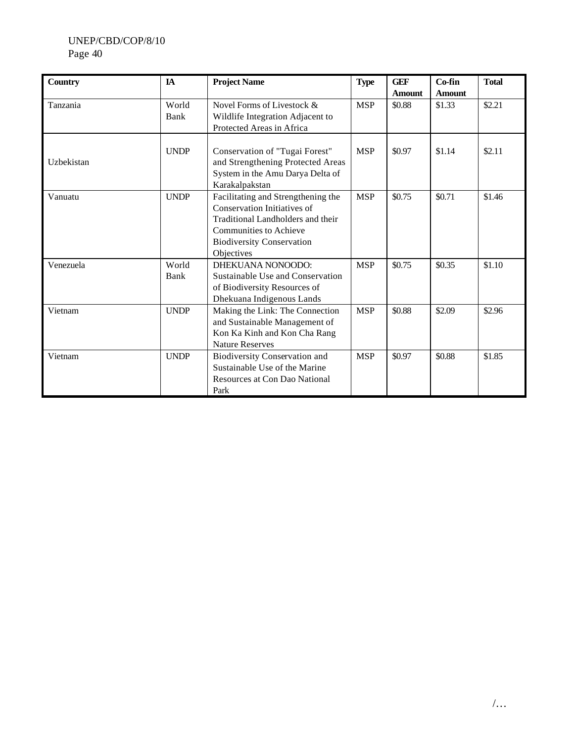| Country | IA | Project Name | Type | GEF Amount | Co-fin Amount | Total |
|---|---|---|---|---|---|---|
| Tanzania | World Bank | Novel Forms of Livestock & Wildlife Integration Adjacent to Protected Areas in Africa | MSP | \$0.88 | \$1.33 | \$2.21 |
| Uzbekistan | UNDP | Conservation of "Tugai Forest" and Strengthening Protected Areas System in the Amu Darya Delta of Karakalpakstan | MSP | \$0.97 | \$1.14 | \$2.11 |
| Vanuatu | UNDP | Facilitating and Strengthening the Conservation Initiatives of Traditional Landholders and their Communities to Achieve Biodiversity Conservation Objectives | MSP | \$0.75 | \$0.71 | \$1.46 |
| Venezuela | World Bank | DHEKUANA NONOODO: Sustainable Use and Conservation of Biodiversity Resources of Dhekuana Indigenous Lands | MSP | \$0.75 | \$0.35 | \$1.10 |
| Vietnam | UNDP | Making the Link: The Connection and Sustainable Management of Kon Ka Kinh and Kon Cha Rang Nature Reserves | MSP | \$0.88 | \$2.09 | \$2.96 |
| Vietnam | UNDP | Biodiversity Conservation and Sustainable Use of the Marine Resources at Con Dao National Park | MSP | \$0.97 | \$0.88 | \$1.85 |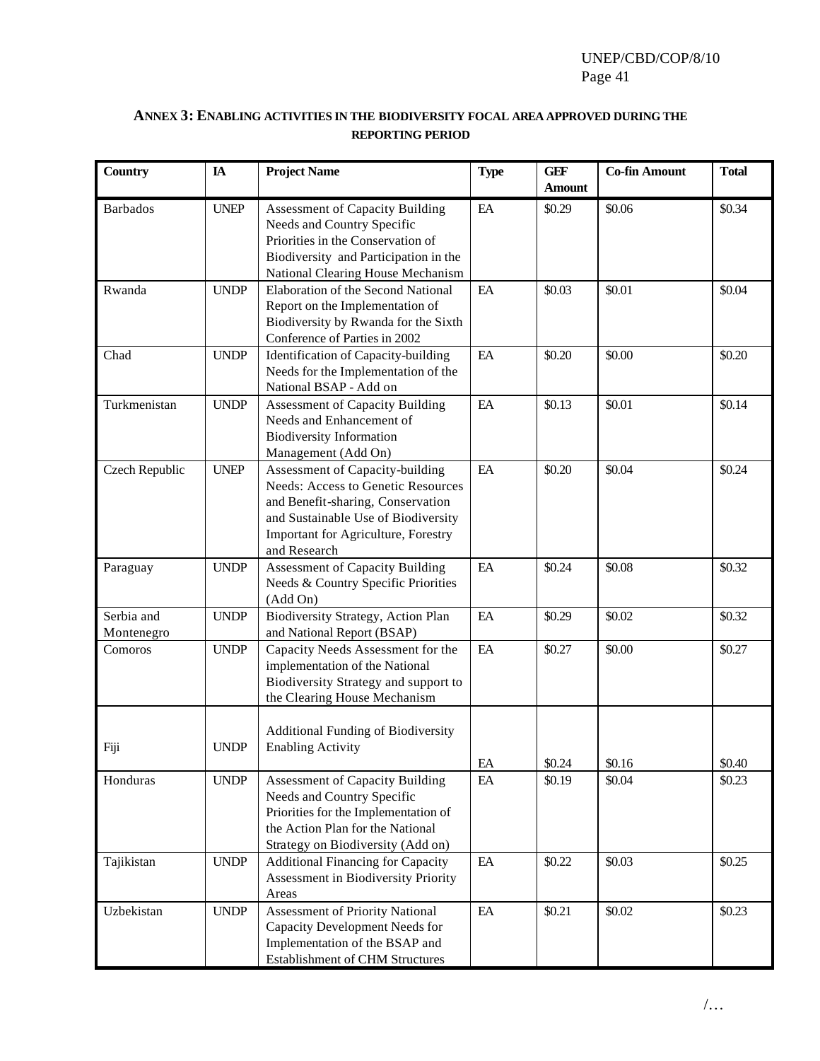## ANNEX 3: ENABLING ACTIVITIES IN THE BIODIVERSITY FOCAL AREA APPROVED DURING THE REPORTING PERIOD

| Country | IA | Project Name | Type | GEF Amount | Co-fin Amount | Total |
|---|---|---|---|---|---|---|
| Barbados | UNEP | Assessment of Capacity Building Needs and Country Specific Priorities in the Conservation of Biodiversity and Participation in the National Clearing House Mechanism | EA | $0.29 | $0.06 | $0.34 |
| Rwanda | UNDP | Elaboration of the Second National Report on the Implementation of Biodiversity by Rwanda for the Sixth Conference of Parties in 2002 | EA | $0.03 | $0.01 | $0.04 |
| Chad | UNDP | Identification of Capacity-building Needs for the Implementation of the National BSAP - Add on | EA | $0.20 | $0.00 | $0.20 |
| Turkmenistan | UNDP | Assessment of Capacity Building Needs and Enhancement of Biodiversity Information Management (Add On) | EA | $0.13 | $0.01 | $0.14 |
| Czech Republic | UNEP | Assessment of Capacity-building Needs: Access to Genetic Resources and Benefit-sharing, Conservation and Sustainable Use of Biodiversity Important for Agriculture, Forestry and Research | EA | $0.20 | $0.04 | $0.24 |
| Paraguay | UNDP | Assessment of Capacity Building Needs & Country Specific Priorities (Add On) | EA | $0.24 | $0.08 | $0.32 |
| Serbia and Montenegro | UNDP | Biodiversity Strategy, Action Plan and National Report (BSAP) | EA | $0.29 | $0.02 | $0.32 |
| Comoros | UNDP | Capacity Needs Assessment for the implementation of the National Biodiversity Strategy and support to the Clearing House Mechanism | EA | $0.27 | $0.00 | $0.27 |
| Fiji | UNDP | Additional Funding of Biodiversity Enabling Activity | EA | $0.24 | $0.16 | $0.40 |
| Honduras | UNDP | Assessment of Capacity Building Needs and Country Specific Priorities for the Implementation of the Action Plan for the National Strategy on Biodiversity (Add on) | EA | $0.19 | $0.04 | $0.23 |
| Tajikistan | UNDP | Additional Financing for Capacity Assessment in Biodiversity Priority Areas | EA | $0.22 | $0.03 | $0.25 |
| Uzbekistan | UNDP | Assessment of Priority National Capacity Development Needs for Implementation of the BSAP and Establishment of CHM Structures | EA | $0.21 | $0.02 | $0.23 |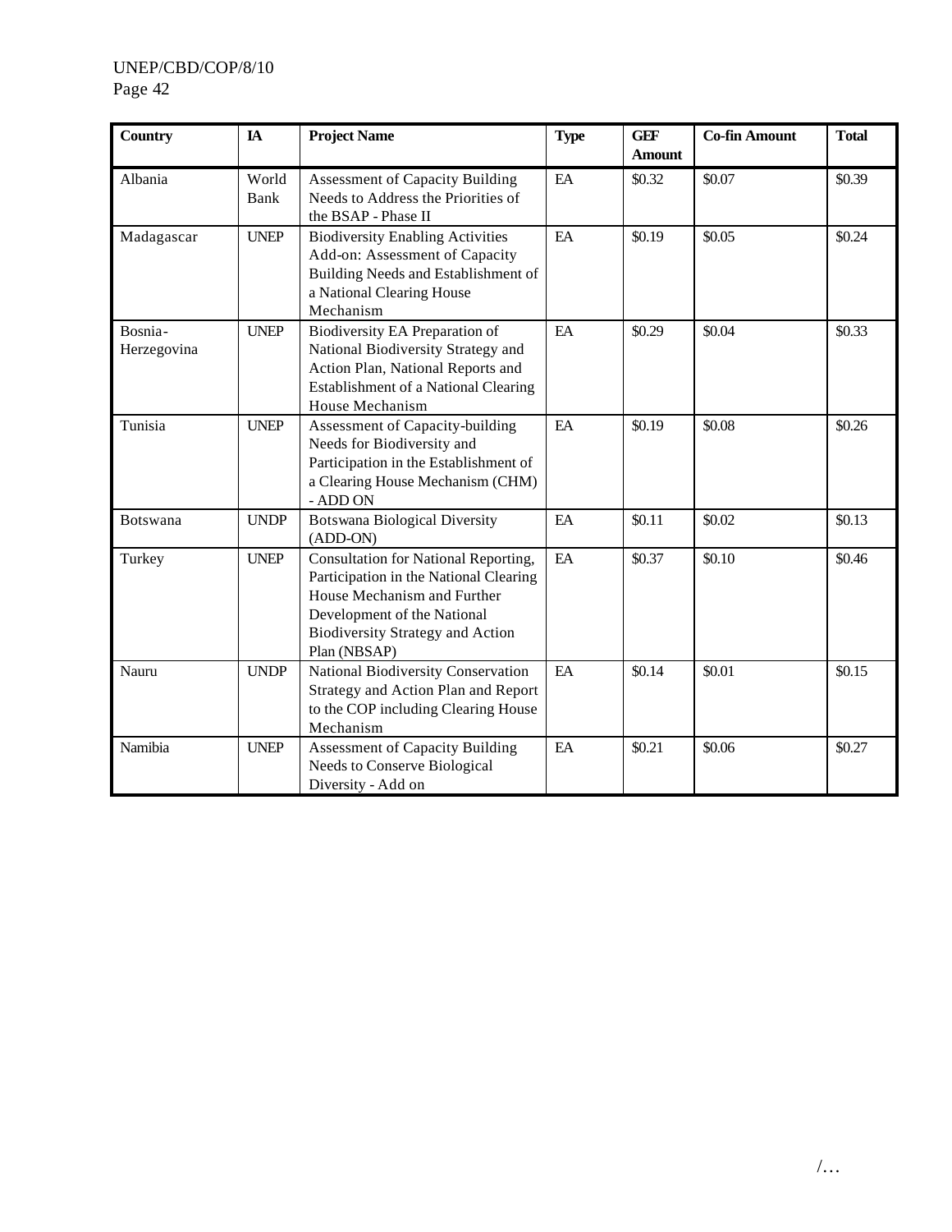| Country | IA | Project Name | Type | GEF Amount | Co-fin Amount | Total |
|---|---|---|---|---|---|---|
| Albania | World Bank | Assessment of Capacity Building Needs to Address the Priorities of the BSAP - Phase II | EA | $0.32 | $0.07 | $0.39 |
| Madagascar | UNEP | Biodiversity Enabling Activities Add-on: Assessment of Capacity Building Needs and Establishment of a National Clearing House Mechanism | EA | $0.19 | $0.05 | $0.24 |
| Bosnia-Herzegovina | UNEP | Biodiversity EA Preparation of National Biodiversity Strategy and Action Plan, National Reports and Establishment of a National Clearing House Mechanism | EA | $0.29 | $0.04 | $0.33 |
| Tunisia | UNEP | Assessment of Capacity-building Needs for Biodiversity and Participation in the Establishment of a Clearing House Mechanism (CHM) - ADD ON | EA | $0.19 | $0.08 | $0.26 |
| Botswana | UNDP | Botswana Biological Diversity (ADD-ON) | EA | $0.11 | $0.02 | $0.13 |
| Turkey | UNEP | Consultation for National Reporting, Participation in the National Clearing House Mechanism and Further Development of the National Biodiversity Strategy and Action Plan (NBSAP) | EA | $0.37 | $0.10 | $0.46 |
| Nauru | UNDP | National Biodiversity Conservation Strategy and Action Plan and Report to the COP including Clearing House Mechanism | EA | $0.14 | $0.01 | $0.15 |
| Namibia | UNEP | Assessment of Capacity Building Needs to Conserve Biological Diversity - Add on | EA | $0.21 | $0.06 | $0.27 |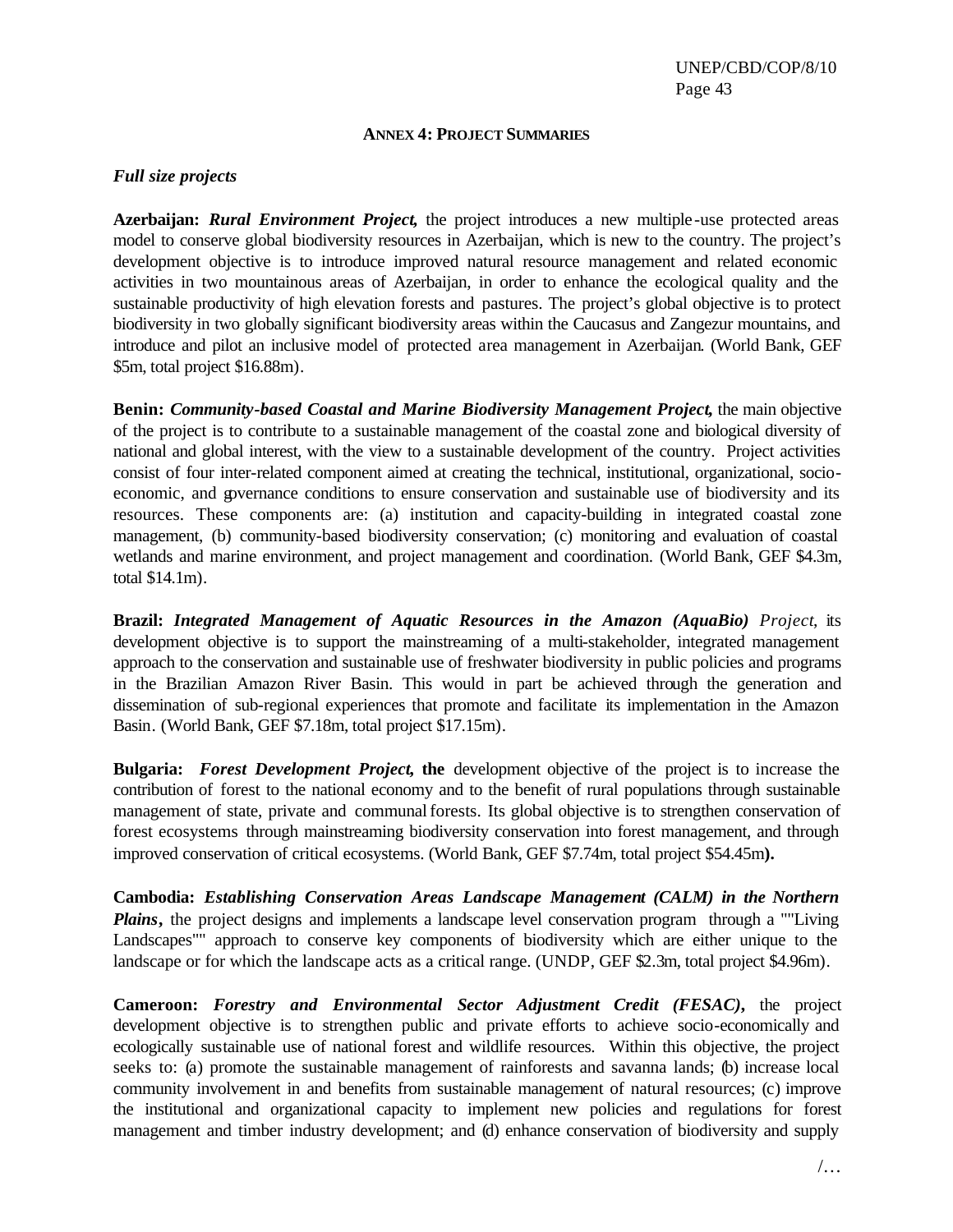**ANNEX 4: PROJECT SUMMARIES**

*Full size projects*

**Azerbaijan:** ***Rural Environment Project,*** the project introduces a new multiple-use protected areas model to conserve global biodiversity resources in Azerbaijan, which is new to the country. The project's development objective is to introduce improved natural resource management and related economic activities in two mountainous areas of Azerbaijan, in order to enhance the ecological quality and the sustainable productivity of high elevation forests and pastures. The project's global objective is to protect biodiversity in two globally significant biodiversity areas within the Caucasus and Zangezur mountains, and introduce and pilot an inclusive model of protected area management in Azerbaijan. (World Bank, GEF $5m, total project $16.88m).

**Benin:** ***Community-based Coastal and Marine Biodiversity Management Project,*** the main objective of the project is to contribute to a sustainable management of the coastal zone and biological diversity of national and global interest, with the view to a sustainable development of the country. Project activities consist of four inter-related component aimed at creating the technical, institutional, organizational, socio-economic, and governance conditions to ensure conservation and sustainable use of biodiversity and its resources. These components are: (a) institution and capacity-building in integrated coastal zone management, (b) community-based biodiversity conservation; (c) monitoring and evaluation of coastal wetlands and marine environment, and project management and coordination. (World Bank, GEF $4.3m, total $14.1m).

**Brazil:** ***Integrated Management of Aquatic Resources in the Amazon (AquaBio)*** *Project*, its development objective is to support the mainstreaming of a multi-stakeholder, integrated management approach to the conservation and sustainable use of freshwater biodiversity in public policies and programs in the Brazilian Amazon River Basin. This would in part be achieved through the generation and dissemination of sub-regional experiences that promote and facilitate its implementation in the Amazon Basin. (World Bank, GEF $7.18m, total project $17.15m).

**Bulgaria:** ***Forest Development Project,*** **the** development objective of the project is to increase the contribution of forest to the national economy and to the benefit of rural populations through sustainable management of state, private and communal forests. Its global objective is to strengthen conservation of forest ecosystems through mainstreaming biodiversity conservation into forest management, and through improved conservation of critical ecosystems. (World Bank, GEF $7.74m, total project $54.45m**).**

**Cambodia:** ***Establishing Conservation Areas Landscape Management (CALM) in the Northern Plains*,** the project designs and implements a landscape level conservation program through a ""Living Landscapes"" approach to conserve key components of biodiversity which are either unique to the landscape or for which the landscape acts as a critical range. (UNDP, GEF $2.3m, total project $4.96m).

**Cameroon:** ***Forestry and Environmental Sector Adjustment Credit (FESAC)*,** the project development objective is to strengthen public and private efforts to achieve socio-economically and ecologically sustainable use of national forest and wildlife resources. Within this objective, the project seeks to: (a) promote the sustainable management of rainforests and savanna lands; (b) increase local community involvement in and benefits from sustainable management of natural resources; (c) improve the institutional and organizational capacity to implement new policies and regulations for forest management and timber industry development; and (d) enhance conservation of biodiversity and supply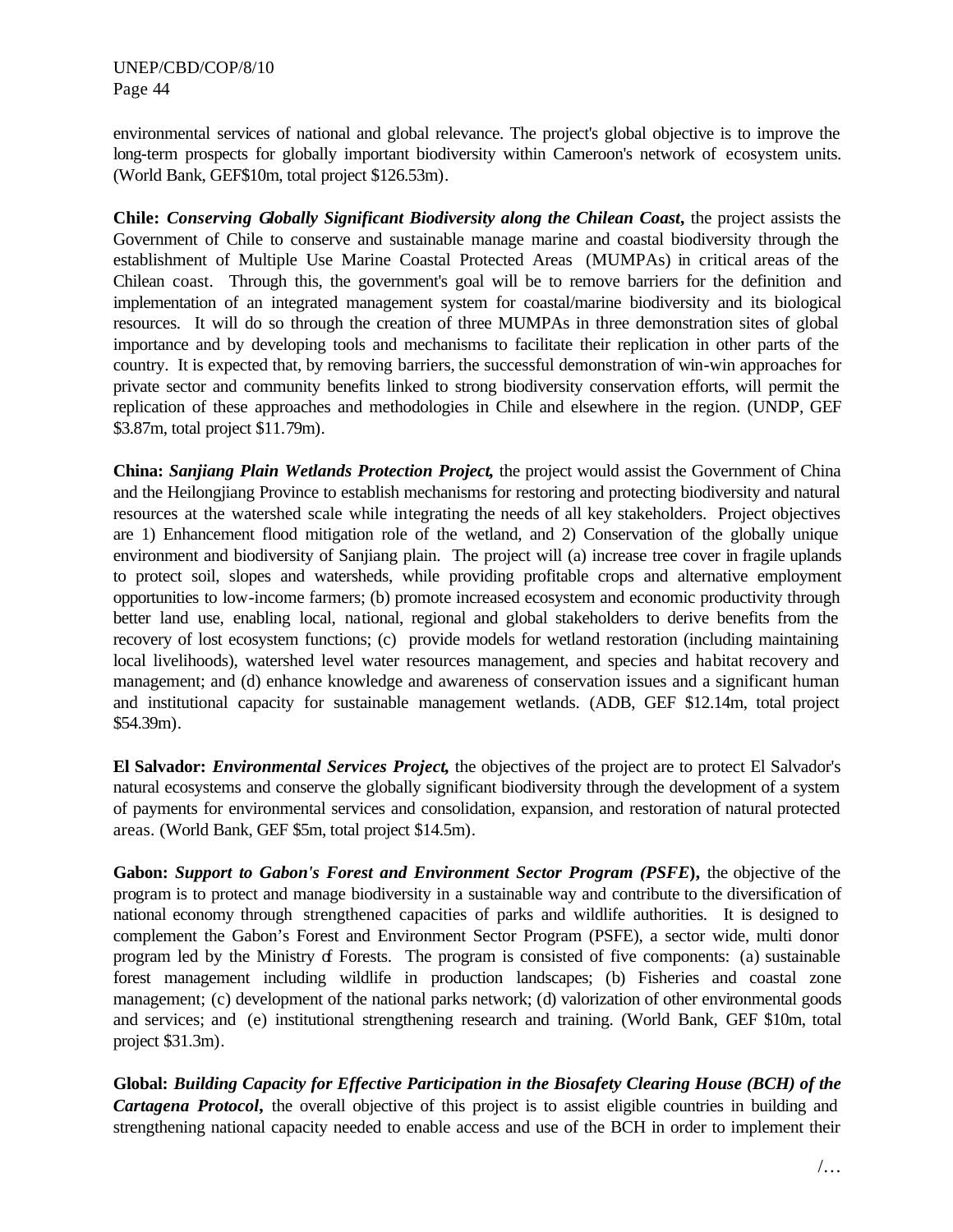environmental services of national and global relevance. The project's global objective is to improve the long-term prospects for globally important biodiversity within Cameroon's network of ecosystem units. (World Bank, GEF$10m, total project $126.53m).

**Chile:** ***Conserving Globally Significant Biodiversity along the Chilean Coast,*** the project assists the Government of Chile to conserve and sustainable manage marine and coastal biodiversity through the establishment of Multiple Use Marine Coastal Protected Areas (MUMPAs) in critical areas of the Chilean coast. Through this, the government's goal will be to remove barriers for the definition and implementation of an integrated management system for coastal/marine biodiversity and its biological resources. It will do so through the creation of three MUMPAs in three demonstration sites of global importance and by developing tools and mechanisms to facilitate their replication in other parts of the country. It is expected that, by removing barriers, the successful demonstration of win-win approaches for private sector and community benefits linked to strong biodiversity conservation efforts, will permit the replication of these approaches and methodologies in Chile and elsewhere in the region. (UNDP, GEF $3.87m, total project $11.79m).

**China:** ***Sanjiang Plain Wetlands Protection Project,*** the project would assist the Government of China and the Heilongjiang Province to establish mechanisms for restoring and protecting biodiversity and natural resources at the watershed scale while integrating the needs of all key stakeholders. Project objectives are 1) Enhancement flood mitigation role of the wetland, and 2) Conservation of the globally unique environment and biodiversity of Sanjiang plain. The project will (a) increase tree cover in fragile uplands to protect soil, slopes and watersheds, while providing profitable crops and alternative employment opportunities to low-income farmers; (b) promote increased ecosystem and economic productivity through better land use, enabling local, national, regional and global stakeholders to derive benefits from the recovery of lost ecosystem functions; (c) provide models for wetland restoration (including maintaining local livelihoods), watershed level water resources management, and species and habitat recovery and management; and (d) enhance knowledge and awareness of conservation issues and a significant human and institutional capacity for sustainable management wetlands. (ADB, GEF $12.14m, total project $54.39m).

**El Salvador:** ***Environmental Services Project,*** the objectives of the project are to protect El Salvador's natural ecosystems and conserve the globally significant biodiversity through the development of a system of payments for environmental services and consolidation, expansion, and restoration of natural protected areas. (World Bank, GEF $5m, total project $14.5m).

**Gabon:** ***Support to Gabon's Forest and Environment Sector Program (PSFE*)**, the objective of the program is to protect and manage biodiversity in a sustainable way and contribute to the diversification of national economy through strengthened capacities of parks and wildlife authorities. It is designed to complement the Gabon's Forest and Environment Sector Program (PSFE), a sector wide, multi donor program led by the Ministry of Forests. The program is consisted of five components: (a) sustainable forest management including wildlife in production landscapes; (b) Fisheries and coastal zone management; (c) development of the national parks network; (d) valorization of other environmental goods and services; and (e) institutional strengthening research and training. (World Bank, GEF $10m, total project $31.3m).

**Global:** ***Building Capacity for Effective Participation in the Biosafety Clearing House (BCH) of the Cartagena Protocol*****,** the overall objective of this project is to assist eligible countries in building and strengthening national capacity needed to enable access and use of the BCH in order to implement their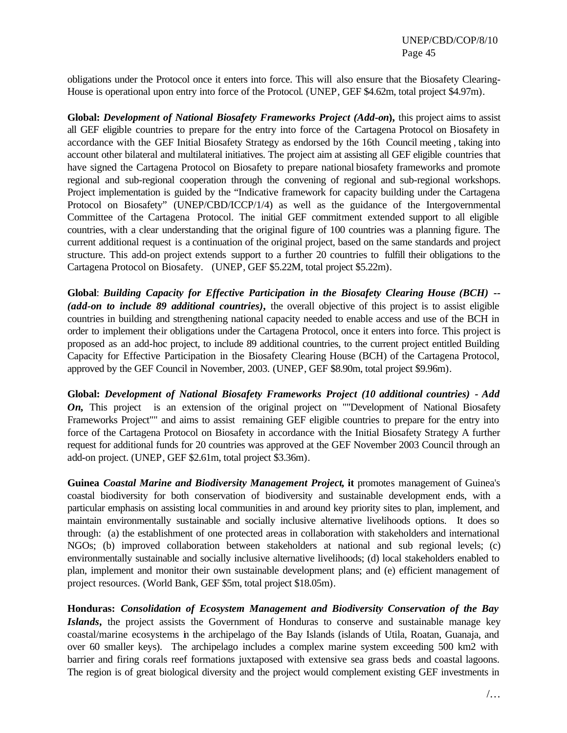obligations under the Protocol once it enters into force. This will also ensure that the Biosafety Clearing-House is operational upon entry into force of the Protocol. (UNEP, GEF $4.62m, total project $4.97m).

**Global:** ***Development of National Biosafety Frameworks Project (Add-on)*****,** this project aims to assist all GEF eligible countries to prepare for the entry into force of the Cartagena Protocol on Biosafety in accordance with the GEF Initial Biosafety Strategy as endorsed by the 16th Council meeting , taking into account other bilateral and multilateral initiatives. The project aim at assisting all GEF eligible countries that have signed the Cartagena Protocol on Biosafety to prepare national biosafety frameworks and promote regional and sub-regional cooperation through the convening of regional and sub-regional workshops. Project implementation is guided by the "Indicative framework for capacity building under the Cartagena Protocol on Biosafety" (UNEP/CBD/ICCP/1/4) as well as the guidance of the Intergovernmental Committee of the Cartagena Protocol. The initial GEF commitment extended support to all eligible countries, with a clear understanding that the original figure of 100 countries was a planning figure. The current additional request is a continuation of the original project, based on the same standards and project structure. This add-on project extends support to a further 20 countries to fulfill their obligations to the Cartagena Protocol on Biosafety. (UNEP, GEF $5.22M, total project $5.22m).

**Global**: ***Building Capacity for Effective Participation in the Biosafety Clearing House (BCH) -- (add-on to include 89 additional countries)*****,** the overall objective of this project is to assist eligible countries in building and strengthening national capacity needed to enable access and use of the BCH in order to implement their obligations under the Cartagena Protocol, once it enters into force. This project is proposed as an add-hoc project, to include 89 additional countries, to the current project entitled Building Capacity for Effective Participation in the Biosafety Clearing House (BCH) of the Cartagena Protocol, approved by the GEF Council in November, 2003. (UNEP, GEF $8.90m, total project $9.96m).

**Global:** ***Development of National Biosafety Frameworks Project (10 additional countries) - Add On*****,** This project is an extension of the original project on ""Development of National Biosafety Frameworks Project"" and aims to assist remaining GEF eligible countries to prepare for the entry into force of the Cartagena Protocol on Biosafety in accordance with the Initial Biosafety Strategy A further request for additional funds for 20 countries was approved at the GEF November 2003 Council through an add-on project. (UNEP, GEF $2.61m, total project $3.36m).

**Guinea** ***Coastal Marine and Biodiversity Management Project*****, it** promotes management of Guinea's coastal biodiversity for both conservation of biodiversity and sustainable development ends, with a particular emphasis on assisting local communities in and around key priority sites to plan, implement, and maintain environmentally sustainable and socially inclusive alternative livelihoods options. It does so through: (a) the establishment of one protected areas in collaboration with stakeholders and international NGOs; (b) improved collaboration between stakeholders at national and sub regional levels; (c) environmentally sustainable and socially inclusive alternative livelihoods; (d) local stakeholders enabled to plan, implement and monitor their own sustainable development plans; and (e) efficient management of project resources. (World Bank, GEF $5m, total project $18.05m).

**Honduras:** ***Consolidation of Ecosystem Management and Biodiversity Conservation of the Bay Islands*****,** the project assists the Government of Honduras to conserve and sustainable manage key coastal/marine ecosystems in the archipelago of the Bay Islands (islands of Utila, Roatan, Guanaja, and over 60 smaller keys). The archipelago includes a complex marine system exceeding 500 km2 with barrier and firing corals reef formations juxtaposed with extensive sea grass beds and coastal lagoons. The region is of great biological diversity and the project would complement existing GEF investments in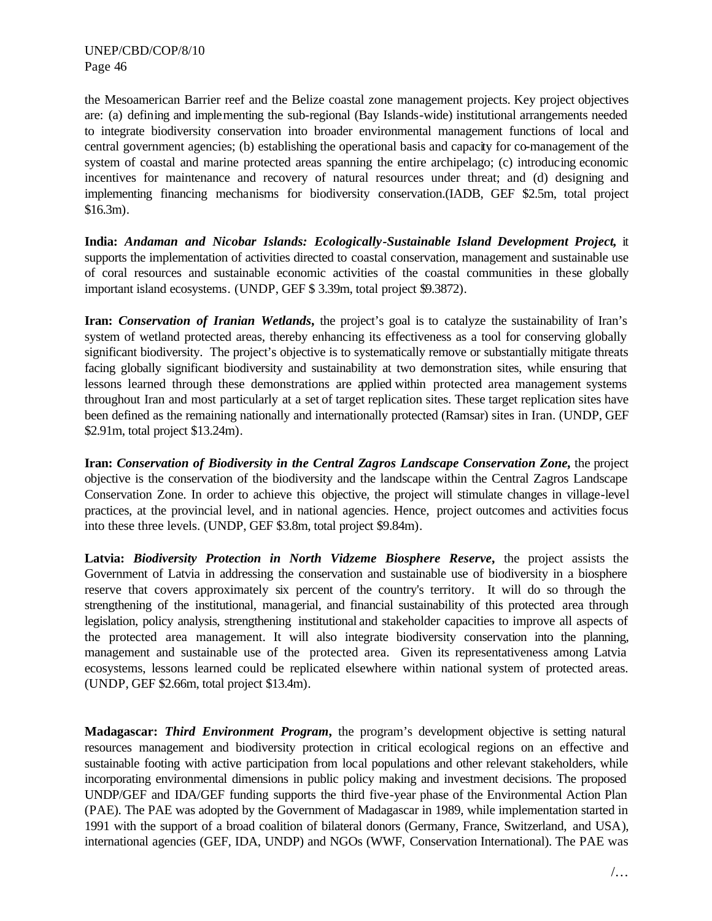the Mesoamerican Barrier reef and the Belize coastal zone management projects. Key project objectives are: (a) defining and implementing the sub-regional (Bay Islands-wide) institutional arrangements needed to integrate biodiversity conservation into broader environmental management functions of local and central government agencies; (b) establishing the operational basis and capacity for co-management of the system of coastal and marine protected areas spanning the entire archipelago; (c) introducing economic incentives for maintenance and recovery of natural resources under threat; and (d) designing and implementing financing mechanisms for biodiversity conservation.(IADB, GEF $2.5m, total project $16.3m).

**India:** ***Andaman and Nicobar Islands: Ecologically-Sustainable Island Development Project,*** it supports the implementation of activities directed to coastal conservation, management and sustainable use of coral resources and sustainable economic activities of the coastal communities in these globally important island ecosystems. (UNDP, GEF $ 3.39m, total project $9.3872).

**Iran:** ***Conservation of Iranian Wetlands,*** the project's goal is to catalyze the sustainability of Iran's system of wetland protected areas, thereby enhancing its effectiveness as a tool for conserving globally significant biodiversity. The project's objective is to systematically remove or substantially mitigate threats facing globally significant biodiversity and sustainability at two demonstration sites, while ensuring that lessons learned through these demonstrations are applied within protected area management systems throughout Iran and most particularly at a set of target replication sites. These target replication sites have been defined as the remaining nationally and internationally protected (Ramsar) sites in Iran. (UNDP, GEF $2.91m, total project $13.24m).

**Iran:** ***Conservation of Biodiversity in the Central Zagros Landscape Conservation Zone,*** the project objective is the conservation of the biodiversity and the landscape within the Central Zagros Landscape Conservation Zone. In order to achieve this objective, the project will stimulate changes in village-level practices, at the provincial level, and in national agencies. Hence, project outcomes and activities focus into these three levels. (UNDP, GEF $3.8m, total project $9.84m).

**Latvia:** ***Biodiversity Protection in North Vidzeme Biosphere Reserve,*** the project assists the Government of Latvia in addressing the conservation and sustainable use of biodiversity in a biosphere reserve that covers approximately six percent of the country's territory. It will do so through the strengthening of the institutional, managerial, and financial sustainability of this protected area through legislation, policy analysis, strengthening institutional and stakeholder capacities to improve all aspects of the protected area management. It will also integrate biodiversity conservation into the planning, management and sustainable use of the protected area. Given its representativeness among Latvia ecosystems, lessons learned could be replicated elsewhere within national system of protected areas. (UNDP, GEF $2.66m, total project $13.4m).

**Madagascar:** ***Third Environment Program,*** the program's development objective is setting natural resources management and biodiversity protection in critical ecological regions on an effective and sustainable footing with active participation from local populations and other relevant stakeholders, while incorporating environmental dimensions in public policy making and investment decisions. The proposed UNDP/GEF and IDA/GEF funding supports the third five-year phase of the Environmental Action Plan (PAE). The PAE was adopted by the Government of Madagascar in 1989, while implementation started in 1991 with the support of a broad coalition of bilateral donors (Germany, France, Switzerland, and USA), international agencies (GEF, IDA, UNDP) and NGOs (WWF, Conservation International). The PAE was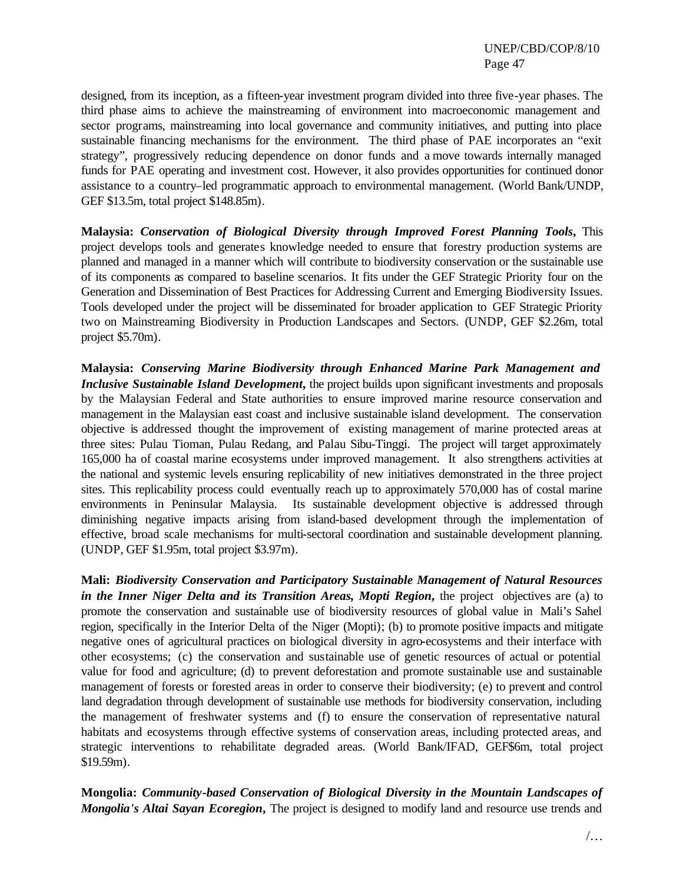designed, from its inception, as a fifteen-year investment program divided into three five-year phases. The third phase aims to achieve the mainstreaming of environment into macroeconomic management and sector programs, mainstreaming into local governance and community initiatives, and putting into place sustainable financing mechanisms for the environment. The third phase of PAE incorporates an "exit strategy", progressively reducing dependence on donor funds and a move towards internally managed funds for PAE operating and investment cost. However, it also provides opportunities for continued donor assistance to a country–led programmatic approach to environmental management. (World Bank/UNDP, GEF $13.5m, total project $148.85m).

**Malaysia:** ***Conservation of Biological Diversity through Improved Forest Planning Tools*****,** This project develops tools and generates knowledge needed to ensure that forestry production systems are planned and managed in a manner which will contribute to biodiversity conservation or the sustainable use of its components as compared to baseline scenarios. It fits under the GEF Strategic Priority four on the Generation and Dissemination of Best Practices for Addressing Current and Emerging Biodiversity Issues. Tools developed under the project will be disseminated for broader application to GEF Strategic Priority two on Mainstreaming Biodiversity in Production Landscapes and Sectors. (UNDP, GEF $2.26m, total project $5.70m).

**Malaysia:** ***Conserving Marine Biodiversity through Enhanced Marine Park Management and Inclusive Sustainable Island Development*****,** the project builds upon significant investments and proposals by the Malaysian Federal and State authorities to ensure improved marine resource conservation and management in the Malaysian east coast and inclusive sustainable island development. The conservation objective is addressed thought the improvement of existing management of marine protected areas at three sites: Pulau Tioman, Pulau Redang, and Palau Sibu-Tinggi. The project will target approximately 165,000 ha of coastal marine ecosystems under improved management. It also strengthens activities at the national and systemic levels ensuring replicability of new initiatives demonstrated in the three project sites. This replicability process could eventually reach up to approximately 570,000 has of costal marine environments in Peninsular Malaysia. Its sustainable development objective is addressed through diminishing negative impacts arising from island-based development through the implementation of effective, broad scale mechanisms for multi-sectoral coordination and sustainable development planning. (UNDP, GEF $1.95m, total project $3.97m).

**Mali:** ***Biodiversity Conservation and Participatory Sustainable Management of Natural Resources in the Inner Niger Delta and its Transition Areas, Mopti Region*****,** the project objectives are (a) to promote the conservation and sustainable use of biodiversity resources of global value in Mali's Sahel region, specifically in the Interior Delta of the Niger (Mopti); (b) to promote positive impacts and mitigate negative ones of agricultural practices on biological diversity in agro-ecosystems and their interface with other ecosystems; (c) the conservation and sustainable use of genetic resources of actual or potential value for food and agriculture; (d) to prevent deforestation and promote sustainable use and sustainable management of forests or forested areas in order to conserve their biodiversity; (e) to prevent and control land degradation through development of sustainable use methods for biodiversity conservation, including the management of freshwater systems and (f) to ensure the conservation of representative natural habitats and ecosystems through effective systems of conservation areas, including protected areas, and strategic interventions to rehabilitate degraded areas. (World Bank/IFAD, GEF$6m, total project $19.59m).

**Mongolia:** ***Community-based Conservation of Biological Diversity in the Mountain Landscapes of Mongolia's Altai Sayan Ecoregion*****,** The project is designed to modify land and resource use trends and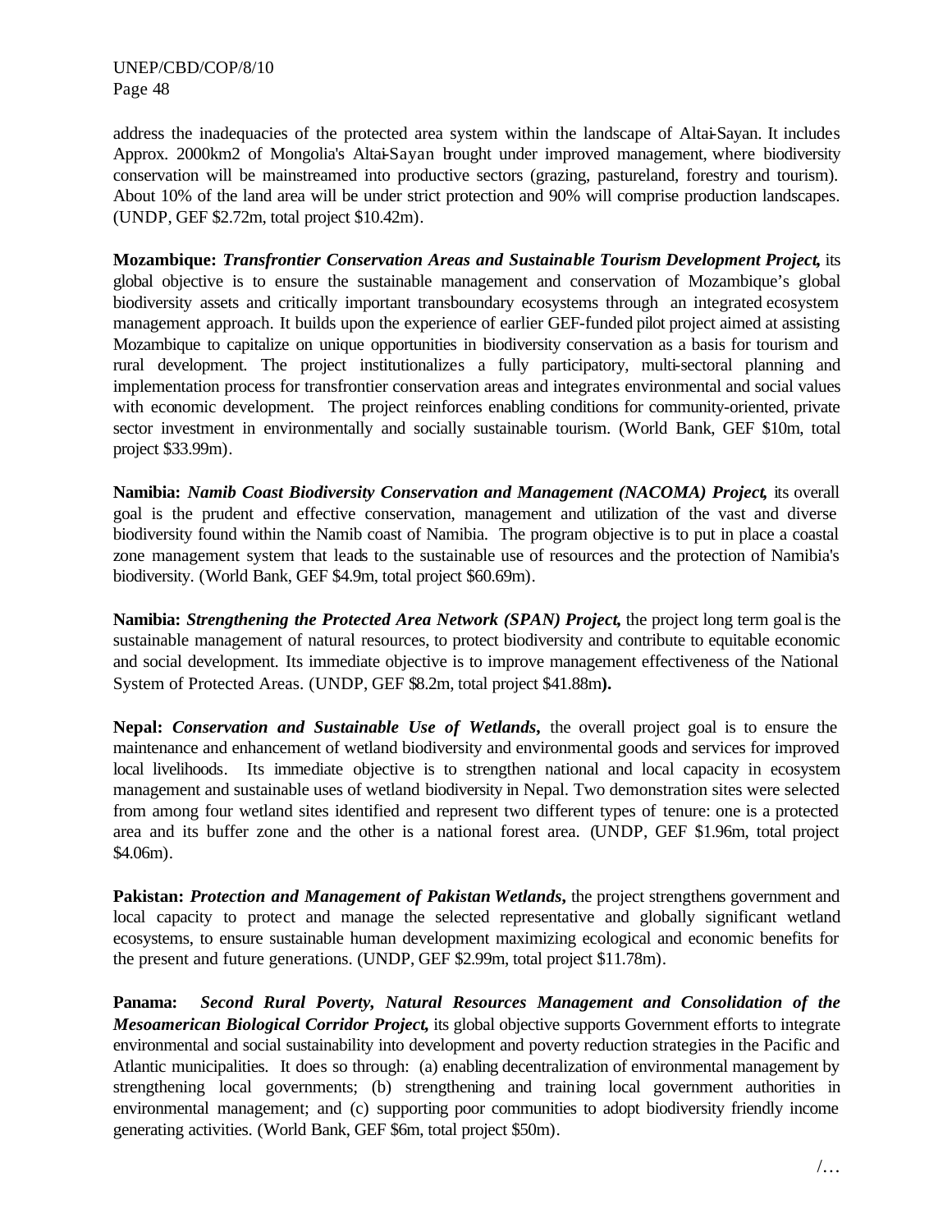address the inadequacies of the protected area system within the landscape of Altai-Sayan. It includes Approx. 2000km2 of Mongolia's Altai-Sayan brought under improved management, where biodiversity conservation will be mainstreamed into productive sectors (grazing, pastureland, forestry and tourism). About 10% of the land area will be under strict protection and 90% will comprise production landscapes. (UNDP, GEF $2.72m, total project $10.42m).

**Mozambique:** ***Transfrontier Conservation Areas and Sustainable Tourism Development Project,*** its global objective is to ensure the sustainable management and conservation of Mozambique's global biodiversity assets and critically important transboundary ecosystems through an integrated ecosystem management approach. It builds upon the experience of earlier GEF-funded pilot project aimed at assisting Mozambique to capitalize on unique opportunities in biodiversity conservation as a basis for tourism and rural development. The project institutionalizes a fully participatory, multi-sectoral planning and implementation process for transfrontier conservation areas and integrates environmental and social values with economic development. The project reinforces enabling conditions for community-oriented, private sector investment in environmentally and socially sustainable tourism. (World Bank, GEF $10m, total project $33.99m).

**Namibia:** ***Namib Coast Biodiversity Conservation and Management (NACOMA) Project,*** its overall goal is the prudent and effective conservation, management and utilization of the vast and diverse biodiversity found within the Namib coast of Namibia. The program objective is to put in place a coastal zone management system that leads to the sustainable use of resources and the protection of Namibia's biodiversity. (World Bank, GEF $4.9m, total project $60.69m).

**Namibia:** ***Strengthening the Protected Area Network (SPAN) Project,*** the project long term goal is the sustainable management of natural resources, to protect biodiversity and contribute to equitable economic and social development. Its immediate objective is to improve management effectiveness of the National System of Protected Areas. (UNDP, GEF $8.2m, total project $41.88m**).**

**Nepal:** ***Conservation and Sustainable Use of Wetlands,*** the overall project goal is to ensure the maintenance and enhancement of wetland biodiversity and environmental goods and services for improved local livelihoods. Its immediate objective is to strengthen national and local capacity in ecosystem management and sustainable uses of wetland biodiversity in Nepal. Two demonstration sites were selected from among four wetland sites identified and represent two different types of tenure: one is a protected area and its buffer zone and the other is a national forest area. (UNDP, GEF $1.96m, total project $4.06m).

**Pakistan:** ***Protection and Management of Pakistan Wetlands,*** the project strengthens government and local capacity to protect and manage the selected representative and globally significant wetland ecosystems, to ensure sustainable human development maximizing ecological and economic benefits for the present and future generations. (UNDP, GEF $2.99m, total project $11.78m).

**Panama:** ***Second Rural Poverty, Natural Resources Management and Consolidation of the Mesoamerican Biological Corridor Project,*** its global objective supports Government efforts to integrate environmental and social sustainability into development and poverty reduction strategies in the Pacific and Atlantic municipalities. It does so through: (a) enabling decentralization of environmental management by strengthening local governments; (b) strengthening and training local government authorities in environmental management; and (c) supporting poor communities to adopt biodiversity friendly income generating activities. (World Bank, GEF $6m, total project $50m).

/…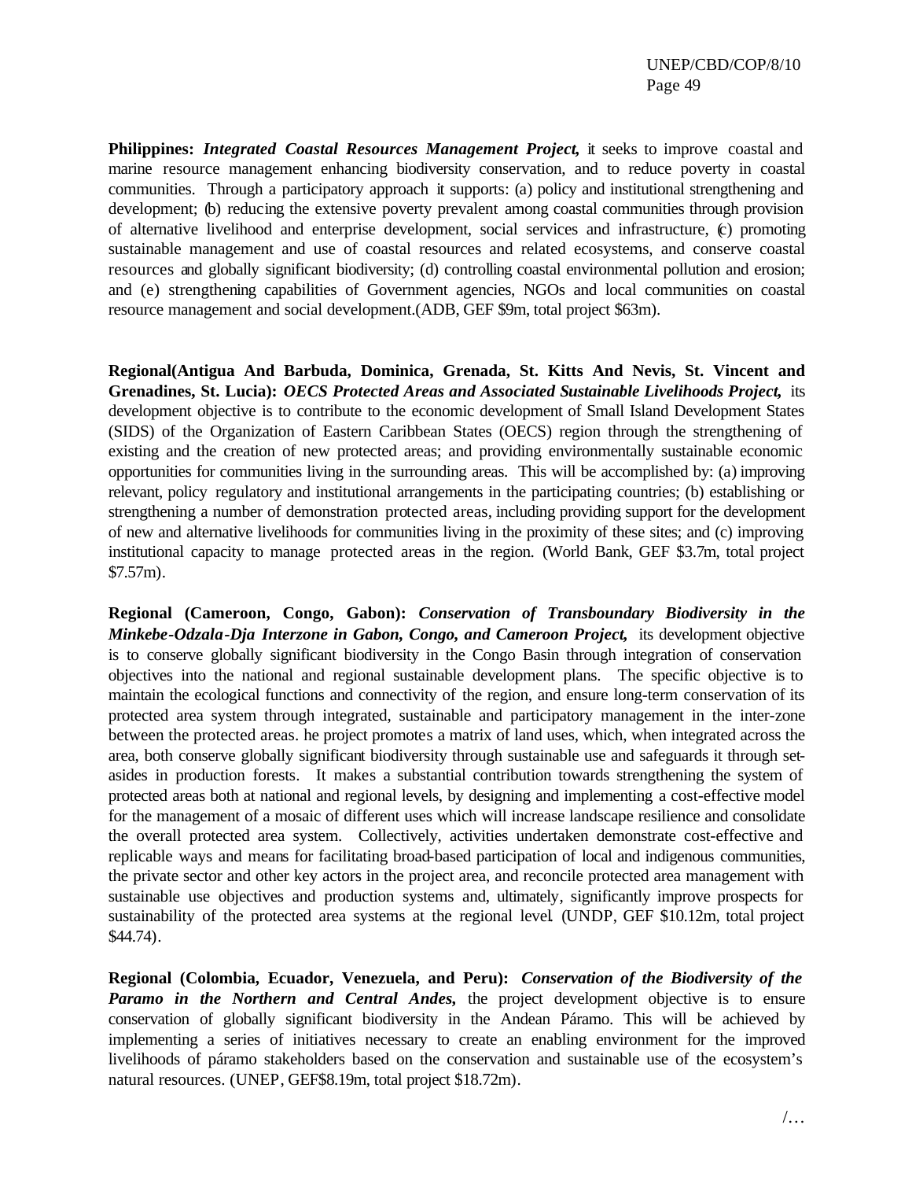**Philippines:** ***Integrated Coastal Resources Management Project,*** it seeks to improve coastal and marine resource management enhancing biodiversity conservation, and to reduce poverty in coastal communities. Through a participatory approach it supports: (a) policy and institutional strengthening and development; (b) reducing the extensive poverty prevalent among coastal communities through provision of alternative livelihood and enterprise development, social services and infrastructure, (c) promoting sustainable management and use of coastal resources and related ecosystems, and conserve coastal resources and globally significant biodiversity; (d) controlling coastal environmental pollution and erosion; and (e) strengthening capabilities of Government agencies, NGOs and local communities on coastal resource management and social development.(ADB, GEF $9m, total project $63m).

**Regional(Antigua And Barbuda, Dominica, Grenada, St. Kitts And Nevis, St. Vincent and Grenadines, St. Lucia):** ***OECS Protected Areas and Associated Sustainable Livelihoods Project,*** its development objective is to contribute to the economic development of Small Island Development States (SIDS) of the Organization of Eastern Caribbean States (OECS) region through the strengthening of existing and the creation of new protected areas; and providing environmentally sustainable economic opportunities for communities living in the surrounding areas. This will be accomplished by: (a) improving relevant, policy regulatory and institutional arrangements in the participating countries; (b) establishing or strengthening a number of demonstration protected areas, including providing support for the development of new and alternative livelihoods for communities living in the proximity of these sites; and (c) improving institutional capacity to manage protected areas in the region. (World Bank, GEF $3.7m, total project $7.57m).

**Regional (Cameroon, Congo, Gabon):** ***Conservation of Transboundary Biodiversity in the Minkebe-Odzala-Dja Interzone in Gabon, Congo, and Cameroon Project,*** its development objective is to conserve globally significant biodiversity in the Congo Basin through integration of conservation objectives into the national and regional sustainable development plans. The specific objective is to maintain the ecological functions and connectivity of the region, and ensure long-term conservation of its protected area system through integrated, sustainable and participatory management in the inter-zone between the protected areas. he project promotes a matrix of land uses, which, when integrated across the area, both conserve globally significant biodiversity through sustainable use and safeguards it through set-asides in production forests. It makes a substantial contribution towards strengthening the system of protected areas both at national and regional levels, by designing and implementing a cost-effective model for the management of a mosaic of different uses which will increase landscape resilience and consolidate the overall protected area system. Collectively, activities undertaken demonstrate cost-effective and replicable ways and means for facilitating broad-based participation of local and indigenous communities, the private sector and other key actors in the project area, and reconcile protected area management with sustainable use objectives and production systems and, ultimately, significantly improve prospects for sustainability of the protected area systems at the regional level. (UNDP, GEF $10.12m, total project $44.74).

**Regional (Colombia, Ecuador, Venezuela, and Peru):** ***Conservation of the Biodiversity of the Paramo in the Northern and Central Andes,*** the project development objective is to ensure conservation of globally significant biodiversity in the Andean Páramo. This will be achieved by implementing a series of initiatives necessary to create an enabling environment for the improved livelihoods of páramo stakeholders based on the conservation and sustainable use of the ecosystem's natural resources. (UNEP, GEF$8.19m, total project $18.72m).

/…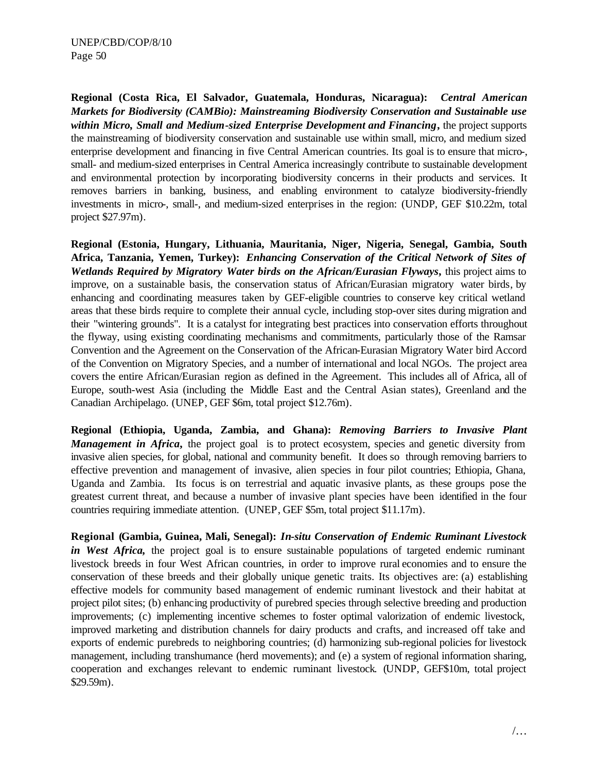**Regional (Costa Rica, El Salvador, Guatemala, Honduras, Nicaragua):** ***Central American Markets for Biodiversity (CAMBio): Mainstreaming Biodiversity Conservation and Sustainable use within Micro, Small and Medium-sized Enterprise Development and Financing*****,** the project supports the mainstreaming of biodiversity conservation and sustainable use within small, micro, and medium sized enterprise development and financing in five Central American countries. Its goal is to ensure that micro-, small- and medium-sized enterprises in Central America increasingly contribute to sustainable development and environmental protection by incorporating biodiversity concerns in their products and services. It removes barriers in banking, business, and enabling environment to catalyze biodiversity-friendly investments in micro-, small-, and medium-sized enterprises in the region: (UNDP, GEF $10.22m, total project $27.97m).

**Regional (Estonia, Hungary, Lithuania, Mauritania, Niger, Nigeria, Senegal, Gambia, South Africa, Tanzania, Yemen, Turkey):** ***Enhancing Conservation of the Critical Network of Sites of Wetlands Required by Migratory Water birds on the African/Eurasian Flyways*****,** this project aims to improve, on a sustainable basis, the conservation status of African/Eurasian migratory water birds, by enhancing and coordinating measures taken by GEF-eligible countries to conserve key critical wetland areas that these birds require to complete their annual cycle, including stop-over sites during migration and their "wintering grounds". It is a catalyst for integrating best practices into conservation efforts throughout the flyway, using existing coordinating mechanisms and commitments, particularly those of the Ramsar Convention and the Agreement on the Conservation of the African-Eurasian Migratory Water bird Accord of the Convention on Migratory Species, and a number of international and local NGOs. The project area covers the entire African/Eurasian region as defined in the Agreement. This includes all of Africa, all of Europe, south-west Asia (including the Middle East and the Central Asian states), Greenland and the Canadian Archipelago. (UNEP, GEF $6m, total project $12.76m).

**Regional (Ethiopia, Uganda, Zambia, and Ghana):** ***Removing Barriers to Invasive Plant Management in Africa*****,** the project goal is to protect ecosystem, species and genetic diversity from invasive alien species, for global, national and community benefit. It does so through removing barriers to effective prevention and management of invasive, alien species in four pilot countries; Ethiopia, Ghana, Uganda and Zambia. Its focus is on terrestrial and aquatic invasive plants, as these groups pose the greatest current threat, and because a number of invasive plant species have been identified in the four countries requiring immediate attention. (UNEP, GEF $5m, total project $11.17m).

**Regional (Gambia, Guinea, Mali, Senegal):** ***In-situ Conservation of Endemic Ruminant Livestock in West Africa*****,** the project goal is to ensure sustainable populations of targeted endemic ruminant livestock breeds in four West African countries, in order to improve rural economies and to ensure the conservation of these breeds and their globally unique genetic traits. Its objectives are: (a) establishing effective models for community based management of endemic ruminant livestock and their habitat at project pilot sites; (b) enhancing productivity of purebred species through selective breeding and production improvements; (c) implementing incentive schemes to foster optimal valorization of endemic livestock, improved marketing and distribution channels for dairy products and crafts, and increased off take and exports of endemic purebreds to neighboring countries; (d) harmonizing sub-regional policies for livestock management, including transhumance (herd movements); and (e) a system of regional information sharing, cooperation and exchanges relevant to endemic ruminant livestock. (UNDP, GEF$10m, total project $29.59m).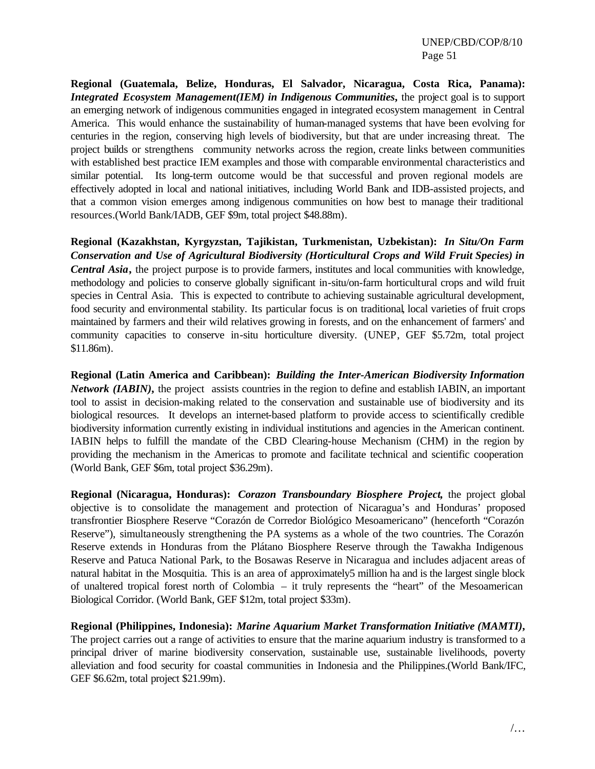**Regional (Guatemala, Belize, Honduras, El Salvador, Nicaragua, Costa Rica, Panama):** ***Integrated Ecosystem Management(IEM) in Indigenous Communities*****,** the project goal is to support an emerging network of indigenous communities engaged in integrated ecosystem management in Central America. This would enhance the sustainability of human-managed systems that have been evolving for centuries in the region, conserving high levels of biodiversity, but that are under increasing threat. The project builds or strengthens community networks across the region, create links between communities with established best practice IEM examples and those with comparable environmental characteristics and similar potential. Its long-term outcome would be that successful and proven regional models are effectively adopted in local and national initiatives, including World Bank and IDB-assisted projects, and that a common vision emerges among indigenous communities on how best to manage their traditional resources.(World Bank/IADB, GEF $9m, total project $48.88m).

**Regional (Kazakhstan, Kyrgyzstan, Tajikistan, Turkmenistan, Uzbekistan):** ***In Situ/On Farm Conservation and Use of Agricultural Biodiversity (Horticultural Crops and Wild Fruit Species) in Central Asia*****,** the project purpose is to provide farmers, institutes and local communities with knowledge, methodology and policies to conserve globally significant in-situ/on-farm horticultural crops and wild fruit species in Central Asia. This is expected to contribute to achieving sustainable agricultural development, food security and environmental stability. Its particular focus is on traditional, local varieties of fruit crops maintained by farmers and their wild relatives growing in forests, and on the enhancement of farmers' and community capacities to conserve in-situ horticulture diversity. (UNEP, GEF $5.72m, total project $11.86m).

**Regional (Latin America and Caribbean):** ***Building the Inter-American Biodiversity Information Network (IABIN)*****,** the project assists countries in the region to define and establish IABIN, an important tool to assist in decision-making related to the conservation and sustainable use of biodiversity and its biological resources. It develops an internet-based platform to provide access to scientifically credible biodiversity information currently existing in individual institutions and agencies in the American continent. IABIN helps to fulfill the mandate of the CBD Clearing-house Mechanism (CHM) in the region by providing the mechanism in the Americas to promote and facilitate technical and scientific cooperation (World Bank, GEF $6m, total project $36.29m).

**Regional (Nicaragua, Honduras):** ***Corazon Transboundary Biosphere Project*****,** the project global objective is to consolidate the management and protection of Nicaragua's and Honduras' proposed transfrontier Biosphere Reserve "Corazón de Corredor Biológico Mesoamericano" (henceforth "Corazón Reserve"), simultaneously strengthening the PA systems as a whole of the two countries. The Corazón Reserve extends in Honduras from the Plátano Biosphere Reserve through the Tawakha Indigenous Reserve and Patuca National Park, to the Bosawas Reserve in Nicaragua and includes adjacent areas of natural habitat in the Mosquitia. This is an area of approximately5 million ha and is the largest single block of unaltered tropical forest north of Colombia – it truly represents the "heart" of the Mesoamerican Biological Corridor. (World Bank, GEF $12m, total project $33m).

**Regional (Philippines, Indonesia):** ***Marine Aquarium Market Transformation Initiative (MAMTI)*****,** The project carries out a range of activities to ensure that the marine aquarium industry is transformed to a principal driver of marine biodiversity conservation, sustainable use, sustainable livelihoods, poverty alleviation and food security for coastal communities in Indonesia and the Philippines.(World Bank/IFC, GEF $6.62m, total project $21.99m).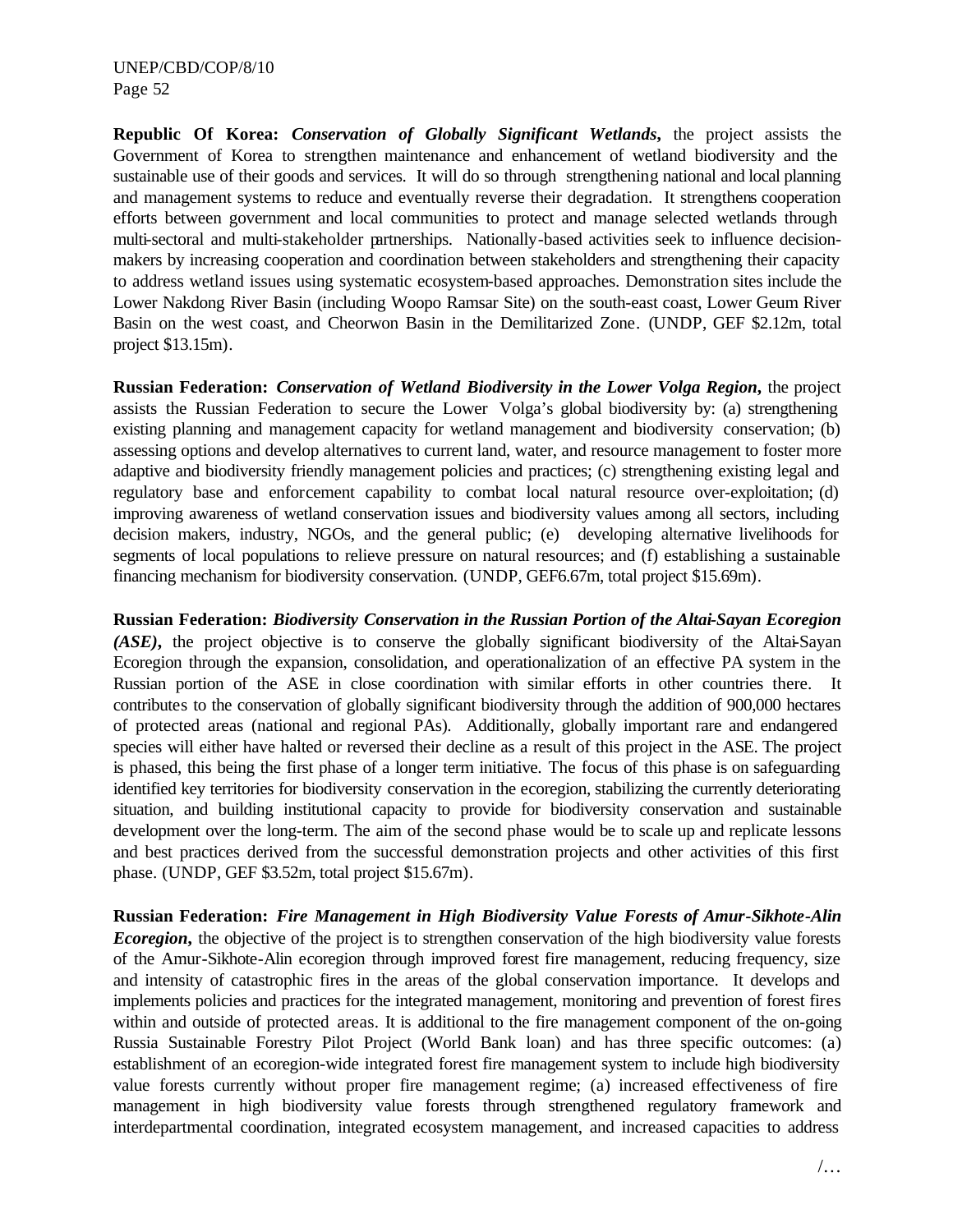**Republic Of Korea:** ***Conservation of Globally Significant Wetlands*****,** the project assists the Government of Korea to strengthen maintenance and enhancement of wetland biodiversity and the sustainable use of their goods and services. It will do so through strengthening national and local planning and management systems to reduce and eventually reverse their degradation. It strengthens cooperation efforts between government and local communities to protect and manage selected wetlands through multi-sectoral and multi-stakeholder partnerships. Nationally-based activities seek to influence decision-makers by increasing cooperation and coordination between stakeholders and strengthening their capacity to address wetland issues using systematic ecosystem-based approaches. Demonstration sites include the Lower Nakdong River Basin (including Woopo Ramsar Site) on the south-east coast, Lower Geum River Basin on the west coast, and Cheorwon Basin in the Demilitarized Zone. (UNDP, GEF $2.12m, total project $13.15m).

**Russian Federation:** ***Conservation of Wetland Biodiversity in the Lower Volga Region*****,** the project assists the Russian Federation to secure the Lower Volga's global biodiversity by: (a) strengthening existing planning and management capacity for wetland management and biodiversity conservation; (b) assessing options and develop alternatives to current land, water, and resource management to foster more adaptive and biodiversity friendly management policies and practices; (c) strengthening existing legal and regulatory base and enforcement capability to combat local natural resource over-exploitation; (d) improving awareness of wetland conservation issues and biodiversity values among all sectors, including decision makers, industry, NGOs, and the general public; (e) developing alternative livelihoods for segments of local populations to relieve pressure on natural resources; and (f) establishing a sustainable financing mechanism for biodiversity conservation. (UNDP, GEF6.67m, total project $15.69m).

**Russian Federation:** ***Biodiversity Conservation in the Russian Portion of the Altai-Sayan Ecoregion (ASE)*****,** the project objective is to conserve the globally significant biodiversity of the Altai-Sayan Ecoregion through the expansion, consolidation, and operationalization of an effective PA system in the Russian portion of the ASE in close coordination with similar efforts in other countries there. It contributes to the conservation of globally significant biodiversity through the addition of 900,000 hectares of protected areas (national and regional PAs). Additionally, globally important rare and endangered species will either have halted or reversed their decline as a result of this project in the ASE. The project is phased, this being the first phase of a longer term initiative. The focus of this phase is on safeguarding identified key territories for biodiversity conservation in the ecoregion, stabilizing the currently deteriorating situation, and building institutional capacity to provide for biodiversity conservation and sustainable development over the long-term. The aim of the second phase would be to scale up and replicate lessons and best practices derived from the successful demonstration projects and other activities of this first phase. (UNDP, GEF $3.52m, total project $15.67m).

**Russian Federation:** ***Fire Management in High Biodiversity Value Forests of Amur-Sikhote-Alin Ecoregion*****,** the objective of the project is to strengthen conservation of the high biodiversity value forests of the Amur-Sikhote-Alin ecoregion through improved forest fire management, reducing frequency, size and intensity of catastrophic fires in the areas of the global conservation importance. It develops and implements policies and practices for the integrated management, monitoring and prevention of forest fires within and outside of protected areas. It is additional to the fire management component of the on-going Russia Sustainable Forestry Pilot Project (World Bank loan) and has three specific outcomes: (a) establishment of an ecoregion-wide integrated forest fire management system to include high biodiversity value forests currently without proper fire management regime; (a) increased effectiveness of fire management in high biodiversity value forests through strengthened regulatory framework and interdepartmental coordination, integrated ecosystem management, and increased capacities to address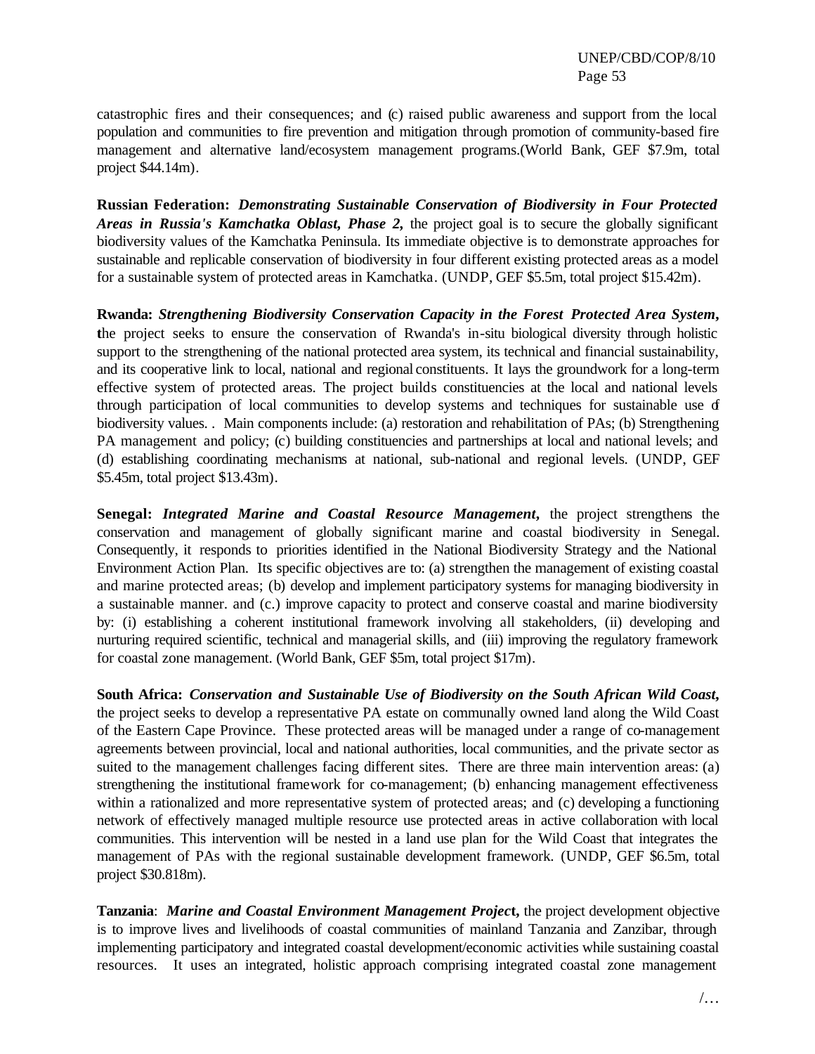catastrophic fires and their consequences; and (c) raised public awareness and support from the local population and communities to fire prevention and mitigation through promotion of community-based fire management and alternative land/ecosystem management programs.(World Bank, GEF $7.9m, total project $44.14m).

**Russian Federation:** ***Demonstrating Sustainable Conservation of Biodiversity in Four Protected Areas in Russia's Kamchatka Oblast, Phase 2,*** the project goal is to secure the globally significant biodiversity values of the Kamchatka Peninsula. Its immediate objective is to demonstrate approaches for sustainable and replicable conservation of biodiversity in four different existing protected areas as a model for a sustainable system of protected areas in Kamchatka. (UNDP, GEF $5.5m, total project $15.42m).

**Rwanda:** ***Strengthening Biodiversity Conservation Capacity in the Forest Protected Area System,*** **t**he project seeks to ensure the conservation of Rwanda's in-situ biological diversity through holistic support to the strengthening of the national protected area system, its technical and financial sustainability, and its cooperative link to local, national and regional constituents. It lays the groundwork for a long-term effective system of protected areas. The project builds constituencies at the local and national levels through participation of local communities to develop systems and techniques for sustainable use of biodiversity values. . Main components include: (a) restoration and rehabilitation of PAs; (b) Strengthening PA management and policy; (c) building constituencies and partnerships at local and national levels; and (d) establishing coordinating mechanisms at national, sub-national and regional levels. (UNDP, GEF $5.45m, total project $13.43m).

**Senegal:** ***Integrated Marine and Coastal Resource Management,*** the project strengthens the conservation and management of globally significant marine and coastal biodiversity in Senegal. Consequently, it responds to priorities identified in the National Biodiversity Strategy and the National Environment Action Plan. Its specific objectives are to: (a) strengthen the management of existing coastal and marine protected areas; (b) develop and implement participatory systems for managing biodiversity in a sustainable manner. and (c.) improve capacity to protect and conserve coastal and marine biodiversity by: (i) establishing a coherent institutional framework involving all stakeholders, (ii) developing and nurturing required scientific, technical and managerial skills, and (iii) improving the regulatory framework for coastal zone management. (World Bank, GEF $5m, total project $17m).

**South Africa:** ***Conservation and Sustainable Use of Biodiversity on the South African Wild Coast,*** the project seeks to develop a representative PA estate on communally owned land along the Wild Coast of the Eastern Cape Province. These protected areas will be managed under a range of co-management agreements between provincial, local and national authorities, local communities, and the private sector as suited to the management challenges facing different sites. There are three main intervention areas: (a) strengthening the institutional framework for co-management; (b) enhancing management effectiveness within a rationalized and more representative system of protected areas; and (c) developing a functioning network of effectively managed multiple resource use protected areas in active collaboration with local communities. This intervention will be nested in a land use plan for the Wild Coast that integrates the management of PAs with the regional sustainable development framework. (UNDP, GEF $6.5m, total project $30.818m).

**Tanzania**: ***Marine and Coastal Environment Management Project*****,** the project development objective is to improve lives and livelihoods of coastal communities of mainland Tanzania and Zanzibar, through implementing participatory and integrated coastal development/economic activities while sustaining coastal resources. It uses an integrated, holistic approach comprising integrated coastal zone management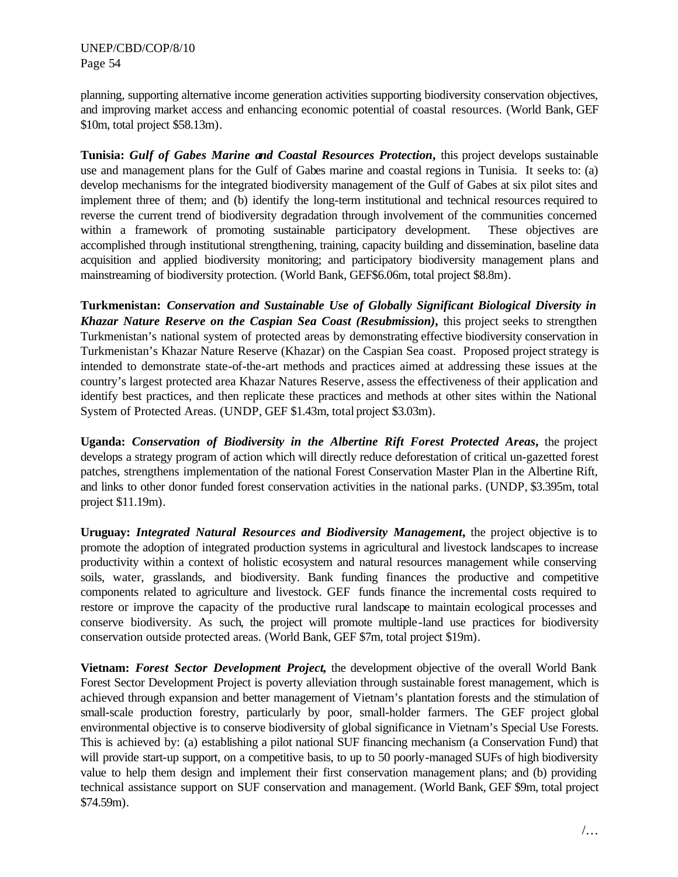planning, supporting alternative income generation activities supporting biodiversity conservation objectives, and improving market access and enhancing economic potential of coastal resources. (World Bank, GEF $10m, total project $58.13m).

**Tunisia:** ***Gulf of Gabes Marine and Coastal Resources Protection,*** this project develops sustainable use and management plans for the Gulf of Gabes marine and coastal regions in Tunisia. It seeks to: (a) develop mechanisms for the integrated biodiversity management of the Gulf of Gabes at six pilot sites and implement three of them; and (b) identify the long-term institutional and technical resources required to reverse the current trend of biodiversity degradation through involvement of the communities concerned within a framework of promoting sustainable participatory development. These objectives are accomplished through institutional strengthening, training, capacity building and dissemination, baseline data acquisition and applied biodiversity monitoring; and participatory biodiversity management plans and mainstreaming of biodiversity protection. (World Bank, GEF$6.06m, total project $8.8m).

**Turkmenistan:** ***Conservation and Sustainable Use of Globally Significant Biological Diversity in Khazar Nature Reserve on the Caspian Sea Coast (Resubmission),*** this project seeks to strengthen Turkmenistan's national system of protected areas by demonstrating effective biodiversity conservation in Turkmenistan's Khazar Nature Reserve (Khazar) on the Caspian Sea coast. Proposed project strategy is intended to demonstrate state-of-the-art methods and practices aimed at addressing these issues at the country's largest protected area Khazar Natures Reserve, assess the effectiveness of their application and identify best practices, and then replicate these practices and methods at other sites within the National System of Protected Areas. (UNDP, GEF $1.43m, total project $3.03m).

**Uganda:** ***Conservation of Biodiversity in the Albertine Rift Forest Protected Areas,*** the project develops a strategy program of action which will directly reduce deforestation of critical un-gazetted forest patches, strengthens implementation of the national Forest Conservation Master Plan in the Albertine Rift, and links to other donor funded forest conservation activities in the national parks. (UNDP, $3.395m, total project $11.19m).

**Uruguay:** ***Integrated Natural Resources and Biodiversity Management,*** the project objective is to promote the adoption of integrated production systems in agricultural and livestock landscapes to increase productivity within a context of holistic ecosystem and natural resources management while conserving soils, water, grasslands, and biodiversity. Bank funding finances the productive and competitive components related to agriculture and livestock. GEF funds finance the incremental costs required to restore or improve the capacity of the productive rural landscape to maintain ecological processes and conserve biodiversity. As such, the project will promote multiple-land use practices for biodiversity conservation outside protected areas. (World Bank, GEF $7m, total project $19m).

**Vietnam:** ***Forest Sector Development Project,*** the development objective of the overall World Bank Forest Sector Development Project is poverty alleviation through sustainable forest management, which is achieved through expansion and better management of Vietnam's plantation forests and the stimulation of small-scale production forestry, particularly by poor, small-holder farmers. The GEF project global environmental objective is to conserve biodiversity of global significance in Vietnam's Special Use Forests. This is achieved by: (a) establishing a pilot national SUF financing mechanism (a Conservation Fund) that will provide start-up support, on a competitive basis, to up to 50 poorly-managed SUFs of high biodiversity value to help them design and implement their first conservation management plans; and (b) providing technical assistance support on SUF conservation and management. (World Bank, GEF $9m, total project $74.59m).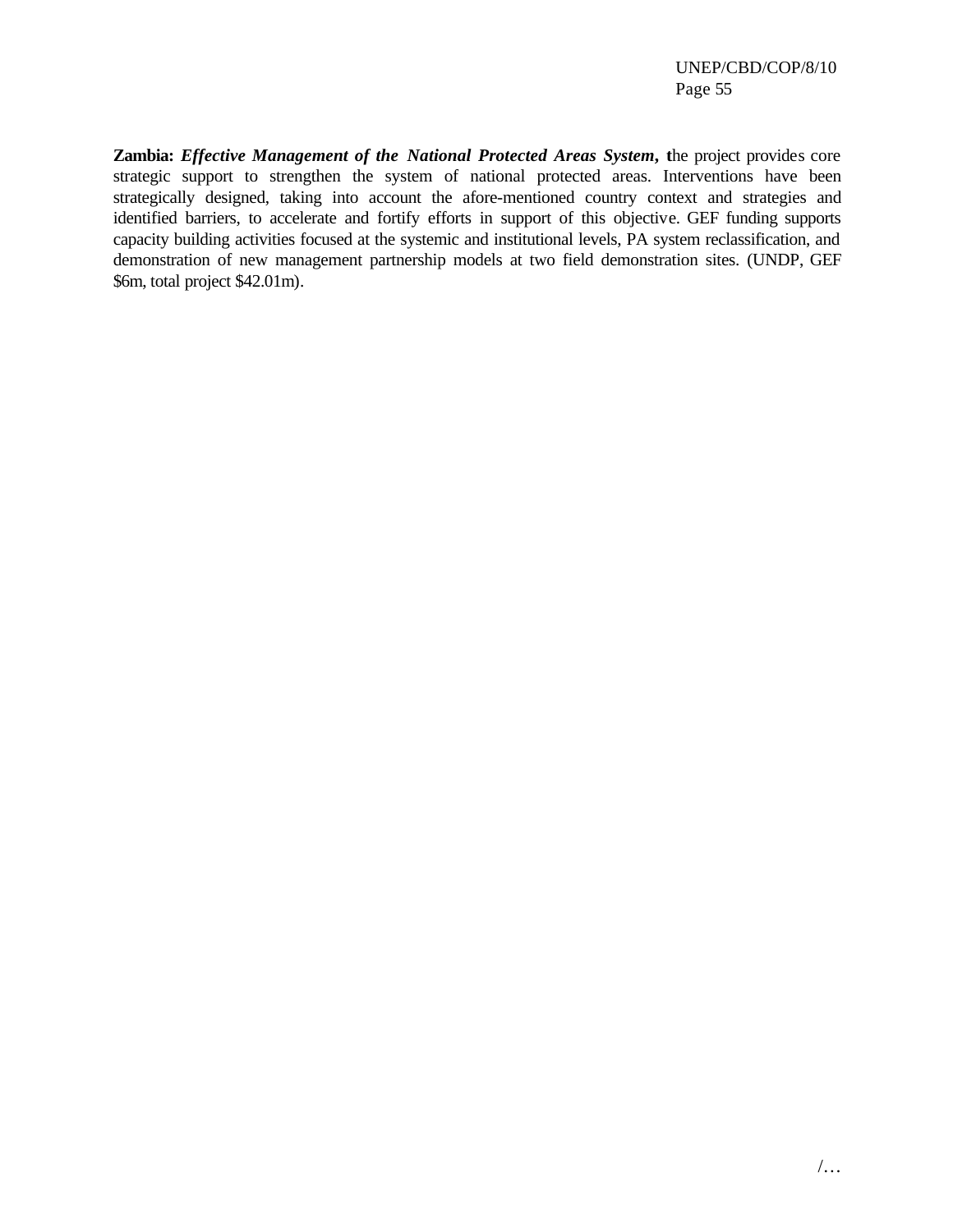**Zambia:** ***Effective Management of the National Protected Areas System*****, t**he project provides core strategic support to strengthen the system of national protected areas. Interventions have been strategically designed, taking into account the afore-mentioned country context and strategies and identified barriers, to accelerate and fortify efforts in support of this objective. GEF funding supports capacity building activities focused at the systemic and institutional levels, PA system reclassification, and demonstration of new management partnership models at two field demonstration sites. (UNDP, GEF $6m, total project $42.01m).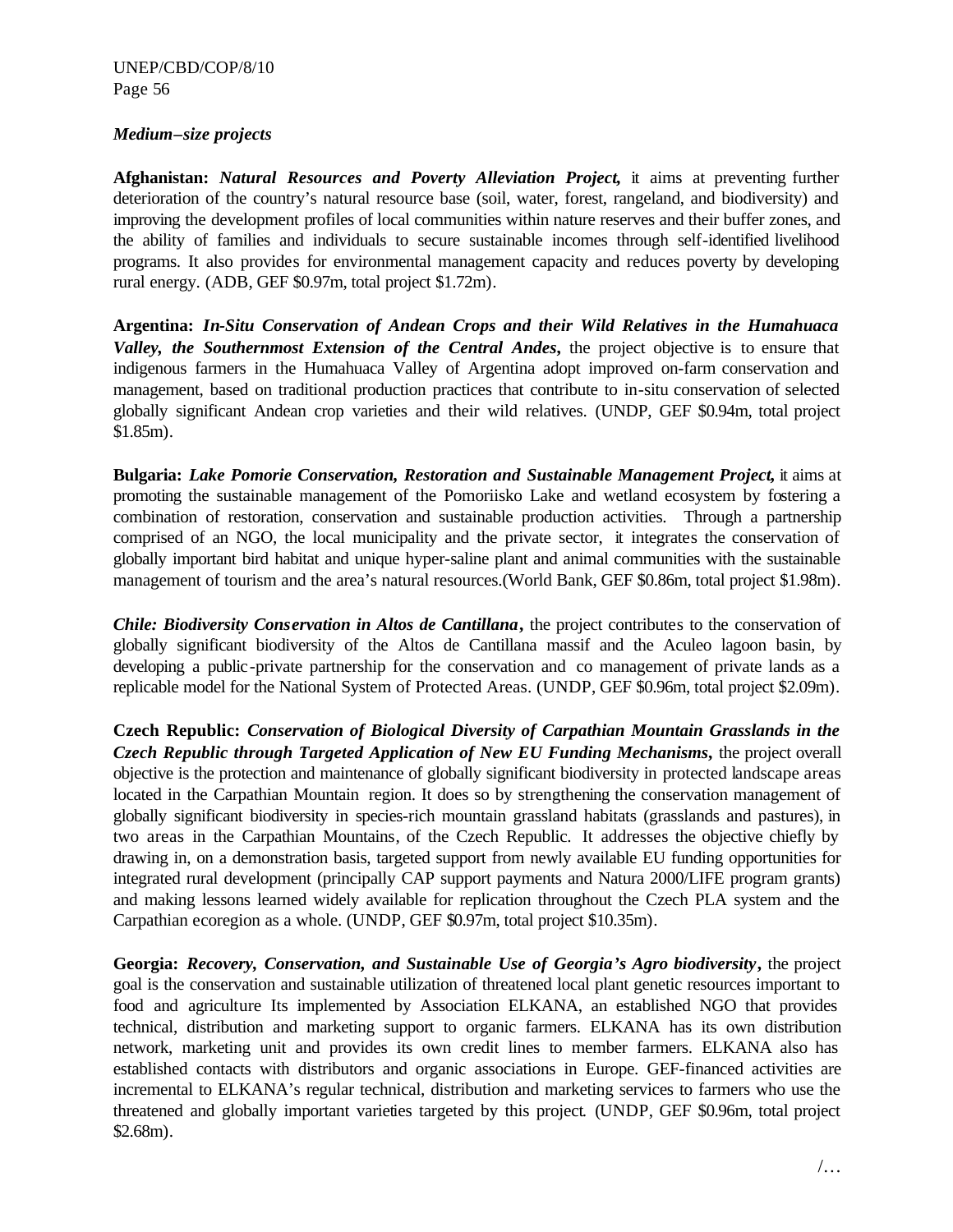*Medium–size projects*

**Afghanistan:** ***Natural Resources and Poverty Alleviation Project,*** it aims at preventing further deterioration of the country's natural resource base (soil, water, forest, rangeland, and biodiversity) and improving the development profiles of local communities within nature reserves and their buffer zones, and the ability of families and individuals to secure sustainable incomes through self-identified livelihood programs. It also provides for environmental management capacity and reduces poverty by developing rural energy. (ADB, GEF \$0.97m, total project \$1.72m).

**Argentina:** ***In-Situ Conservation of Andean Crops and their Wild Relatives in the Humahuaca Valley, the Southernmost Extension of the Central Andes,*** the project objective is to ensure that indigenous farmers in the Humahuaca Valley of Argentina adopt improved on-farm conservation and management, based on traditional production practices that contribute to in-situ conservation of selected globally significant Andean crop varieties and their wild relatives. (UNDP, GEF \$0.94m, total project \$1.85m).

**Bulgaria:** ***Lake Pomorie Conservation, Restoration and Sustainable Management Project,*** it aims at promoting the sustainable management of the Pomoriisko Lake and wetland ecosystem by fostering a combination of restoration, conservation and sustainable production activities. Through a partnership comprised of an NGO, the local municipality and the private sector, it integrates the conservation of globally important bird habitat and unique hyper-saline plant and animal communities with the sustainable management of tourism and the area's natural resources.(World Bank, GEF \$0.86m, total project \$1.98m).

***Chile: Biodiversity Conservation in Altos de Cantillana*****,** the project contributes to the conservation of globally significant biodiversity of the Altos de Cantillana massif and the Aculeo lagoon basin, by developing a public-private partnership for the conservation and co management of private lands as a replicable model for the National System of Protected Areas. (UNDP, GEF \$0.96m, total project \$2.09m).

**Czech Republic:** ***Conservation of Biological Diversity of Carpathian Mountain Grasslands in the Czech Republic through Targeted Application of New EU Funding Mechanisms*****,** the project overall objective is the protection and maintenance of globally significant biodiversity in protected landscape areas located in the Carpathian Mountain region. It does so by strengthening the conservation management of globally significant biodiversity in species-rich mountain grassland habitats (grasslands and pastures), in two areas in the Carpathian Mountains, of the Czech Republic. It addresses the objective chiefly by drawing in, on a demonstration basis, targeted support from newly available EU funding opportunities for integrated rural development (principally CAP support payments and Natura 2000/LIFE program grants) and making lessons learned widely available for replication throughout the Czech PLA system and the Carpathian ecoregion as a whole. (UNDP, GEF \$0.97m, total project \$10.35m).

**Georgia:** ***Recovery, Conservation, and Sustainable Use of Georgia's Agro biodiversity*****,** the project goal is the conservation and sustainable utilization of threatened local plant genetic resources important to food and agriculture Its implemented by Association ELKANA, an established NGO that provides technical, distribution and marketing support to organic farmers. ELKANA has its own distribution network, marketing unit and provides its own credit lines to member farmers. ELKANA also has established contacts with distributors and organic associations in Europe. GEF-financed activities are incremental to ELKANA's regular technical, distribution and marketing services to farmers who use the threatened and globally important varieties targeted by this project. (UNDP, GEF \$0.96m, total project \$2.68m).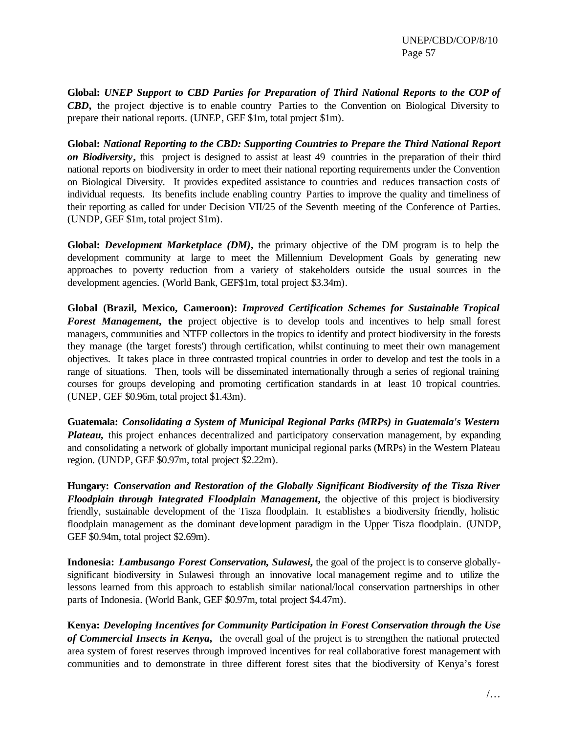**Global:** ***UNEP Support to CBD Parties for Preparation of Third National Reports to the COP of CBD*****,** the project objective is to enable country Parties to the Convention on Biological Diversity to prepare their national reports. (UNEP, GEF $1m, total project $1m).

**Global:** ***National Reporting to the CBD: Supporting Countries to Prepare the Third National Report on Biodiversity*****,** this project is designed to assist at least 49 countries in the preparation of their third national reports on biodiversity in order to meet their national reporting requirements under the Convention on Biological Diversity. It provides expedited assistance to countries and reduces transaction costs of individual requests. Its benefits include enabling country Parties to improve the quality and timeliness of their reporting as called for under Decision VII/25 of the Seventh meeting of the Conference of Parties. (UNDP, GEF $1m, total project $1m).

**Global:** ***Development Marketplace (DM)*****,** the primary objective of the DM program is to help the development community at large to meet the Millennium Development Goals by generating new approaches to poverty reduction from a variety of stakeholders outside the usual sources in the development agencies. (World Bank, GEF$1m, total project $3.34m).

**Global (Brazil, Mexico, Cameroon):** ***Improved Certification Schemes for Sustainable Tropical Forest Management*****, the** project objective is to develop tools and incentives to help small forest managers, communities and NTFP collectors in the tropics to identify and protect biodiversity in the forests they manage (the 'target forests') through certification, whilst continuing to meet their own management objectives. It takes place in three contrasted tropical countries in order to develop and test the tools in a range of situations. Then, tools will be disseminated internationally through a series of regional training courses for groups developing and promoting certification standards in at least 10 tropical countries. (UNEP, GEF $0.96m, total project $1.43m).

**Guatemala:** ***Consolidating a System of Municipal Regional Parks (MRPs) in Guatemala's Western Plateau*****,** this project enhances decentralized and participatory conservation management, by expanding and consolidating a network of globally important municipal regional parks (MRPs) in the Western Plateau region. (UNDP, GEF $0.97m, total project $2.22m).

**Hungary:** ***Conservation and Restoration of the Globally Significant Biodiversity of the Tisza River Floodplain through Integrated Floodplain Management*****,** the objective of this project is biodiversity friendly, sustainable development of the Tisza floodplain. It establishes a biodiversity friendly, holistic floodplain management as the dominant development paradigm in the Upper Tisza floodplain. (UNDP, GEF $0.94m, total project $2.69m).

**Indonesia:** ***Lambusango Forest Conservation, Sulawesi*****,** the goal of the project is to conserve globally-significant biodiversity in Sulawesi through an innovative local management regime and to utilize the lessons learned from this approach to establish similar national/local conservation partnerships in other parts of Indonesia. (World Bank, GEF $0.97m, total project $4.47m).

**Kenya:** ***Developing Incentives for Community Participation in Forest Conservation through the Use of Commercial Insects in Kenya*****,** the overall goal of the project is to strengthen the national protected area system of forest reserves through improved incentives for real collaborative forest management with communities and to demonstrate in three different forest sites that the biodiversity of Kenya's forest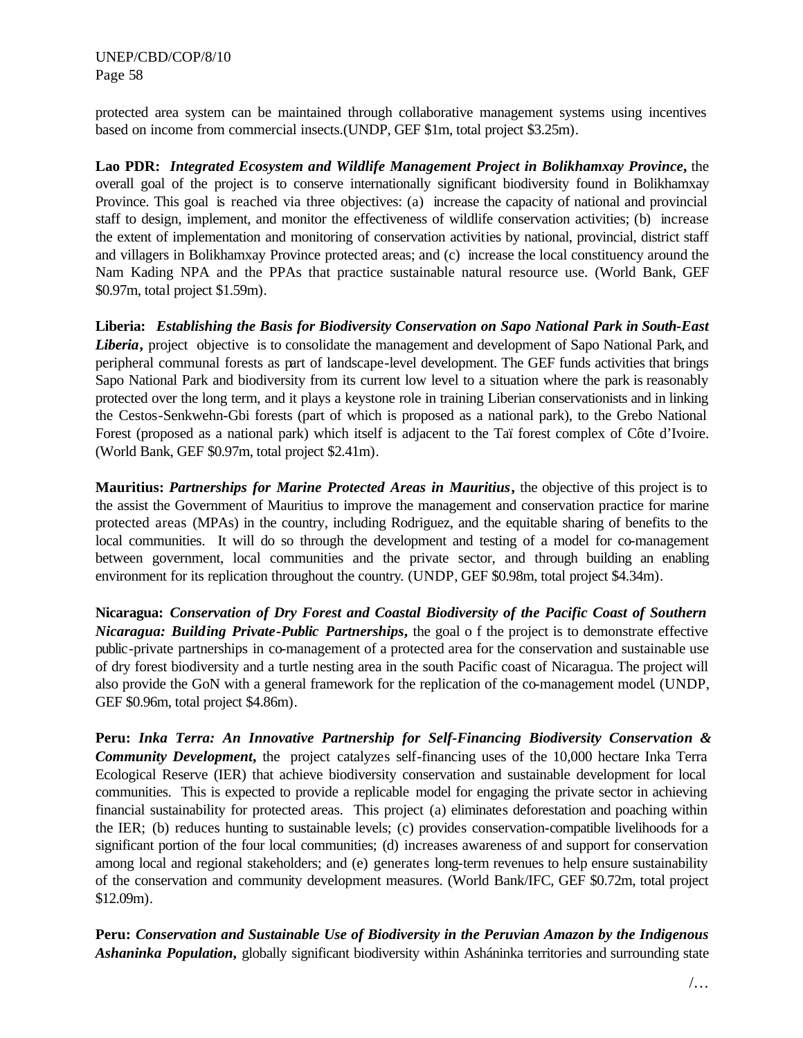protected area system can be maintained through collaborative management systems using incentives based on income from commercial insects.(UNDP, GEF $1m, total project $3.25m).

**Lao PDR:** ***Integrated Ecosystem and Wildlife Management Project in Bolikhamxay Province*****,** the overall goal of the project is to conserve internationally significant biodiversity found in Bolikhamxay Province. This goal is reached via three objectives: (a) increase the capacity of national and provincial staff to design, implement, and monitor the effectiveness of wildlife conservation activities; (b) increase the extent of implementation and monitoring of conservation activities by national, provincial, district staff and villagers in Bolikhamxay Province protected areas; and (c) increase the local constituency around the Nam Kading NPA and the PPAs that practice sustainable natural resource use. (World Bank, GEF $0.97m, total project $1.59m).

**Liberia:** ***Establishing the Basis for Biodiversity Conservation on Sapo National Park in South-East Liberia*****,** project objective is to consolidate the management and development of Sapo National Park, and peripheral communal forests as part of landscape-level development. The GEF funds activities that brings Sapo National Park and biodiversity from its current low level to a situation where the park is reasonably protected over the long term, and it plays a keystone role in training Liberian conservationists and in linking the Cestos-Senkwehn-Gbi forests (part of which is proposed as a national park), to the Grebo National Forest (proposed as a national park) which itself is adjacent to the Taï forest complex of Côte d'Ivoire. (World Bank, GEF $0.97m, total project $2.41m).

**Mauritius:** ***Partnerships for Marine Protected Areas in Mauritius*****,** the objective of this project is to the assist the Government of Mauritius to improve the management and conservation practice for marine protected areas (MPAs) in the country, including Rodriguez, and the equitable sharing of benefits to the local communities. It will do so through the development and testing of a model for co-management between government, local communities and the private sector, and through building an enabling environment for its replication throughout the country. (UNDP, GEF $0.98m, total project $4.34m).

**Nicaragua:** ***Conservation of Dry Forest and Coastal Biodiversity of the Pacific Coast of Southern Nicaragua: Building Private-Public Partnerships*****,** the goal o f the project is to demonstrate effective public-private partnerships in co-management of a protected area for the conservation and sustainable use of dry forest biodiversity and a turtle nesting area in the south Pacific coast of Nicaragua. The project will also provide the GoN with a general framework for the replication of the co-management model. (UNDP, GEF $0.96m, total project $4.86m).

**Peru:** ***Inka Terra: An Innovative Partnership for Self-Financing Biodiversity Conservation & Community Development*****,** the project catalyzes self-financing uses of the 10,000 hectare Inka Terra Ecological Reserve (IER) that achieve biodiversity conservation and sustainable development for local communities. This is expected to provide a replicable model for engaging the private sector in achieving financial sustainability for protected areas. This project (a) eliminates deforestation and poaching within the IER; (b) reduces hunting to sustainable levels; (c) provides conservation-compatible livelihoods for a significant portion of the four local communities; (d) increases awareness of and support for conservation among local and regional stakeholders; and (e) generates long-term revenues to help ensure sustainability of the conservation and community development measures. (World Bank/IFC, GEF $0.72m, total project $12.09m).

**Peru:** ***Conservation and Sustainable Use of Biodiversity in the Peruvian Amazon by the Indigenous Ashaninka Population*****,** globally significant biodiversity within Asháninka territories and surrounding state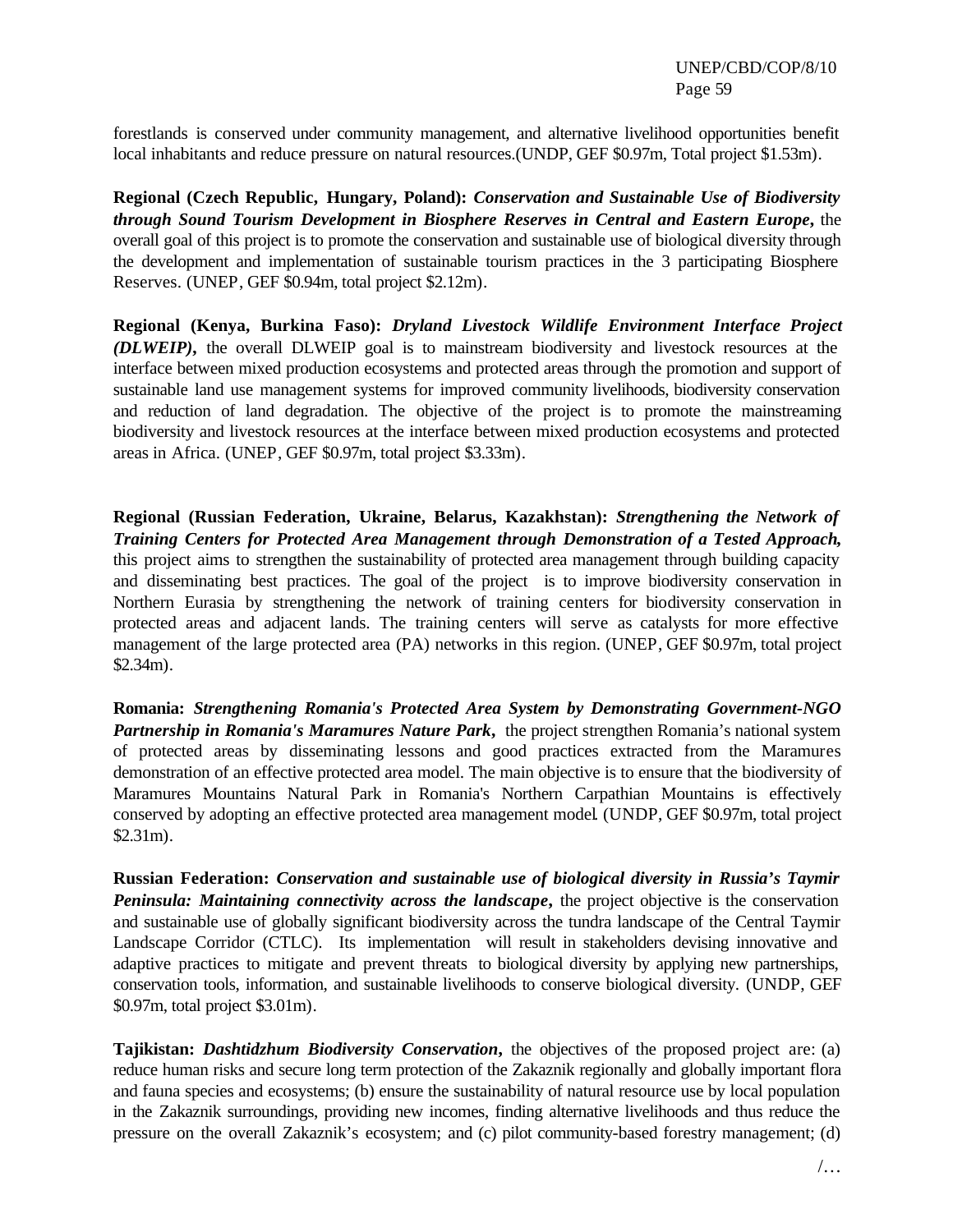forestlands is conserved under community management, and alternative livelihood opportunities benefit local inhabitants and reduce pressure on natural resources.(UNDP, GEF $0.97m, Total project $1.53m).

**Regional (Czech Republic, Hungary, Poland):** ***Conservation and Sustainable Use of Biodiversity through Sound Tourism Development in Biosphere Reserves in Central and Eastern Europe*****,** the overall goal of this project is to promote the conservation and sustainable use of biological diversity through the development and implementation of sustainable tourism practices in the 3 participating Biosphere Reserves. (UNEP, GEF $0.94m, total project $2.12m).

**Regional (Kenya, Burkina Faso):** ***Dryland Livestock Wildlife Environment Interface Project (DLWEIP)*****,** the overall DLWEIP goal is to mainstream biodiversity and livestock resources at the interface between mixed production ecosystems and protected areas through the promotion and support of sustainable land use management systems for improved community livelihoods, biodiversity conservation and reduction of land degradation. The objective of the project is to promote the mainstreaming biodiversity and livestock resources at the interface between mixed production ecosystems and protected areas in Africa. (UNEP, GEF $0.97m, total project $3.33m).

**Regional (Russian Federation, Ukraine, Belarus, Kazakhstan):** ***Strengthening the Network of Training Centers for Protected Area Management through Demonstration of a Tested Approach,*** this project aims to strengthen the sustainability of protected area management through building capacity and disseminating best practices. The goal of the project is to improve biodiversity conservation in Northern Eurasia by strengthening the network of training centers for biodiversity conservation in protected areas and adjacent lands. The training centers will serve as catalysts for more effective management of the large protected area (PA) networks in this region. (UNEP, GEF $0.97m, total project $2.34m).

**Romania:** ***Strengthening Romania's Protected Area System by Demonstrating Government-NGO Partnership in Romania's Maramures Nature Park*****,** the project strengthen Romania's national system of protected areas by disseminating lessons and good practices extracted from the Maramures demonstration of an effective protected area model. The main objective is to ensure that the biodiversity of Maramures Mountains Natural Park in Romania's Northern Carpathian Mountains is effectively conserved by adopting an effective protected area management model. (UNDP, GEF $0.97m, total project $2.31m).

**Russian Federation:** ***Conservation and sustainable use of biological diversity in Russia's Taymir Peninsula: Maintaining connectivity across the landscape*****,** the project objective is the conservation and sustainable use of globally significant biodiversity across the tundra landscape of the Central Taymir Landscape Corridor (CTLC). Its implementation will result in stakeholders devising innovative and adaptive practices to mitigate and prevent threats to biological diversity by applying new partnerships, conservation tools, information, and sustainable livelihoods to conserve biological diversity. (UNDP, GEF $0.97m, total project $3.01m).

**Tajikistan:** ***Dashtidzhum Biodiversity Conservation*****,** the objectives of the proposed project are: (a) reduce human risks and secure long term protection of the Zakaznik regionally and globally important flora and fauna species and ecosystems; (b) ensure the sustainability of natural resource use by local population in the Zakaznik surroundings, providing new incomes, finding alternative livelihoods and thus reduce the pressure on the overall Zakaznik's ecosystem; and (c) pilot community-based forestry management; (d)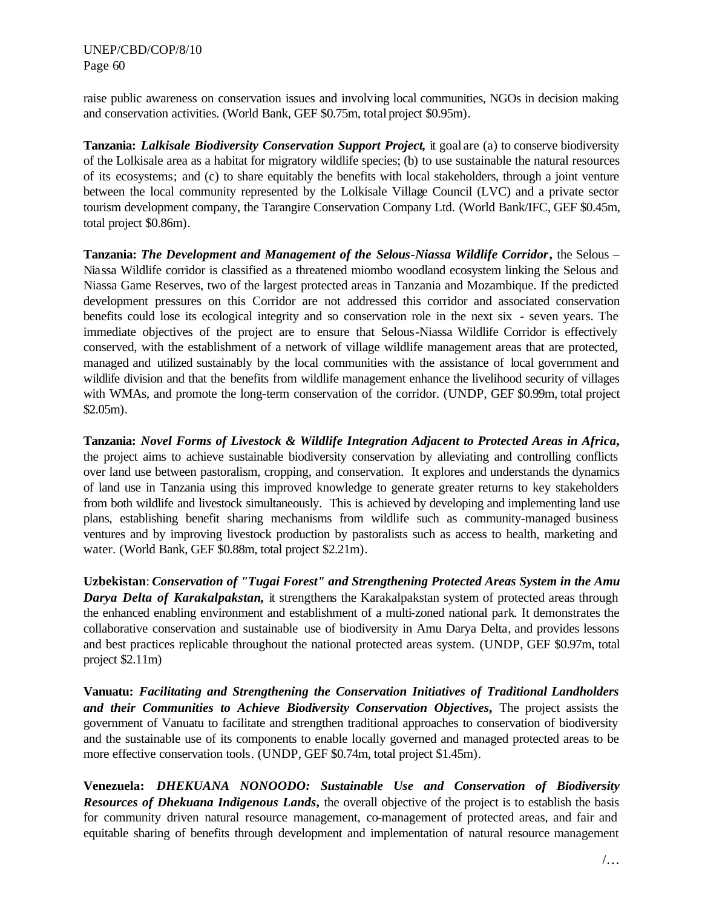raise public awareness on conservation issues and involving local communities, NGOs in decision making and conservation activities. (World Bank, GEF $0.75m, total project $0.95m).

**Tanzania:** ***Lalkisale Biodiversity Conservation Support Project,*** it goal are (a) to conserve biodiversity of the Lolkisale area as a habitat for migratory wildlife species; (b) to use sustainable the natural resources of its ecosystems; and (c) to share equitably the benefits with local stakeholders, through a joint venture between the local community represented by the Lolkisale Village Council (LVC) and a private sector tourism development company, the Tarangire Conservation Company Ltd. (World Bank/IFC, GEF $0.45m, total project $0.86m).

**Tanzania:** ***The Development and Management of the Selous-Niassa Wildlife Corridor,*** the Selous – Niassa Wildlife corridor is classified as a threatened miombo woodland ecosystem linking the Selous and Niassa Game Reserves, two of the largest protected areas in Tanzania and Mozambique. If the predicted development pressures on this Corridor are not addressed this corridor and associated conservation benefits could lose its ecological integrity and so conservation role in the next six - seven years. The immediate objectives of the project are to ensure that Selous-Niassa Wildlife Corridor is effectively conserved, with the establishment of a network of village wildlife management areas that are protected, managed and utilized sustainably by the local communities with the assistance of local government and wildlife division and that the benefits from wildlife management enhance the livelihood security of villages with WMAs, and promote the long-term conservation of the corridor. (UNDP, GEF $0.99m, total project $2.05m).

**Tanzania:** ***Novel Forms of Livestock & Wildlife Integration Adjacent to Protected Areas in Africa,*** the project aims to achieve sustainable biodiversity conservation by alleviating and controlling conflicts over land use between pastoralism, cropping, and conservation. It explores and understands the dynamics of land use in Tanzania using this improved knowledge to generate greater returns to key stakeholders from both wildlife and livestock simultaneously. This is achieved by developing and implementing land use plans, establishing benefit sharing mechanisms from wildlife such as community-managed business ventures and by improving livestock production by pastoralists such as access to health, marketing and water. (World Bank, GEF $0.88m, total project $2.21m).

**Uzbekistan**: ***Conservation of "Tugai Forest" and Strengthening Protected Areas System in the Amu Darya Delta of Karakalpakstan,*** it strengthens the Karakalpakstan system of protected areas through the enhanced enabling environment and establishment of a multi-zoned national park. It demonstrates the collaborative conservation and sustainable use of biodiversity in Amu Darya Delta, and provides lessons and best practices replicable throughout the national protected areas system. (UNDP, GEF $0.97m, total project $2.11m)

**Vanuatu:** ***Facilitating and Strengthening the Conservation Initiatives of Traditional Landholders and their Communities to Achieve Biodiversity Conservation Objectives,*** The project assists the government of Vanuatu to facilitate and strengthen traditional approaches to conservation of biodiversity and the sustainable use of its components to enable locally governed and managed protected areas to be more effective conservation tools. (UNDP, GEF $0.74m, total project $1.45m).

**Venezuela:** ***DHEKUANA NONOODO: Sustainable Use and Conservation of Biodiversity Resources of Dhekuana Indigenous Lands,*** the overall objective of the project is to establish the basis for community driven natural resource management, co-management of protected areas, and fair and equitable sharing of benefits through development and implementation of natural resource management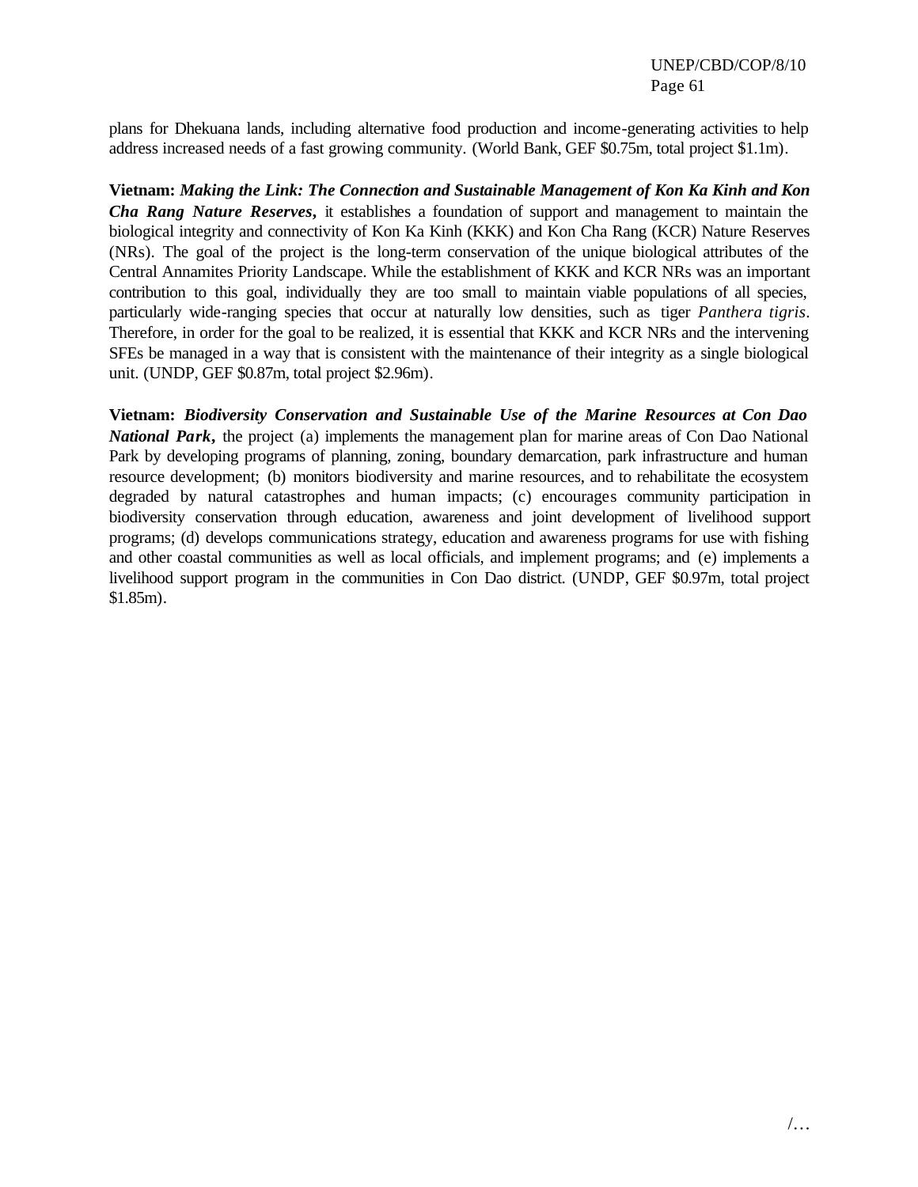plans for Dhekuana lands, including alternative food production and income-generating activities to help address increased needs of a fast growing community. (World Bank, GEF $0.75m, total project $1.1m).

**Vietnam:** ***Making the Link: The Connection and Sustainable Management of Kon Ka Kinh and Kon Cha Rang Nature Reserves*****,** it establishes a foundation of support and management to maintain the biological integrity and connectivity of Kon Ka Kinh (KKK) and Kon Cha Rang (KCR) Nature Reserves (NRs). The goal of the project is the long-term conservation of the unique biological attributes of the Central Annamites Priority Landscape. While the establishment of KKK and KCR NRs was an important contribution to this goal, individually they are too small to maintain viable populations of all species, particularly wide-ranging species that occur at naturally low densities, such as tiger *Panthera tigris*. Therefore, in order for the goal to be realized, it is essential that KKK and KCR NRs and the intervening SFEs be managed in a way that is consistent with the maintenance of their integrity as a single biological unit. (UNDP, GEF $0.87m, total project $2.96m).

**Vietnam:** ***Biodiversity Conservation and Sustainable Use of the Marine Resources at Con Dao National Park*****,** the project (a) implements the management plan for marine areas of Con Dao National Park by developing programs of planning, zoning, boundary demarcation, park infrastructure and human resource development; (b) monitors biodiversity and marine resources, and to rehabilitate the ecosystem degraded by natural catastrophes and human impacts; (c) encourages community participation in biodiversity conservation through education, awareness and joint development of livelihood support programs; (d) develops communications strategy, education and awareness programs for use with fishing and other coastal communities as well as local officials, and implement programs; and (e) implements a livelihood support program in the communities in Con Dao district. (UNDP, GEF $0.97m, total project $1.85m).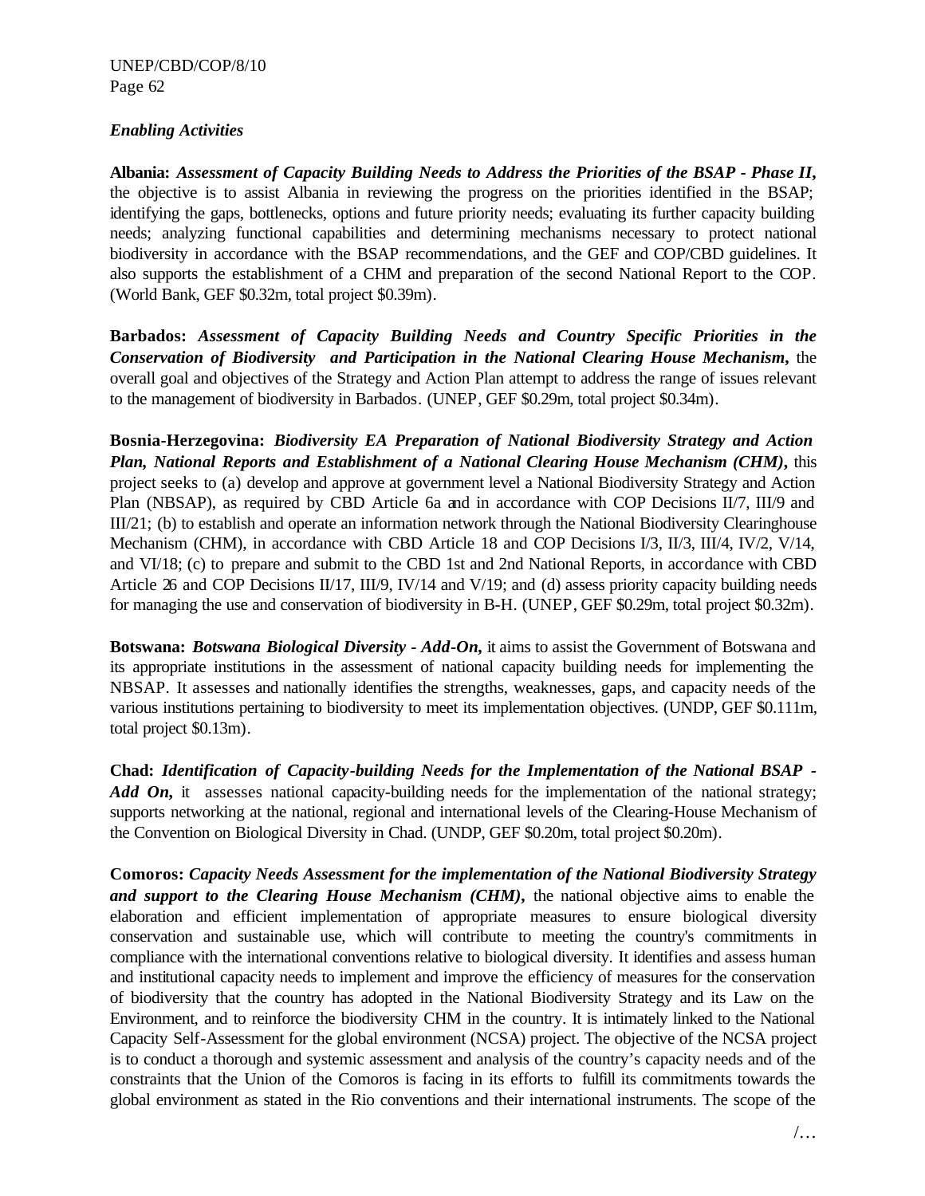*Enabling Activities*

**Albania:** ***Assessment of Capacity Building Needs to Address the Priorities of the BSAP - Phase II,*** the objective is to assist Albania in reviewing the progress on the priorities identified in the BSAP; identifying the gaps, bottlenecks, options and future priority needs; evaluating its further capacity building needs; analyzing functional capabilities and determining mechanisms necessary to protect national biodiversity in accordance with the BSAP recommendations, and the GEF and COP/CBD guidelines. It also supports the establishment of a CHM and preparation of the second National Report to the COP. (World Bank, GEF $0.32m, total project $0.39m).

**Barbados:** ***Assessment of Capacity Building Needs and Country Specific Priorities in the Conservation of Biodiversity and Participation in the National Clearing House Mechanism,*** the overall goal and objectives of the Strategy and Action Plan attempt to address the range of issues relevant to the management of biodiversity in Barbados. (UNEP, GEF $0.29m, total project $0.34m).

**Bosnia-Herzegovina:** ***Biodiversity EA Preparation of National Biodiversity Strategy and Action Plan, National Reports and Establishment of a National Clearing House Mechanism (CHM),*** this project seeks to (a) develop and approve at government level a National Biodiversity Strategy and Action Plan (NBSAP), as required by CBD Article 6a and in accordance with COP Decisions II/7, III/9 and III/21; (b) to establish and operate an information network through the National Biodiversity Clearinghouse Mechanism (CHM), in accordance with CBD Article 18 and COP Decisions I/3, II/3, III/4, IV/2, V/14, and VI/18; (c) to prepare and submit to the CBD 1st and 2nd National Reports, in accordance with CBD Article 26 and COP Decisions II/17, III/9, IV/14 and V/19; and (d) assess priority capacity building needs for managing the use and conservation of biodiversity in B-H. (UNEP, GEF $0.29m, total project $0.32m).

**Botswana:** ***Botswana Biological Diversity - Add-On,*** it aims to assist the Government of Botswana and its appropriate institutions in the assessment of national capacity building needs for implementing the NBSAP. It assesses and nationally identifies the strengths, weaknesses, gaps, and capacity needs of the various institutions pertaining to biodiversity to meet its implementation objectives. (UNDP, GEF $0.111m, total project $0.13m).

**Chad:** ***Identification of Capacity-building Needs for the Implementation of the National BSAP - Add On,*** it assesses national capacity-building needs for the implementation of the national strategy; supports networking at the national, regional and international levels of the Clearing-House Mechanism of the Convention on Biological Diversity in Chad. (UNDP, GEF $0.20m, total project $0.20m).

**Comoros:** ***Capacity Needs Assessment for the implementation of the National Biodiversity Strategy and support to the Clearing House Mechanism (CHM),*** the national objective aims to enable the elaboration and efficient implementation of appropriate measures to ensure biological diversity conservation and sustainable use, which will contribute to meeting the country's commitments in compliance with the international conventions relative to biological diversity. It identifies and assess human and institutional capacity needs to implement and improve the efficiency of measures for the conservation of biodiversity that the country has adopted in the National Biodiversity Strategy and its Law on the Environment, and to reinforce the biodiversity CHM in the country. It is intimately linked to the National Capacity Self-Assessment for the global environment (NCSA) project. The objective of the NCSA project is to conduct a thorough and systemic assessment and analysis of the country's capacity needs and of the constraints that the Union of the Comoros is facing in its efforts to fulfill its commitments towards the global environment as stated in the Rio conventions and their international instruments. The scope of the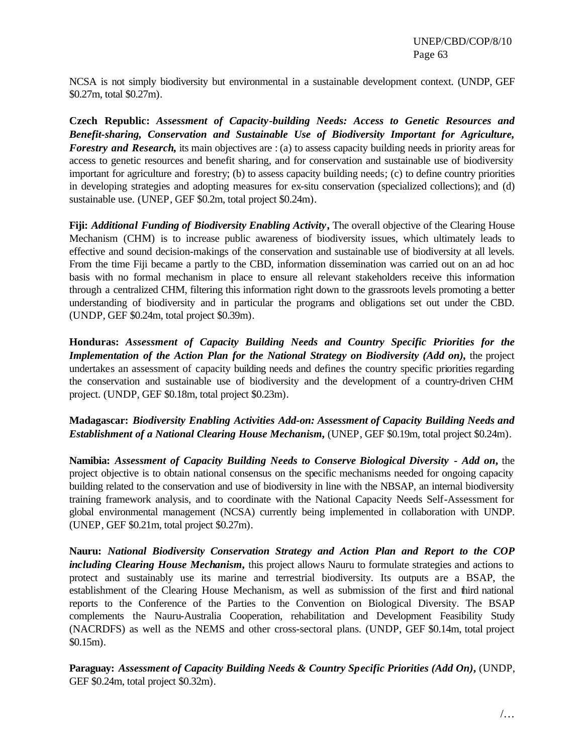NCSA is not simply biodiversity but environmental in a sustainable development context. (UNDP, GEF $0.27m, total $0.27m).

**Czech Republic:** ***Assessment of Capacity-building Needs: Access to Genetic Resources and Benefit-sharing, Conservation and Sustainable Use of Biodiversity Important for Agriculture, Forestry and Research,*** its main objectives are : (a) to assess capacity building needs in priority areas for access to genetic resources and benefit sharing, and for conservation and sustainable use of biodiversity important for agriculture and forestry; (b) to assess capacity building needs; (c) to define country priorities in developing strategies and adopting measures for ex-situ conservation (specialized collections); and (d) sustainable use. (UNEP, GEF $0.2m, total project $0.24m).

**Fiji:** ***Additional Funding of Biodiversity Enabling Activity*, **The overall objective of the Clearing House Mechanism (CHM) is to increase public awareness of biodiversity issues, which ultimately leads to effective and sound decision-makings of the conservation and sustainable use of biodiversity at all levels. From the time Fiji became a partly to the CBD, information dissemination was carried out on an ad hoc basis with no formal mechanism in place to ensure all relevant stakeholders receive this information through a centralized CHM, filtering this information right down to the grassroots levels promoting a better understanding of biodiversity and in particular the programs and obligations set out under the CBD. (UNDP, GEF $0.24m, total project $0.39m).

**Honduras:** ***Assessment of Capacity Building Needs and Country Specific Priorities for the Implementation of the Action Plan for the National Strategy on Biodiversity (Add on),*** the project undertakes an assessment of capacity building needs and defines the country specific priorities regarding the conservation and sustainable use of biodiversity and the development of a country-driven CHM project. (UNDP, GEF $0.18m, total project $0.23m).

**Madagascar:** ***Biodiversity Enabling Activities Add-on: Assessment of Capacity Building Needs and Establishment of a National Clearing House Mechanism,*** (UNEP, GEF $0.19m, total project $0.24m).

**Namibia:** ***Assessment of Capacity Building Needs to Conserve Biological Diversity - Add on*,** the project objective is to obtain national consensus on the specific mechanisms needed for ongoing capacity building related to the conservation and use of biodiversity in line with the NBSAP, an internal biodiversity training framework analysis, and to coordinate with the National Capacity Needs Self-Assessment for global environmental management (NCSA) currently being implemented in collaboration with UNDP. (UNEP, GEF $0.21m, total project $0.27m).

**Nauru:** ***National Biodiversity Conservation Strategy and Action Plan and Report to the COP including Clearing House Mechanism*,** this project allows Nauru to formulate strategies and actions to protect and sustainably use its marine and terrestrial biodiversity. Its outputs are a BSAP, the establishment of the Clearing House Mechanism, as well as submission of the first and third national reports to the Conference of the Parties to the Convention on Biological Diversity. The BSAP complements the Nauru-Australia Cooperation, rehabilitation and Development Feasibility Study (NACRDFS) as well as the NEMS and other cross-sectoral plans. (UNDP, GEF $0.14m, total project $0.15m).

**Paraguay:** ***Assessment of Capacity Building Needs & Country Specific Priorities (Add On)*,** (UNDP, GEF $0.24m, total project $0.32m).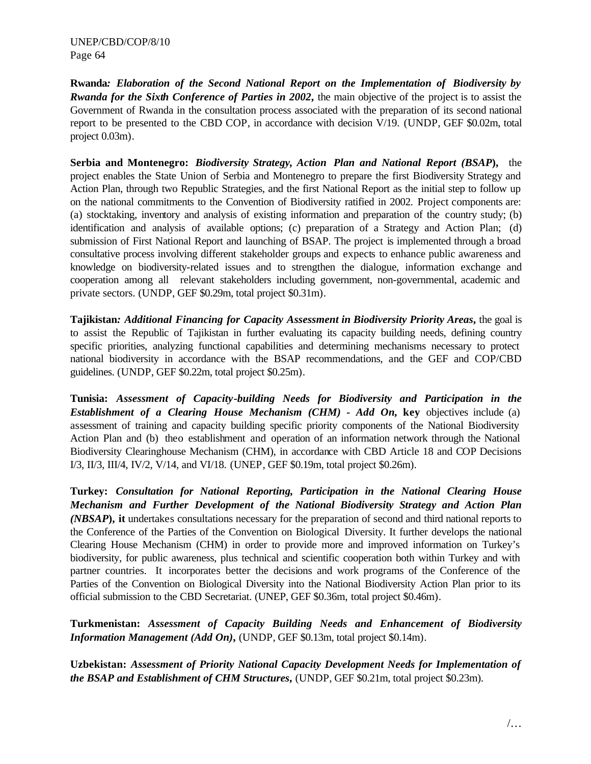**Rwanda*****: Elaboration of the Second National Report on the Implementation of Biodiversity by Rwanda for the Sixth Conference of Parties in 2002*****,** the main objective of the project is to assist the Government of Rwanda in the consultation process associated with the preparation of its second national report to be presented to the CBD COP, in accordance with decision V/19. (UNDP, GEF $0.02m, total project 0.03m).

**Serbia and Montenegro:** ***Biodiversity Strategy, Action Plan and National Report (BSAP*****),** the project enables the State Union of Serbia and Montenegro to prepare the first Biodiversity Strategy and Action Plan, through two Republic Strategies, and the first National Report as the initial step to follow up on the national commitments to the Convention of Biodiversity ratified in 2002. Project components are: (a) stocktaking, inventory and analysis of existing information and preparation of the country study; (b) identification and analysis of available options; (c) preparation of a Strategy and Action Plan; (d) submission of First National Report and launching of BSAP. The project is implemented through a broad consultative process involving different stakeholder groups and expects to enhance public awareness and knowledge on biodiversity-related issues and to strengthen the dialogue, information exchange and cooperation among all relevant stakeholders including government, non-governmental, academic and private sectors. (UNDP, GEF $0.29m, total project $0.31m).

**Tajikistan*****: Additional Financing for Capacity Assessment in Biodiversity Priority Areas*****,** the goal is to assist the Republic of Tajikistan in further evaluating its capacity building needs, defining country specific priorities, analyzing functional capabilities and determining mechanisms necessary to protect national biodiversity in accordance with the BSAP recommendations, and the GEF and COP/CBD guidelines. (UNDP, GEF $0.22m, total project $0.25m).

**Tunisia:** ***Assessment of Capacity-building Needs for Biodiversity and Participation in the Establishment of a Clearing House Mechanism (CHM) - Add On*****, key** objectives include (a) assessment of training and capacity building specific priority components of the National Biodiversity Action Plan and (b) theo establishment and operation of an information network through the National Biodiversity Clearinghouse Mechanism (CHM), in accordance with CBD Article 18 and COP Decisions I/3, II/3, III/4, IV/2, V/14, and VI/18. (UNEP, GEF $0.19m, total project $0.26m).

**Turkey:** ***Consultation for National Reporting, Participation in the National Clearing House Mechanism and Further Development of the National Biodiversity Strategy and Action Plan (NBSAP*****), it** undertakes consultations necessary for the preparation of second and third national reports to the Conference of the Parties of the Convention on Biological Diversity. It further develops the national Clearing House Mechanism (CHM) in order to provide more and improved information on Turkey's biodiversity, for public awareness, plus technical and scientific cooperation both within Turkey and with partner countries. It incorporates better the decisions and work programs of the Conference of the Parties of the Convention on Biological Diversity into the National Biodiversity Action Plan prior to its official submission to the CBD Secretariat. (UNEP, GEF $0.36m, total project $0.46m).

**Turkmenistan:** ***Assessment of Capacity Building Needs and Enhancement of Biodiversity Information Management (Add On)*****,** (UNDP, GEF $0.13m, total project $0.14m).

**Uzbekistan:** ***Assessment of Priority National Capacity Development Needs for Implementation of the BSAP and Establishment of CHM Structures*****,** (UNDP, GEF $0.21m, total project $0.23m).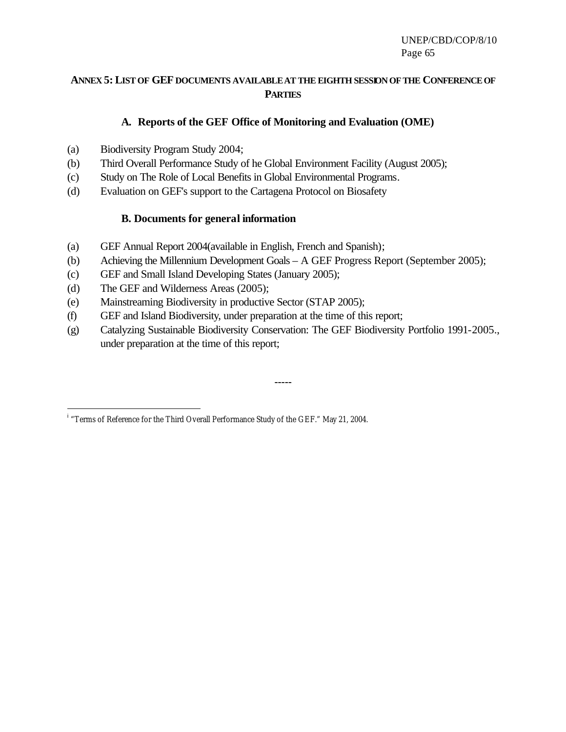## ANNEX 5: LIST OF GEF DOCUMENTS AVAILABLE AT THE EIGHTH SESSION OF THE CONFERENCE OF PARTIES

### A. Reports of the GEF Office of Monitoring and Evaluation (OME)

(a) Biodiversity Program Study 2004;
(b) Third Overall Performance Study of he Global Environment Facility (August 2005);
(c) Study on The Role of Local Benefits in Global Environmental Programs.
(d) Evaluation on GEF's support to the Cartagena Protocol on Biosafety

### B. Documents for general information

(a) GEF Annual Report 2004(available in English, French and Spanish);
(b) Achieving the Millennium Development Goals – A GEF Progress Report (September 2005);
(c) GEF and Small Island Developing States (January 2005);
(d) The GEF and Wilderness Areas (2005);
(e) Mainstreaming Biodiversity in productive Sector (STAP 2005);
(f) GEF and Island Biodiversity, under preparation at the time of this report;
(g) Catalyzing Sustainable Biodiversity Conservation: The GEF Biodiversity Portfolio 1991-2005., under preparation at the time of this report;

-----

[i] "Terms of Reference for the Third Overall Performance Study of the GEF." May 21, 2004.